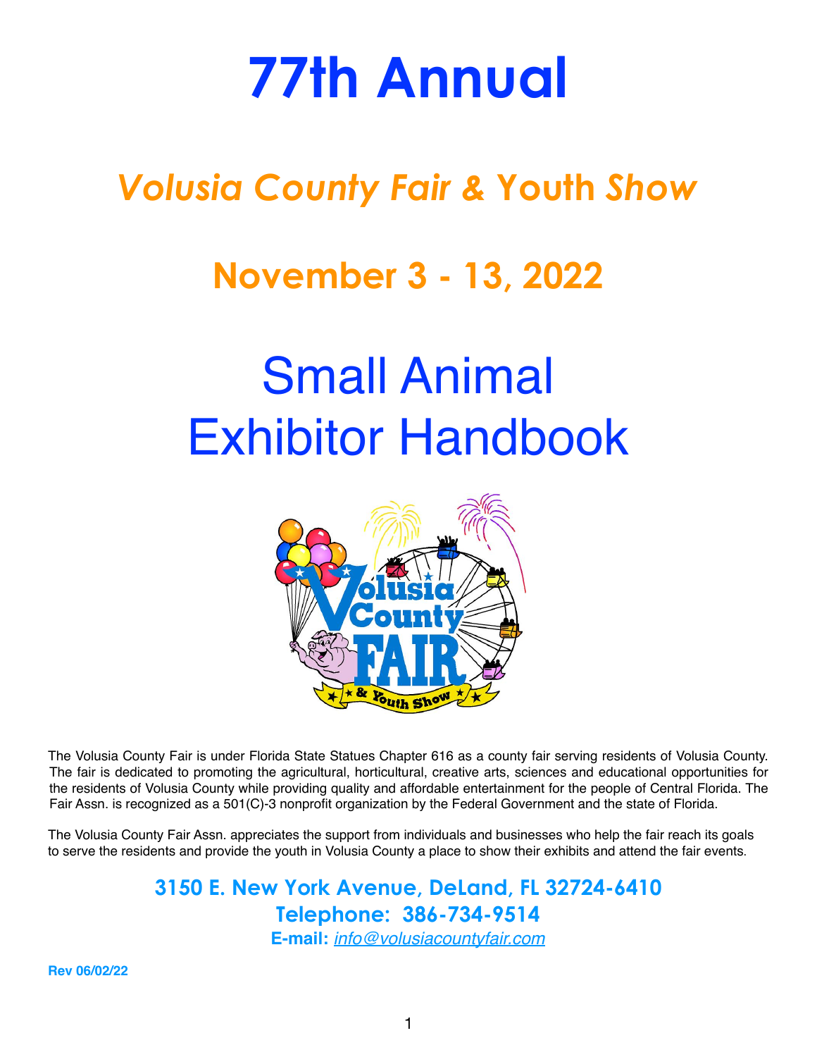# 77th Annual

## *Volusia County Fair & Youth Show*

## November 3 - 13, 2022

# Small Animal Exhibitor Handbook

The Volusia County Fair is under Florida State Statues Chapter 616 as a county fair serving residents of Volusia County. The fair is dedicated to promoting the agricultural, horticultural, creative arts, sciences and educational opportunities for the residents of Volusia County while providing quality and affordable entertainment for the people of Central Florida. The Fair Assn. is recognized as a 501(C)-3 nonprofit organization by the Federal Government and the state of Florida.

The Volusia County Fair Assn. appreciates the support from individuals and businesses who help the fair reach its goals to serve the residents and provide the youth in Volusia County a place to show their exhibits and attend the fair events.

**3150 E. New York Avenue, DeLand, FL 32724-6410**
**Telephone: 386-734-9514**
**E-mail:** *info@volusiacountyfair.com*

**Rev 06/02/22**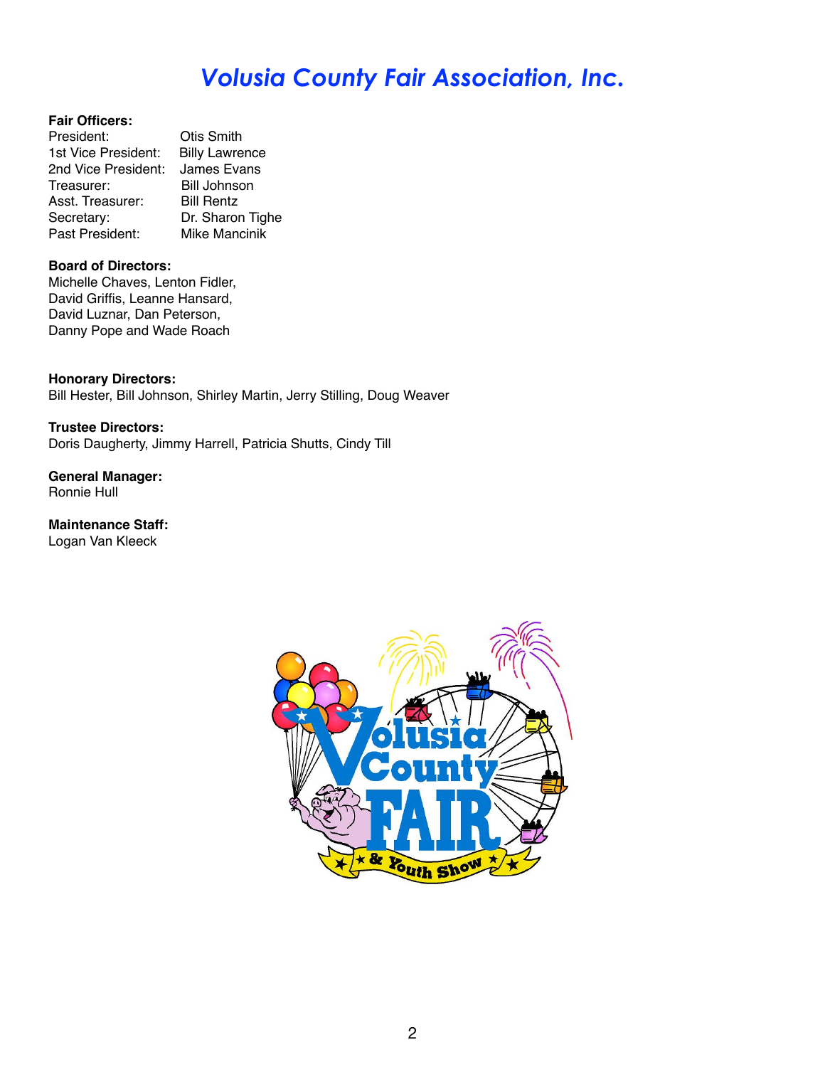# *Volusia County Fair Association, Inc.*

**Fair Officers:**

| | |
|---|---|
| President: | Otis Smith |
| 1st Vice President: | Billy Lawrence |
| 2nd Vice President: | James Evans |
| Treasurer: | Bill Johnson |
| Asst. Treasurer: | Bill Rentz |
| Secretary: | Dr. Sharon Tighe |
| Past President: | Mike Mancinik |

**Board of Directors:**
Michelle Chaves, Lenton Fidler,
David Griffis, Leanne Hansard,
David Luznar, Dan Peterson,
Danny Pope and Wade Roach

**Honorary Directors:**
Bill Hester, Bill Johnson, Shirley Martin, Jerry Stilling, Doug Weaver

**Trustee Directors:**
Doris Daugherty, Jimmy Harrell, Patricia Shutts, Cindy Till

**General Manager:**
Ronnie Hull

**Maintenance Staff:**
Logan Van Kleeck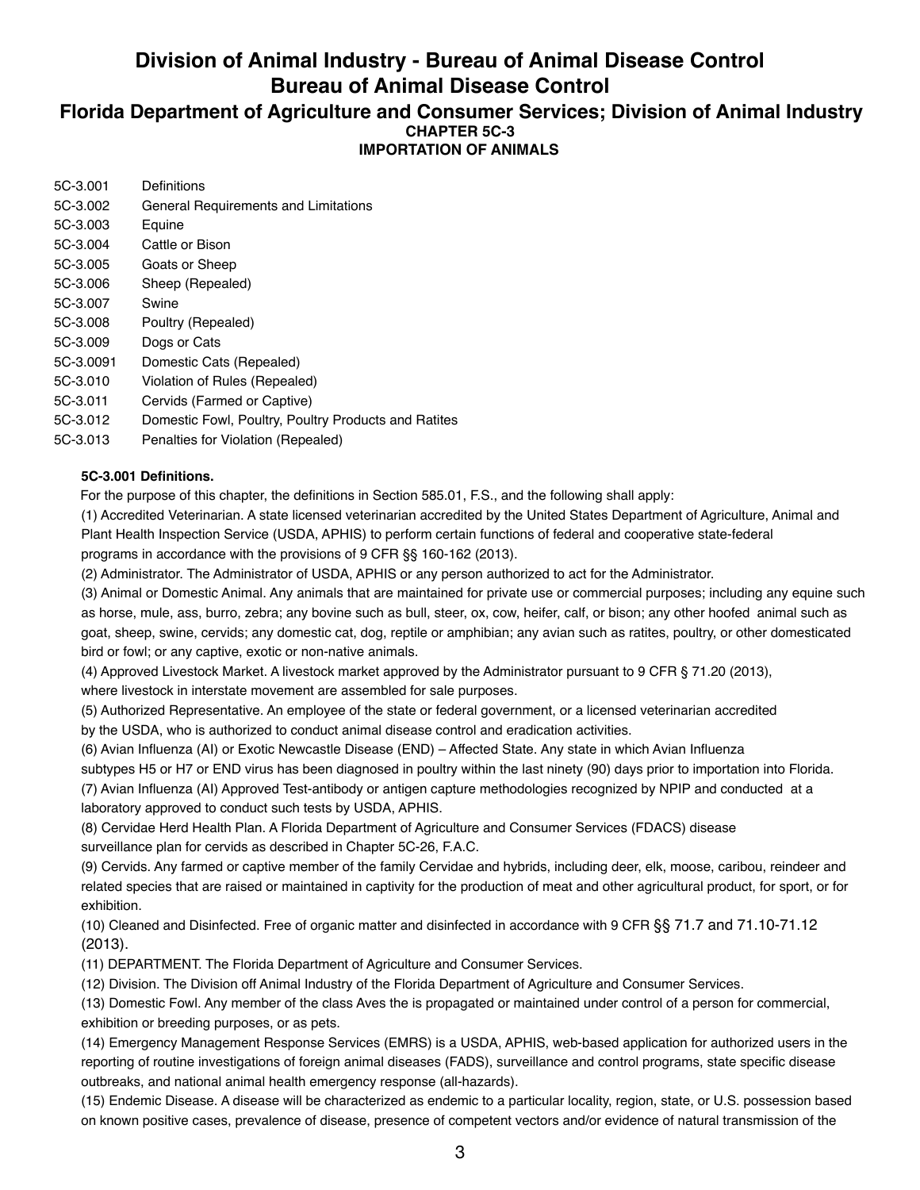# Division of Animal Industry - Bureau of Animal Disease Control

## Bureau of Animal Disease Control

## Florida Department of Agriculture and Consumer Services; Division of Animal Industry

### CHAPTER 5C-3

### IMPORTATION OF ANIMALS

| | |
|---|---|
| 5C-3.001 | Definitions |
| 5C-3.002 | General Requirements and Limitations |
| 5C-3.003 | Equine |
| 5C-3.004 | Cattle or Bison |
| 5C-3.005 | Goats or Sheep |
| 5C-3.006 | Sheep (Repealed) |
| 5C-3.007 | Swine |
| 5C-3.008 | Poultry (Repealed) |
| 5C-3.009 | Dogs or Cats |
| 5C-3.0091 | Domestic Cats (Repealed) |
| 5C-3.010 | Violation of Rules (Repealed) |
| 5C-3.011 | Cervids (Farmed or Captive) |
| 5C-3.012 | Domestic Fowl, Poultry, Poultry Products and Ratites |
| 5C-3.013 | Penalties for Violation (Repealed) |

**5C-3.001 Definitions.**

For the purpose of this chapter, the definitions in Section 585.01, F.S., and the following shall apply:

(1) Accredited Veterinarian. A state licensed veterinarian accredited by the United States Department of Agriculture, Animal and Plant Health Inspection Service (USDA, APHIS) to perform certain functions of federal and cooperative state-federal programs in accordance with the provisions of 9 CFR §§ 160-162 (2013).

(2) Administrator. The Administrator of USDA, APHIS or any person authorized to act for the Administrator.

(3) Animal or Domestic Animal. Any animals that are maintained for private use or commercial purposes; including any equine such as horse, mule, ass, burro, zebra; any bovine such as bull, steer, ox, cow, heifer, calf, or bison; any other hoofed animal such as goat, sheep, swine, cervids; any domestic cat, dog, reptile or amphibian; any avian such as ratites, poultry, or other domesticated bird or fowl; or any captive, exotic or non-native animals.

(4) Approved Livestock Market. A livestock market approved by the Administrator pursuant to 9 CFR § 71.20 (2013), where livestock in interstate movement are assembled for sale purposes.

(5) Authorized Representative. An employee of the state or federal government, or a licensed veterinarian accredited by the USDA, who is authorized to conduct animal disease control and eradication activities.

(6) Avian Influenza (AI) or Exotic Newcastle Disease (END) – Affected State. Any state in which Avian Influenza subtypes H5 or H7 or END virus has been diagnosed in poultry within the last ninety (90) days prior to importation into Florida.

(7) Avian Influenza (AI) Approved Test-antibody or antigen capture methodologies recognized by NPIP and conducted at a laboratory approved to conduct such tests by USDA, APHIS.

(8) Cervidae Herd Health Plan. A Florida Department of Agriculture and Consumer Services (FDACS) disease surveillance plan for cervids as described in Chapter 5C-26, F.A.C.

(9) Cervids. Any farmed or captive member of the family Cervidae and hybrids, including deer, elk, moose, caribou, reindeer and related species that are raised or maintained in captivity for the production of meat and other agricultural product, for sport, or for exhibition.

(10) Cleaned and Disinfected. Free of organic matter and disinfected in accordance with 9 CFR §§ 71.7 and 71.10-71.12 (2013).

(11) DEPARTMENT. The Florida Department of Agriculture and Consumer Services.

(12) Division. The Division off Animal Industry of the Florida Department of Agriculture and Consumer Services.

(13) Domestic Fowl. Any member of the class Aves the is propagated or maintained under control of a person for commercial, exhibition or breeding purposes, or as pets.

(14) Emergency Management Response Services (EMRS) is a USDA, APHIS, web-based application for authorized users in the reporting of routine investigations of foreign animal diseases (FADS), surveillance and control programs, state specific disease outbreaks, and national animal health emergency response (all-hazards).

(15) Endemic Disease. A disease will be characterized as endemic to a particular locality, region, state, or U.S. possession based on known positive cases, prevalence of disease, presence of competent vectors and/or evidence of natural transmission of the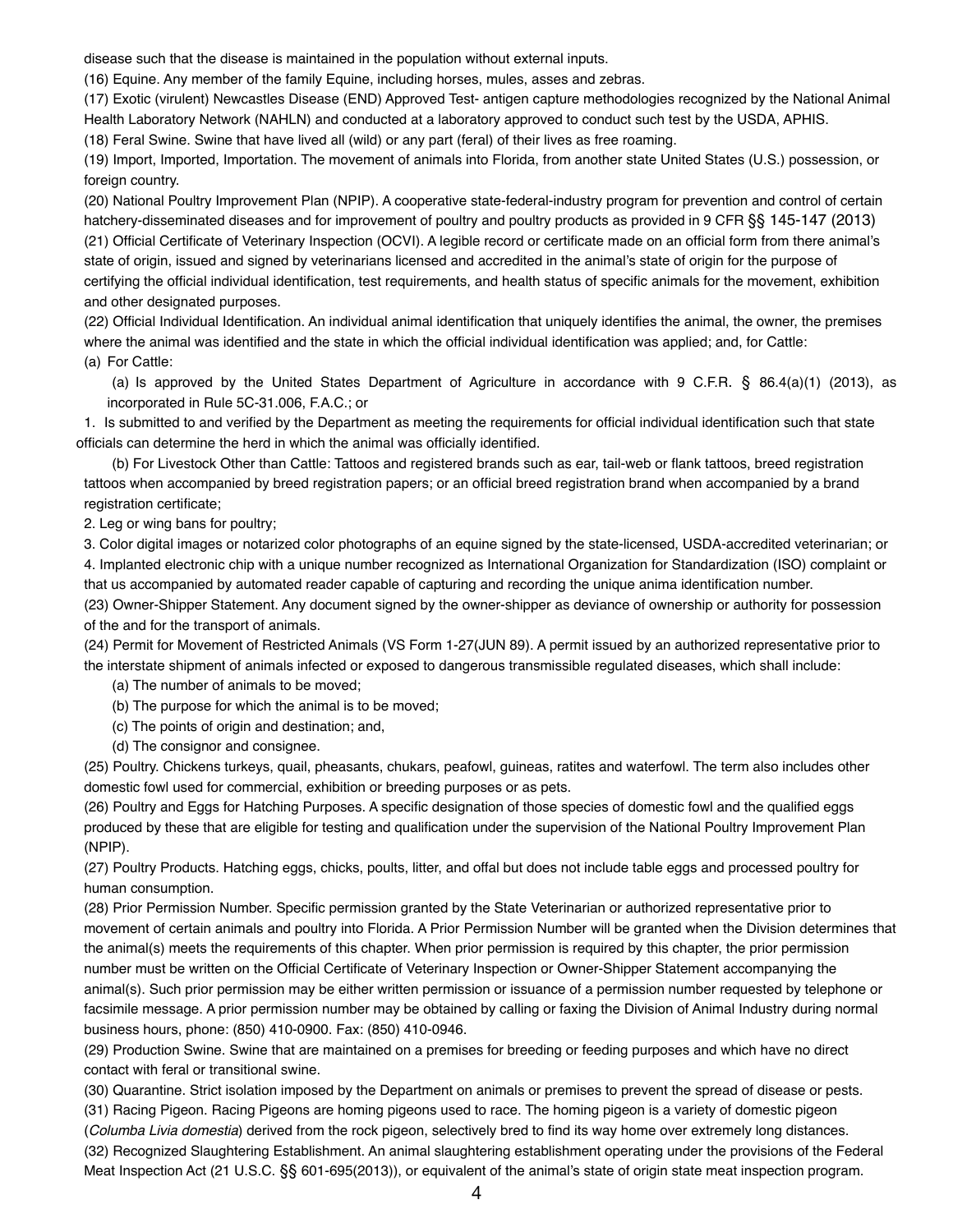disease such that the disease is maintained in the population without external inputs.

(16) Equine. Any member of the family Equine, including horses, mules, asses and zebras.

(17) Exotic (virulent) Newcastles Disease (END) Approved Test- antigen capture methodologies recognized by the National Animal Health Laboratory Network (NAHLN) and conducted at a laboratory approved to conduct such test by the USDA, APHIS.

(18) Feral Swine. Swine that have lived all (wild) or any part (feral) of their lives as free roaming.

(19) Import, Imported, Importation. The movement of animals into Florida, from another state United States (U.S.) possession, or foreign country.

(20) National Poultry Improvement Plan (NPIP). A cooperative state-federal-industry program for prevention and control of certain hatchery-disseminated diseases and for improvement of poultry and poultry products as provided in 9 CFR §§ 145-147 (2013)

(21) Official Certificate of Veterinary Inspection (OCVI). A legible record or certificate made on an official form from there animal's state of origin, issued and signed by veterinarians licensed and accredited in the animal's state of origin for the purpose of certifying the official individual identification, test requirements, and health status of specific animals for the movement, exhibition and other designated purposes.

(22) Official Individual Identification. An individual animal identification that uniquely identifies the animal, the owner, the premises where the animal was identified and the state in which the official individual identification was applied; and, for Cattle:

(a) For Cattle:

(a) Is approved by the United States Department of Agriculture in accordance with 9 C.F.R. § 86.4(a)(1) (2013), as incorporated in Rule 5C-31.006, F.A.C.; or

1. Is submitted to and verified by the Department as meeting the requirements for official individual identification such that state officials can determine the herd in which the animal was officially identified.

(b) For Livestock Other than Cattle: Tattoos and registered brands such as ear, tail-web or flank tattoos, breed registration tattoos when accompanied by breed registration papers; or an official breed registration brand when accompanied by a brand registration certificate;

2. Leg or wing bans for poultry;

3. Color digital images or notarized color photographs of an equine signed by the state-licensed, USDA-accredited veterinarian; or

4. Implanted electronic chip with a unique number recognized as International Organization for Standardization (ISO) complaint or that us accompanied by automated reader capable of capturing and recording the unique anima identification number.

(23) Owner-Shipper Statement. Any document signed by the owner-shipper as deviance of ownership or authority for possession of the and for the transport of animals.

(24) Permit for Movement of Restricted Animals (VS Form 1-27(JUN 89). A permit issued by an authorized representative prior to the interstate shipment of animals infected or exposed to dangerous transmissible regulated diseases, which shall include:

(a) The number of animals to be moved;

(b) The purpose for which the animal is to be moved;

(c) The points of origin and destination; and,

(d) The consignor and consignee.

(25) Poultry. Chickens turkeys, quail, pheasants, chukars, peafowl, guineas, ratites and waterfowl. The term also includes other domestic fowl used for commercial, exhibition or breeding purposes or as pets.

(26) Poultry and Eggs for Hatching Purposes. A specific designation of those species of domestic fowl and the qualified eggs produced by these that are eligible for testing and qualification under the supervision of the National Poultry Improvement Plan (NPIP).

(27) Poultry Products. Hatching eggs, chicks, poults, litter, and offal but does not include table eggs and processed poultry for human consumption.

(28) Prior Permission Number. Specific permission granted by the State Veterinarian or authorized representative prior to movement of certain animals and poultry into Florida. A Prior Permission Number will be granted when the Division determines that the animal(s) meets the requirements of this chapter. When prior permission is required by this chapter, the prior permission number must be written on the Official Certificate of Veterinary Inspection or Owner-Shipper Statement accompanying the animal(s). Such prior permission may be either written permission or issuance of a permission number requested by telephone or facsimile message. A prior permission number may be obtained by calling or faxing the Division of Animal Industry during normal business hours, phone: (850) 410-0900. Fax: (850) 410-0946.

(29) Production Swine. Swine that are maintained on a premises for breeding or feeding purposes and which have no direct contact with feral or transitional swine.

(30) Quarantine. Strict isolation imposed by the Department on animals or premises to prevent the spread of disease or pests.

(31) Racing Pigeon. Racing Pigeons are homing pigeons used to race. The homing pigeon is a variety of domestic pigeon (*Columba Livia domestia*) derived from the rock pigeon, selectively bred to find its way home over extremely long distances.

(32) Recognized Slaughtering Establishment. An animal slaughtering establishment operating under the provisions of the Federal Meat Inspection Act (21 U.S.C. §§ 601-695(2013)), or equivalent of the animal's state of origin state meat inspection program.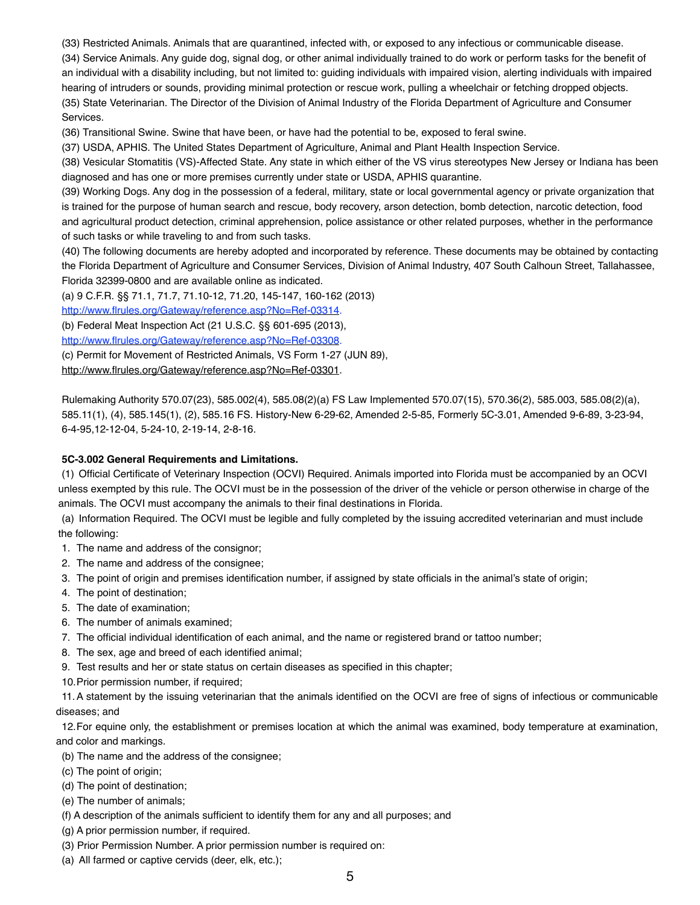(33) Restricted Animals. Animals that are quarantined, infected with, or exposed to any infectious or communicable disease.

(34) Service Animals. Any guide dog, signal dog, or other animal individually trained to do work or perform tasks for the benefit of an individual with a disability including, but not limited to: guiding individuals with impaired vision, alerting individuals with impaired hearing of intruders or sounds, providing minimal protection or rescue work, pulling a wheelchair or fetching dropped objects.

(35) State Veterinarian. The Director of the Division of Animal Industry of the Florida Department of Agriculture and Consumer Services.

(36) Transitional Swine. Swine that have been, or have had the potential to be, exposed to feral swine.

(37) USDA, APHIS. The United States Department of Agriculture, Animal and Plant Health Inspection Service.

(38) Vesicular Stomatitis (VS)-Affected State. Any state in which either of the VS virus stereotypes New Jersey or Indiana has been diagnosed and has one or more premises currently under state or USDA, APHIS quarantine.

(39) Working Dogs. Any dog in the possession of a federal, military, state or local governmental agency or private organization that is trained for the purpose of human search and rescue, body recovery, arson detection, bomb detection, narcotic detection, food and agricultural product detection, criminal apprehension, police assistance or other related purposes, whether in the performance of such tasks or while traveling to and from such tasks.

(40) The following documents are hereby adopted and incorporated by reference. These documents may be obtained by contacting the Florida Department of Agriculture and Consumer Services, Division of Animal Industry, 407 South Calhoun Street, Tallahassee, Florida 32399-0800 and are available online as indicated.

(a) 9 C.F.R. §§ 71.1, 71.7, 71.10-12, 71.20, 145-147, 160-162 (2013)
http://www.flrules.org/Gateway/reference.asp?No=Ref-03314.

(b) Federal Meat Inspection Act (21 U.S.C. §§ 601-695 (2013),
http://www.flrules.org/Gateway/reference.asp?No=Ref-03308.

(c) Permit for Movement of Restricted Animals, VS Form 1-27 (JUN 89),
http://www.flrules.org/Gateway/reference.asp?No=Ref-03301.

Rulemaking Authority 570.07(23), 585.002(4), 585.08(2)(a) FS Law Implemented 570.07(15), 570.36(2), 585.003, 585.08(2)(a), 585.11(1), (4), 585.145(1), (2), 585.16 FS. History-New 6-29-62, Amended 2-5-85, Formerly 5C-3.01, Amended 9-6-89, 3-23-94, 6-4-95,12-12-04, 5-24-10, 2-19-14, 2-8-16.

**5C-3.002 General Requirements and Limitations.**

(1) Official Certificate of Veterinary Inspection (OCVI) Required. Animals imported into Florida must be accompanied by an OCVI unless exempted by this rule. The OCVI must be in the possession of the driver of the vehicle or person otherwise in charge of the animals. The OCVI must accompany the animals to their final destinations in Florida.

(a) Information Required. The OCVI must be legible and fully completed by the issuing accredited veterinarian and must include the following:

1. The name and address of the consignor;
2. The name and address of the consignee;
3. The point of origin and premises identification number, if assigned by state officials in the animal's state of origin;
4. The point of destination;
5. The date of examination;
6. The number of animals examined;
7. The official individual identification of each animal, and the name or registered brand or tattoo number;
8. The sex, age and breed of each identified animal;
9. Test results and her or state status on certain diseases as specified in this chapter;
10. Prior permission number, if required;
11. A statement by the issuing veterinarian that the animals identified on the OCVI are free of signs of infectious or communicable diseases; and
12. For equine only, the establishment or premises location at which the animal was examined, body temperature at examination, and color and markings.

(b) The name and the address of the consignee;

(c) The point of origin;

(d) The point of destination;

(e) The number of animals;

(f) A description of the animals sufficient to identify them for any and all purposes; and

(g) A prior permission number, if required.

(3) Prior Permission Number. A prior permission number is required on:

(a) All farmed or captive cervids (deer, elk, etc.);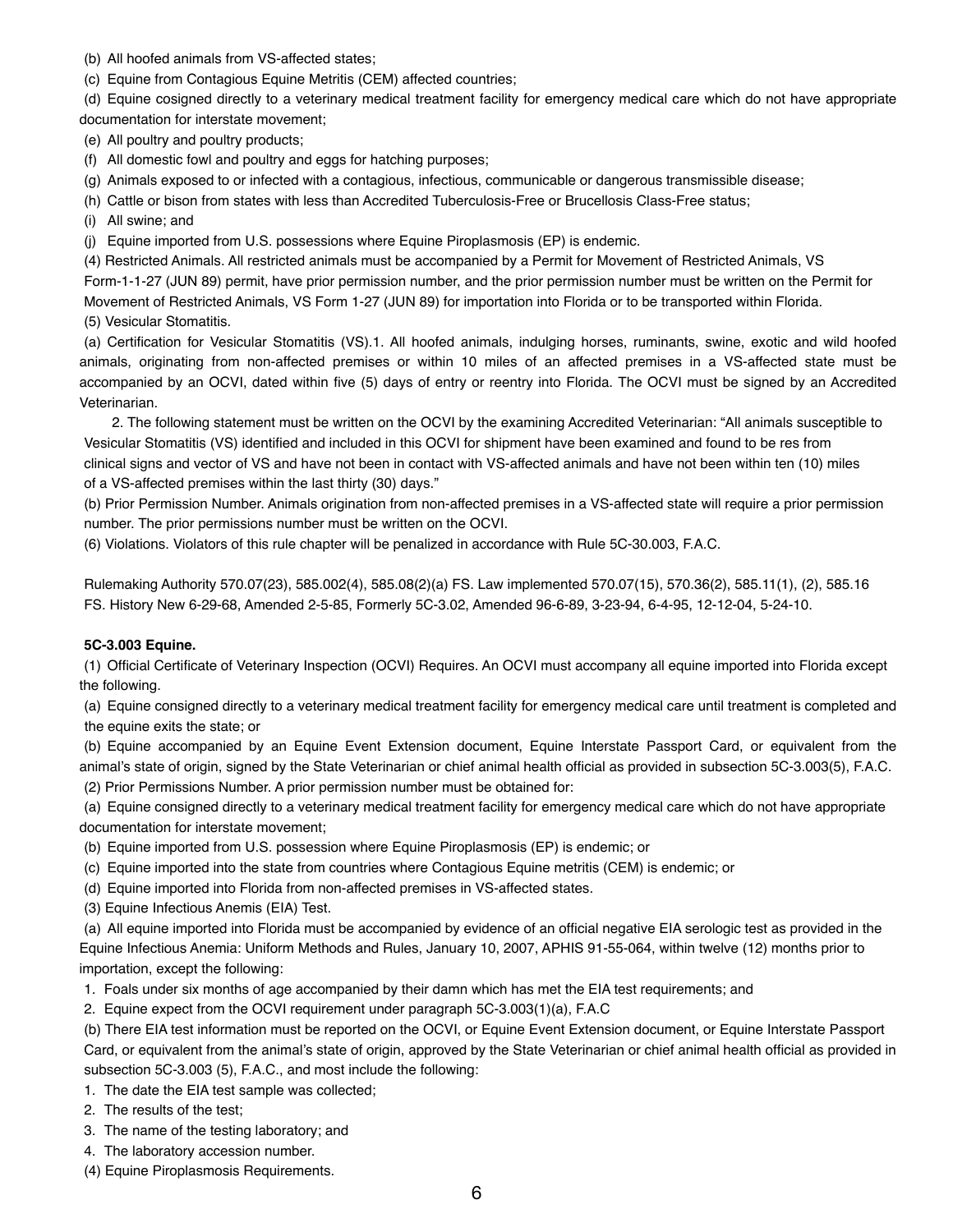(b) All hoofed animals from VS-affected states;

(c) Equine from Contagious Equine Metritis (CEM) affected countries;

(d) Equine cosigned directly to a veterinary medical treatment facility for emergency medical care which do not have appropriate documentation for interstate movement;

(e) All poultry and poultry products;

(f) All domestic fowl and poultry and eggs for hatching purposes;

(g) Animals exposed to or infected with a contagious, infectious, communicable or dangerous transmissible disease;

(h) Cattle or bison from states with less than Accredited Tuberculosis-Free or Brucellosis Class-Free status;

(i) All swine; and

(j) Equine imported from U.S. possessions where Equine Piroplasmosis (EP) is endemic.

(4) Restricted Animals. All restricted animals must be accompanied by a Permit for Movement of Restricted Animals, VS Form-1-1-27 (JUN 89) permit, have prior permission number, and the prior permission number must be written on the Permit for Movement of Restricted Animals, VS Form 1-27 (JUN 89) for importation into Florida or to be transported within Florida.

(5) Vesicular Stomatitis.

(a) Certification for Vesicular Stomatitis (VS).1. All hoofed animals, indulging horses, ruminants, swine, exotic and wild hoofed animals, originating from non-affected premises or within 10 miles of an affected premises in a VS-affected state must be accompanied by an OCVI, dated within five (5) days of entry or reentry into Florida. The OCVI must be signed by an Accredited Veterinarian.

2. The following statement must be written on the OCVI by the examining Accredited Veterinarian: "All animals susceptible to Vesicular Stomatitis (VS) identified and included in this OCVI for shipment have been examined and found to be res from clinical signs and vector of VS and have not been in contact with VS-affected animals and have not been within ten (10) miles of a VS-affected premises within the last thirty (30) days."

(b) Prior Permission Number. Animals origination from non-affected premises in a VS-affected state will require a prior permission number. The prior permissions number must be written on the OCVI.

(6) Violations. Violators of this rule chapter will be penalized in accordance with Rule 5C-30.003, F.A.C.

Rulemaking Authority 570.07(23), 585.002(4), 585.08(2)(a) FS. Law implemented 570.07(15), 570.36(2), 585.11(1), (2), 585.16 FS. History New 6-29-68, Amended 2-5-85, Formerly 5C-3.02, Amended 96-6-89, 3-23-94, 6-4-95, 12-12-04, 5-24-10.

**5C-3.003 Equine.**

(1) Official Certificate of Veterinary Inspection (OCVI) Requires. An OCVI must accompany all equine imported into Florida except the following.

(a) Equine consigned directly to a veterinary medical treatment facility for emergency medical care until treatment is completed and the equine exits the state; or

(b) Equine accompanied by an Equine Event Extension document, Equine Interstate Passport Card, or equivalent from the animal's state of origin, signed by the State Veterinarian or chief animal health official as provided in subsection 5C-3.003(5), F.A.C.

(2) Prior Permissions Number. A prior permission number must be obtained for:

(a) Equine consigned directly to a veterinary medical treatment facility for emergency medical care which do not have appropriate documentation for interstate movement;

(b) Equine imported from U.S. possession where Equine Piroplasmosis (EP) is endemic; or

(c) Equine imported into the state from countries where Contagious Equine metritis (CEM) is endemic; or

(d) Equine imported into Florida from non-affected premises in VS-affected states.

(3) Equine Infectious Anemis (EIA) Test.

(a) All equine imported into Florida must be accompanied by evidence of an official negative EIA serologic test as provided in the Equine Infectious Anemia: Uniform Methods and Rules, January 10, 2007, APHIS 91-55-064, within twelve (12) months prior to importation, except the following:

1. Foals under six months of age accompanied by their damn which has met the EIA test requirements; and
2. Equine expect from the OCVI requirement under paragraph 5C-3.003(1)(a), F.A.C

(b) There EIA test information must be reported on the OCVI, or Equine Event Extension document, or Equine Interstate Passport Card, or equivalent from the animal's state of origin, approved by the State Veterinarian or chief animal health official as provided in subsection 5C-3.003 (5), F.A.C., and most include the following:

1. The date the EIA test sample was collected;
2. The results of the test;
3. The name of the testing laboratory; and
4. The laboratory accession number.

(4) Equine Piroplasmosis Requirements.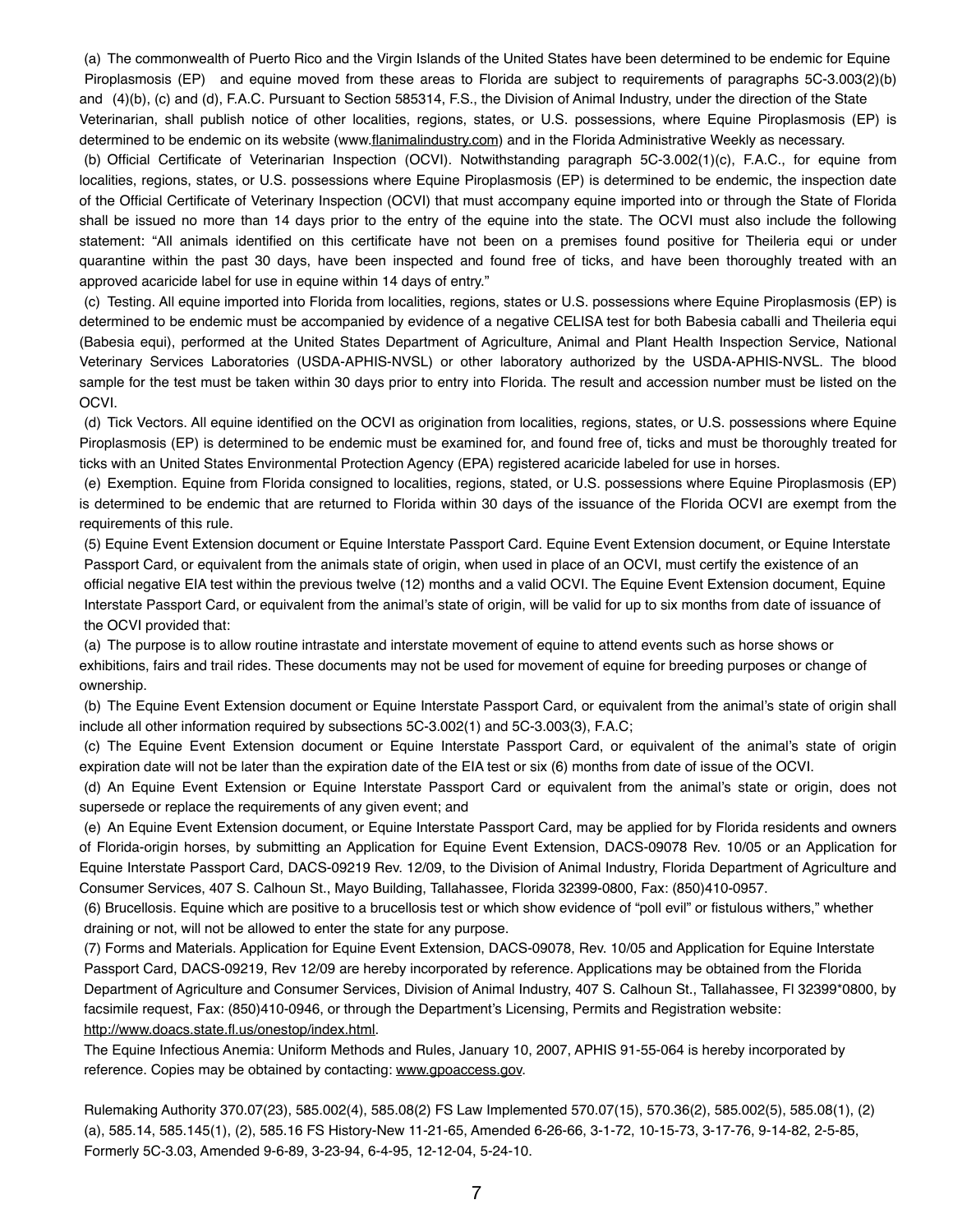(a) The commonwealth of Puerto Rico and the Virgin Islands of the United States have been determined to be endemic for Equine Piroplasmosis (EP) and equine moved from these areas to Florida are subject to requirements of paragraphs 5C-3.003(2)(b) and (4)(b), (c) and (d), F.A.C. Pursuant to Section 585314, F.S., the Division of Animal Industry, under the direction of the State Veterinarian, shall publish notice of other localities, regions, states, or U.S. possessions, where Equine Piroplasmosis (EP) is determined to be endemic on its website (www.flanimalindustry.com) and in the Florida Administrative Weekly as necessary.

(b) Official Certificate of Veterinarian Inspection (OCVI). Notwithstanding paragraph 5C-3.002(1)(c), F.A.C., for equine from localities, regions, states, or U.S. possessions where Equine Piroplasmosis (EP) is determined to be endemic, the inspection date of the Official Certificate of Veterinary Inspection (OCVI) that must accompany equine imported into or through the State of Florida shall be issued no more than 14 days prior to the entry of the equine into the state. The OCVI must also include the following statement: "All animals identified on this certificate have not been on a premises found positive for Theileria equi or under quarantine within the past 30 days, have been inspected and found free of ticks, and have been thoroughly treated with an approved acaricide label for use in equine within 14 days of entry."

(c) Testing. All equine imported into Florida from localities, regions, states or U.S. possessions where Equine Piroplasmosis (EP) is determined to be endemic must be accompanied by evidence of a negative CELISA test for both Babesia caballi and Theileria equi (Babesia equi), performed at the United States Department of Agriculture, Animal and Plant Health Inspection Service, National Veterinary Services Laboratories (USDA-APHIS-NVSL) or other laboratory authorized by the USDA-APHIS-NVSL. The blood sample for the test must be taken within 30 days prior to entry into Florida. The result and accession number must be listed on the OCVI.

(d) Tick Vectors. All equine identified on the OCVI as origination from localities, regions, states, or U.S. possessions where Equine Piroplasmosis (EP) is determined to be endemic must be examined for, and found free of, ticks and must be thoroughly treated for ticks with an United States Environmental Protection Agency (EPA) registered acaricide labeled for use in horses.

(e) Exemption. Equine from Florida consigned to localities, regions, stated, or U.S. possessions where Equine Piroplasmosis (EP) is determined to be endemic that are returned to Florida within 30 days of the issuance of the Florida OCVI are exempt from the requirements of this rule.

(5) Equine Event Extension document or Equine Interstate Passport Card. Equine Event Extension document, or Equine Interstate Passport Card, or equivalent from the animals state of origin, when used in place of an OCVI, must certify the existence of an official negative EIA test within the previous twelve (12) months and a valid OCVI. The Equine Event Extension document, Equine Interstate Passport Card, or equivalent from the animal's state of origin, will be valid for up to six months from date of issuance of the OCVI provided that:

(a) The purpose is to allow routine intrastate and interstate movement of equine to attend events such as horse shows or exhibitions, fairs and trail rides. These documents may not be used for movement of equine for breeding purposes or change of ownership.

(b) The Equine Event Extension document or Equine Interstate Passport Card, or equivalent from the animal's state of origin shall include all other information required by subsections 5C-3.002(1) and 5C-3.003(3), F.A.C;

(c) The Equine Event Extension document or Equine Interstate Passport Card, or equivalent of the animal's state of origin expiration date will not be later than the expiration date of the EIA test or six (6) months from date of issue of the OCVI.

(d) An Equine Event Extension or Equine Interstate Passport Card or equivalent from the animal's state or origin, does not supersede or replace the requirements of any given event; and

(e) An Equine Event Extension document, or Equine Interstate Passport Card, may be applied for by Florida residents and owners of Florida-origin horses, by submitting an Application for Equine Event Extension, DACS-09078 Rev. 10/05 or an Application for Equine Interstate Passport Card, DACS-09219 Rev. 12/09, to the Division of Animal Industry, Florida Department of Agriculture and Consumer Services, 407 S. Calhoun St., Mayo Building, Tallahassee, Florida 32399-0800, Fax: (850)410-0957.

(6) Brucellosis. Equine which are positive to a brucellosis test or which show evidence of "poll evil" or fistulous withers," whether draining or not, will not be allowed to enter the state for any purpose.

(7) Forms and Materials. Application for Equine Event Extension, DACS-09078, Rev. 10/05 and Application for Equine Interstate Passport Card, DACS-09219, Rev 12/09 are hereby incorporated by reference. Applications may be obtained from the Florida Department of Agriculture and Consumer Services, Division of Animal Industry, 407 S. Calhoun St., Tallahassee, Fl 32399*0800, by facsimile request, Fax: (850)410-0946, or through the Department's Licensing, Permits and Registration website: http://www.doacs.state.fl.us/onestop/index.html.

The Equine Infectious Anemia: Uniform Methods and Rules, January 10, 2007, APHIS 91-55-064 is hereby incorporated by reference. Copies may be obtained by contacting: www.gpoaccess.gov.

Rulemaking Authority 370.07(23), 585.002(4), 585.08(2) FS Law Implemented 570.07(15), 570.36(2), 585.002(5), 585.08(1), (2)(a), 585.14, 585.145(1), (2), 585.16 FS History-New 11-21-65, Amended 6-26-66, 3-1-72, 10-15-73, 3-17-76, 9-14-82, 2-5-85, Formerly 5C-3.03, Amended 9-6-89, 3-23-94, 6-4-95, 12-12-04, 5-24-10.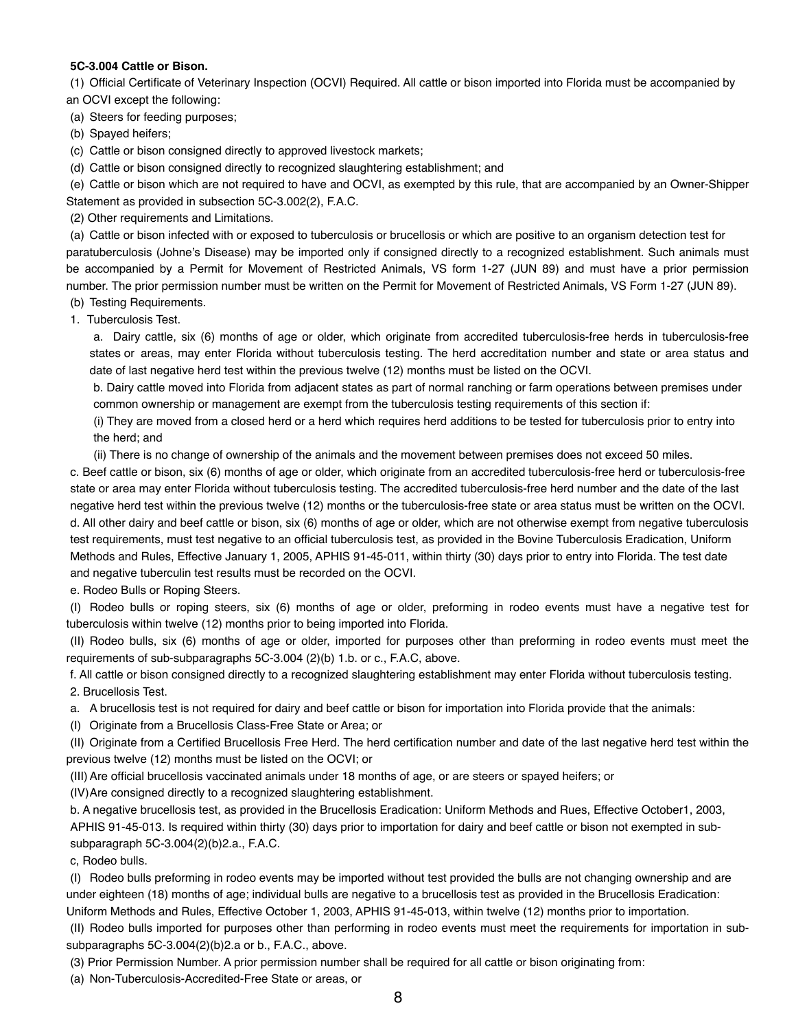**5C-3.004 Cattle or Bison.**

(1) Official Certificate of Veterinary Inspection (OCVI) Required. All cattle or bison imported into Florida must be accompanied by an OCVI except the following:

(a) Steers for feeding purposes;

(b) Spayed heifers;

(c) Cattle or bison consigned directly to approved livestock markets;

(d) Cattle or bison consigned directly to recognized slaughtering establishment; and

(e) Cattle or bison which are not required to have and OCVI, as exempted by this rule, that are accompanied by an Owner-Shipper Statement as provided in subsection 5C-3.002(2), F.A.C.

(2) Other requirements and Limitations.

(a) Cattle or bison infected with or exposed to tuberculosis or brucellosis or which are positive to an organism detection test for paratuberculosis (Johne's Disease) may be imported only if consigned directly to a recognized establishment. Such animals must be accompanied by a Permit for Movement of Restricted Animals, VS form 1-27 (JUN 89) and must have a prior permission number. The prior permission number must be written on the Permit for Movement of Restricted Animals, VS Form 1-27 (JUN 89).

(b) Testing Requirements.

1. Tuberculosis Test.

a. Dairy cattle, six (6) months of age or older, which originate from accredited tuberculosis-free herds in tuberculosis-free states or areas, may enter Florida without tuberculosis testing. The herd accreditation number and state or area status and date of last negative herd test within the previous twelve (12) months must be listed on the OCVI.

b. Dairy cattle moved into Florida from adjacent states as part of normal ranching or farm operations between premises under common ownership or management are exempt from the tuberculosis testing requirements of this section if:

(i) They are moved from a closed herd or a herd which requires herd additions to be tested for tuberculosis prior to entry into the herd; and

(ii) There is no change of ownership of the animals and the movement between premises does not exceed 50 miles.

c. Beef cattle or bison, six (6) months of age or older, which originate from an accredited tuberculosis-free herd or tuberculosis-free state or area may enter Florida without tuberculosis testing. The accredited tuberculosis-free herd number and the date of the last negative herd test within the previous twelve (12) months or the tuberculosis-free state or area status must be written on the OCVI.

d. All other dairy and beef cattle or bison, six (6) months of age or older, which are not otherwise exempt from negative tuberculosis test requirements, must test negative to an official tuberculosis test, as provided in the Bovine Tuberculosis Eradication, Uniform Methods and Rules, Effective January 1, 2005, APHIS 91-45-011, within thirty (30) days prior to entry into Florida. The test date and negative tuberculin test results must be recorded on the OCVI.

e. Rodeo Bulls or Roping Steers.

(I) Rodeo bulls or roping steers, six (6) months of age or older, preforming in rodeo events must have a negative test for tuberculosis within twelve (12) months prior to being imported into Florida.

(II) Rodeo bulls, six (6) months of age or older, imported for purposes other than preforming in rodeo events must meet the requirements of sub-subparagraphs 5C-3.004 (2)(b) 1.b. or c., F.A.C, above.

f. All cattle or bison consigned directly to a recognized slaughtering establishment may enter Florida without tuberculosis testing.

2. Brucellosis Test.

a. A brucellosis test is not required for dairy and beef cattle or bison for importation into Florida provide that the animals:

(I) Originate from a Brucellosis Class-Free State or Area; or

(II) Originate from a Certified Brucellosis Free Herd. The herd certification number and date of the last negative herd test within the previous twelve (12) months must be listed on the OCVI; or

(III) Are official brucellosis vaccinated animals under 18 months of age, or are steers or spayed heifers; or

(IV) Are consigned directly to a recognized slaughtering establishment.

b. A negative brucellosis test, as provided in the Brucellosis Eradication: Uniform Methods and Rues, Effective October1, 2003, APHIS 91-45-013. Is required within thirty (30) days prior to importation for dairy and beef cattle or bison not exempted in sub-subparagraph 5C-3.004(2)(b)2.a., F.A.C.

c, Rodeo bulls.

(I) Rodeo bulls preforming in rodeo events may be imported without test provided the bulls are not changing ownership and are under eighteen (18) months of age; individual bulls are negative to a brucellosis test as provided in the Brucellosis Eradication: Uniform Methods and Rules, Effective October 1, 2003, APHIS 91-45-013, within twelve (12) months prior to importation.

(II) Rodeo bulls imported for purposes other than performing in rodeo events must meet the requirements for importation in sub-subparagraphs 5C-3.004(2)(b)2.a or b., F.A.C., above.

(3) Prior Permission Number. A prior permission number shall be required for all cattle or bison originating from:

(a) Non-Tuberculosis-Accredited-Free State or areas, or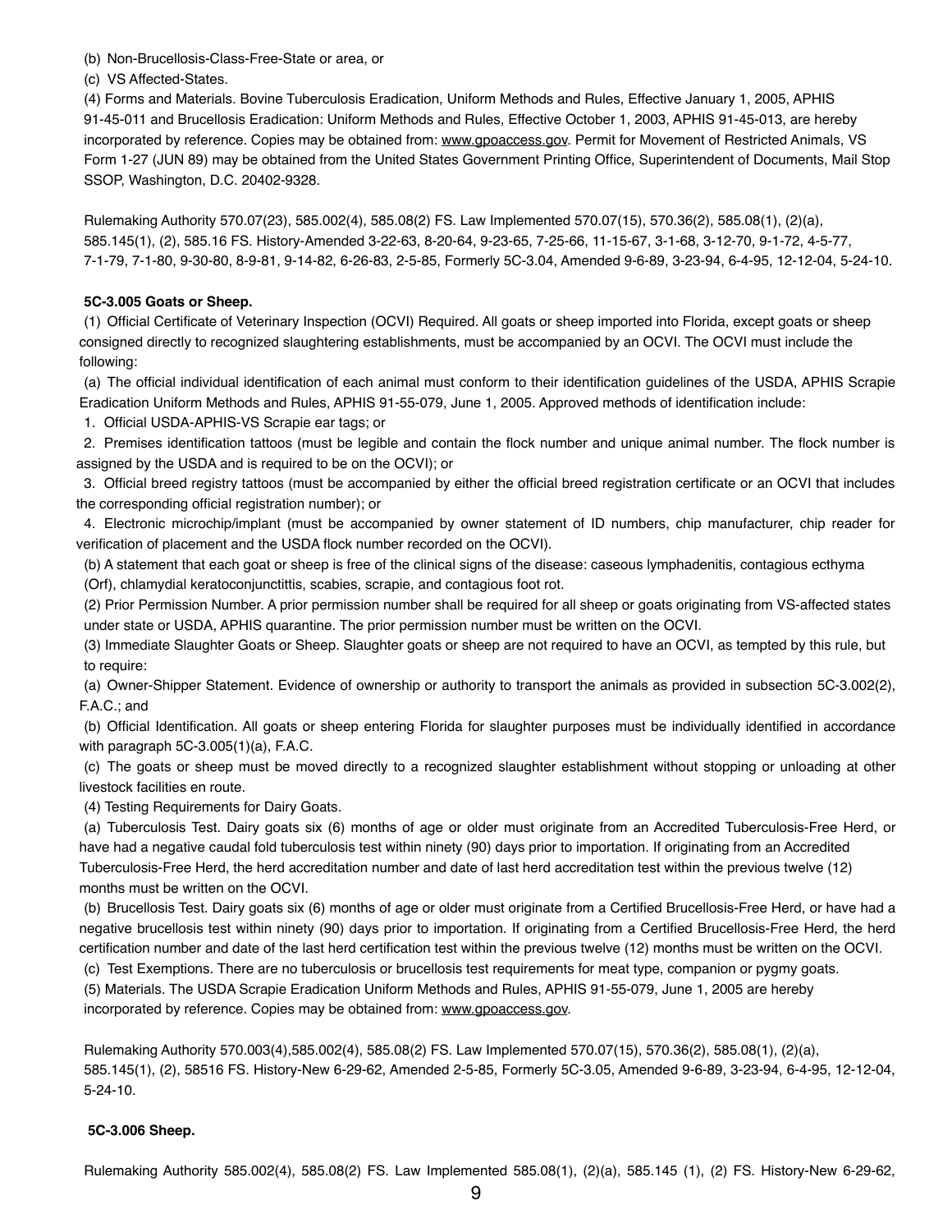(b) Non-Brucellosis-Class-Free-State or area, or

(c) VS Affected-States.

(4) Forms and Materials. Bovine Tuberculosis Eradication, Uniform Methods and Rules, Effective January 1, 2005, APHIS 91-45-011 and Brucellosis Eradication: Uniform Methods and Rules, Effective October 1, 2003, APHIS 91-45-013, are hereby incorporated by reference. Copies may be obtained from: www.gpoaccess.gov. Permit for Movement of Restricted Animals, VS Form 1-27 (JUN 89) may be obtained from the United States Government Printing Office, Superintendent of Documents, Mail Stop SSOP, Washington, D.C. 20402-9328.

Rulemaking Authority 570.07(23), 585.002(4), 585.08(2) FS. Law Implemented 570.07(15), 570.36(2), 585.08(1), (2)(a), 585.145(1), (2), 585.16 FS. History-Amended 3-22-63, 8-20-64, 9-23-65, 7-25-66, 11-15-67, 3-1-68, 3-12-70, 9-1-72, 4-5-77, 7-1-79, 7-1-80, 9-30-80, 8-9-81, 9-14-82, 6-26-83, 2-5-85, Formerly 5C-3.04, Amended 9-6-89, 3-23-94, 6-4-95, 12-12-04, 5-24-10.

**5C-3.005 Goats or Sheep.**

(1) Official Certificate of Veterinary Inspection (OCVI) Required. All goats or sheep imported into Florida, except goats or sheep consigned directly to recognized slaughtering establishments, must be accompanied by an OCVI. The OCVI must include the following:

(a) The official individual identification of each animal must conform to their identification guidelines of the USDA, APHIS Scrapie Eradication Uniform Methods and Rules, APHIS 91-55-079, June 1, 2005. Approved methods of identification include:

1. Official USDA-APHIS-VS Scrapie ear tags; or

2. Premises identification tattoos (must be legible and contain the flock number and unique animal number. The flock number is assigned by the USDA and is required to be on the OCVI); or

3. Official breed registry tattoos (must be accompanied by either the official breed registration certificate or an OCVI that includes the corresponding official registration number); or

4. Electronic microchip/implant (must be accompanied by owner statement of ID numbers, chip manufacturer, chip reader for verification of placement and the USDA flock number recorded on the OCVI).

(b) A statement that each goat or sheep is free of the clinical signs of the disease: caseous lymphadenitis, contagious ecthyma (Orf), chlamydial keratoconjunctittis, scabies, scrapie, and contagious foot rot.

(2) Prior Permission Number. A prior permission number shall be required for all sheep or goats originating from VS-affected states under state or USDA, APHIS quarantine. The prior permission number must be written on the OCVI.

(3) Immediate Slaughter Goats or Sheep. Slaughter goats or sheep are not required to have an OCVI, as tempted by this rule, but to require:

(a) Owner-Shipper Statement. Evidence of ownership or authority to transport the animals as provided in subsection 5C-3.002(2), F.A.C.; and

(b) Official Identification. All goats or sheep entering Florida for slaughter purposes must be individually identified in accordance with paragraph 5C-3.005(1)(a), F.A.C.

(c) The goats or sheep must be moved directly to a recognized slaughter establishment without stopping or unloading at other livestock facilities en route.

(4) Testing Requirements for Dairy Goats.

(a) Tuberculosis Test. Dairy goats six (6) months of age or older must originate from an Accredited Tuberculosis-Free Herd, or have had a negative caudal fold tuberculosis test within ninety (90) days prior to importation. If originating from an Accredited Tuberculosis-Free Herd, the herd accreditation number and date of last herd accreditation test within the previous twelve (12) months must be written on the OCVI.

(b) Brucellosis Test. Dairy goats six (6) months of age or older must originate from a Certified Brucellosis-Free Herd, or have had a negative brucellosis test within ninety (90) days prior to importation. If originating from a Certified Brucellosis-Free Herd, the herd certification number and date of the last herd certification test within the previous twelve (12) months must be written on the OCVI.

(c) Test Exemptions. There are no tuberculosis or brucellosis test requirements for meat type, companion or pygmy goats.

(5) Materials. The USDA Scrapie Eradication Uniform Methods and Rules, APHIS 91-55-079, June 1, 2005 are hereby incorporated by reference. Copies may be obtained from: www.gpoaccess.gov.

Rulemaking Authority 570.003(4),585.002(4), 585.08(2) FS. Law Implemented 570.07(15), 570.36(2), 585.08(1), (2)(a), 585.145(1), (2), 58516 FS. History-New 6-29-62, Amended 2-5-85, Formerly 5C-3.05, Amended 9-6-89, 3-23-94, 6-4-95, 12-12-04, 5-24-10.

**5C-3.006 Sheep.**

Rulemaking Authority 585.002(4), 585.08(2) FS. Law Implemented 585.08(1), (2)(a), 585.145 (1), (2) FS. History-New 6-29-62,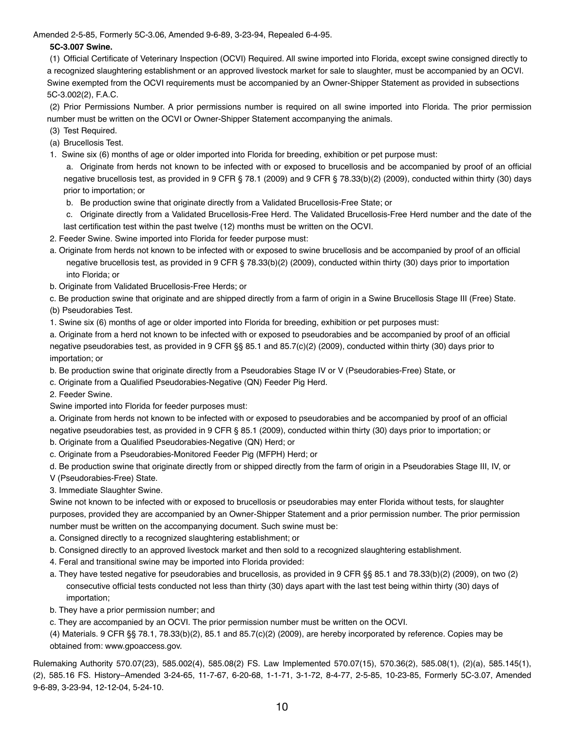Amended 2-5-85, Formerly 5C-3.06, Amended 9-6-89, 3-23-94, Repealed 6-4-95.

**5C-3.007 Swine.**

(1) Official Certificate of Veterinary Inspection (OCVI) Required. All swine imported into Florida, except swine consigned directly to a recognized slaughtering establishment or an approved livestock market for sale to slaughter, must be accompanied by an OCVI. Swine exempted from the OCVI requirements must be accompanied by an Owner-Shipper Statement as provided in subsections 5C-3.002(2), F.A.C.

(2) Prior Permissions Number. A prior permissions number is required on all swine imported into Florida. The prior permission number must be written on the OCVI or Owner-Shipper Statement accompanying the animals.

(3) Test Required.

(a) Brucellosis Test.

1. Swine six (6) months of age or older imported into Florida for breeding, exhibition or pet purpose must:

a. Originate from herds not known to be infected with or exposed to brucellosis and be accompanied by proof of an official negative brucellosis test, as provided in 9 CFR § 78.1 (2009) and 9 CFR § 78.33(b)(2) (2009), conducted within thirty (30) days prior to importation; or

b. Be production swine that originate directly from a Validated Brucellosis-Free State; or

c. Originate directly from a Validated Brucellosis-Free Herd. The Validated Brucellosis-Free Herd number and the date of the last certification test within the past twelve (12) months must be written on the OCVI.

2. Feeder Swine. Swine imported into Florida for feeder purpose must:

a. Originate from herds not known to be infected with or exposed to swine brucellosis and be accompanied by proof of an official negative brucellosis test, as provided in 9 CFR § 78.33(b)(2) (2009), conducted within thirty (30) days prior to importation into Florida; or

b. Originate from Validated Brucellosis-Free Herds; or

c. Be production swine that originate and are shipped directly from a farm of origin in a Swine Brucellosis Stage III (Free) State.

(b) Pseudorabies Test.

1. Swine six (6) months of age or older imported into Florida for breeding, exhibition or pet purposes must:

a. Originate from a herd not known to be infected with or exposed to pseudorabies and be accompanied by proof of an official negative pseudorabies test, as provided in 9 CFR §§ 85.1 and 85.7(c)(2) (2009), conducted within thirty (30) days prior to importation; or

b. Be production swine that originate directly from a Pseudorabies Stage IV or V (Pseudorabies-Free) State, or

c. Originate from a Qualified Pseudorabies-Negative (QN) Feeder Pig Herd.

2. Feeder Swine.

Swine imported into Florida for feeder purposes must:

a. Originate from herds not known to be infected with or exposed to pseudorabies and be accompanied by proof of an official negative pseudorabies test, as provided in 9 CFR § 85.1 (2009), conducted within thirty (30) days prior to importation; or

b. Originate from a Qualified Pseudorabies-Negative (QN) Herd; or

c. Originate from a Pseudorabies-Monitored Feeder Pig (MFPH) Herd; or

d. Be production swine that originate directly from or shipped directly from the farm of origin in a Pseudorabies Stage III, IV, or V (Pseudorabies-Free) State.

3. Immediate Slaughter Swine.

Swine not known to be infected with or exposed to brucellosis or pseudorabies may enter Florida without tests, for slaughter purposes, provided they are accompanied by an Owner-Shipper Statement and a prior permission number. The prior permission number must be written on the accompanying document. Such swine must be:

a. Consigned directly to a recognized slaughtering establishment; or

b. Consigned directly to an approved livestock market and then sold to a recognized slaughtering establishment.

4. Feral and transitional swine may be imported into Florida provided:

a. They have tested negative for pseudorabies and brucellosis, as provided in 9 CFR §§ 85.1 and 78.33(b)(2) (2009), on two (2) consecutive official tests conducted not less than thirty (30) days apart with the last test being within thirty (30) days of importation;

b. They have a prior permission number; and

c. They are accompanied by an OCVI. The prior permission number must be written on the OCVI.

(4) Materials. 9 CFR §§ 78.1, 78.33(b)(2), 85.1 and 85.7(c)(2) (2009), are hereby incorporated by reference. Copies may be obtained from: www.gpoaccess.gov.

Rulemaking Authority 570.07(23), 585.002(4), 585.08(2) FS. Law Implemented 570.07(15), 570.36(2), 585.08(1), (2)(a), 585.145(1), (2), 585.16 FS. History–Amended 3-24-65, 11-7-67, 6-20-68, 1-1-71, 3-1-72, 8-4-77, 2-5-85, 10-23-85, Formerly 5C-3.07, Amended 9-6-89, 3-23-94, 12-12-04, 5-24-10.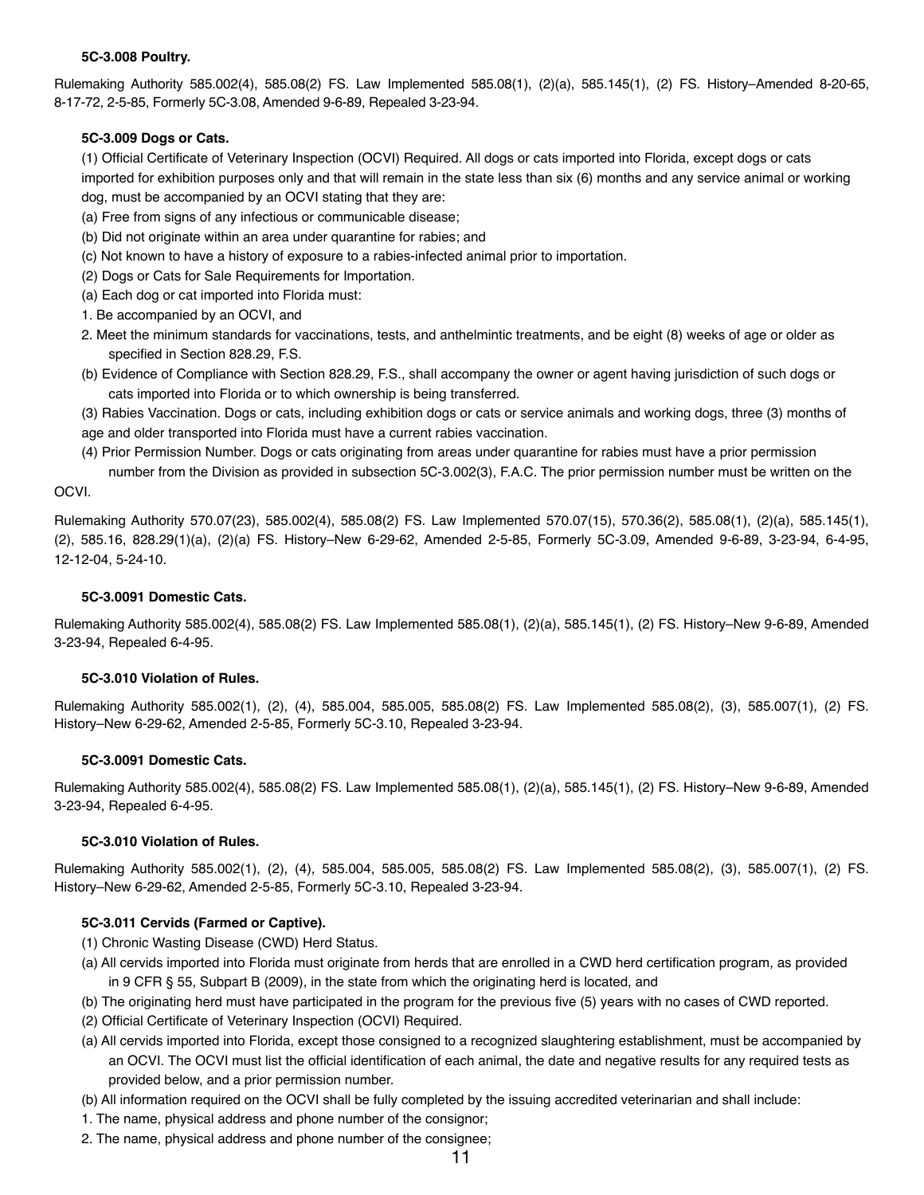**5C-3.008 Poultry.**

Rulemaking Authority 585.002(4), 585.08(2) FS. Law Implemented 585.08(1), (2)(a), 585.145(1), (2) FS. History–Amended 8-20-65, 8-17-72, 2-5-85, Formerly 5C-3.08, Amended 9-6-89, Repealed 3-23-94.

**5C-3.009 Dogs or Cats.**

(1) Official Certificate of Veterinary Inspection (OCVI) Required. All dogs or cats imported into Florida, except dogs or cats imported for exhibition purposes only and that will remain in the state less than six (6) months and any service animal or working dog, must be accompanied by an OCVI stating that they are:

(a) Free from signs of any infectious or communicable disease;

(b) Did not originate within an area under quarantine for rabies; and

(c) Not known to have a history of exposure to a rabies-infected animal prior to importation.

(2) Dogs or Cats for Sale Requirements for Importation.

(a) Each dog or cat imported into Florida must:

1. Be accompanied by an OCVI, and

2. Meet the minimum standards for vaccinations, tests, and anthelmintic treatments, and be eight (8) weeks of age or older as specified in Section 828.29, F.S.

(b) Evidence of Compliance with Section 828.29, F.S., shall accompany the owner or agent having jurisdiction of such dogs or cats imported into Florida or to which ownership is being transferred.

(3) Rabies Vaccination. Dogs or cats, including exhibition dogs or cats or service animals and working dogs, three (3) months of age and older transported into Florida must have a current rabies vaccination.

(4) Prior Permission Number. Dogs or cats originating from areas under quarantine for rabies must have a prior permission number from the Division as provided in subsection 5C-3.002(3), F.A.C. The prior permission number must be written on the OCVI.

Rulemaking Authority 570.07(23), 585.002(4), 585.08(2) FS. Law Implemented 570.07(15), 570.36(2), 585.08(1), (2)(a), 585.145(1), (2), 585.16, 828.29(1)(a), (2)(a) FS. History–New 6-29-62, Amended 2-5-85, Formerly 5C-3.09, Amended 9-6-89, 3-23-94, 6-4-95, 12-12-04, 5-24-10.

**5C-3.0091 Domestic Cats.**

Rulemaking Authority 585.002(4), 585.08(2) FS. Law Implemented 585.08(1), (2)(a), 585.145(1), (2) FS. History–New 9-6-89, Amended 3-23-94, Repealed 6-4-95.

**5C-3.010 Violation of Rules.**

Rulemaking Authority 585.002(1), (2), (4), 585.004, 585.005, 585.08(2) FS. Law Implemented 585.08(2), (3), 585.007(1), (2) FS. History–New 6-29-62, Amended 2-5-85, Formerly 5C-3.10, Repealed 3-23-94.

**5C-3.0091 Domestic Cats.**

Rulemaking Authority 585.002(4), 585.08(2) FS. Law Implemented 585.08(1), (2)(a), 585.145(1), (2) FS. History–New 9-6-89, Amended 3-23-94, Repealed 6-4-95.

**5C-3.010 Violation of Rules.**

Rulemaking Authority 585.002(1), (2), (4), 585.004, 585.005, 585.08(2) FS. Law Implemented 585.08(2), (3), 585.007(1), (2) FS. History–New 6-29-62, Amended 2-5-85, Formerly 5C-3.10, Repealed 3-23-94.

**5C-3.011 Cervids (Farmed or Captive).**

(1) Chronic Wasting Disease (CWD) Herd Status.

(a) All cervids imported into Florida must originate from herds that are enrolled in a CWD herd certification program, as provided in 9 CFR § 55, Subpart B (2009), in the state from which the originating herd is located, and

(b) The originating herd must have participated in the program for the previous five (5) years with no cases of CWD reported.

(2) Official Certificate of Veterinary Inspection (OCVI) Required.

(a) All cervids imported into Florida, except those consigned to a recognized slaughtering establishment, must be accompanied by an OCVI. The OCVI must list the official identification of each animal, the date and negative results for any required tests as provided below, and a prior permission number.

(b) All information required on the OCVI shall be fully completed by the issuing accredited veterinarian and shall include:

1. The name, physical address and phone number of the consignor;

2. The name, physical address and phone number of the consignee;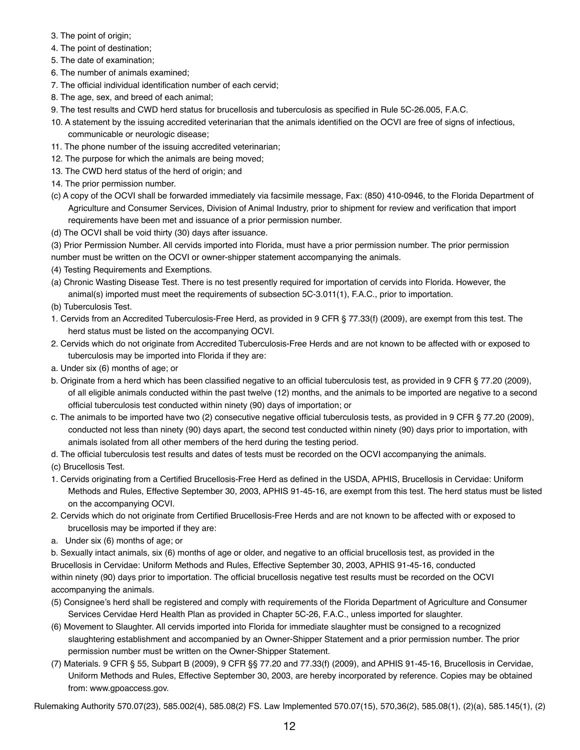3. The point of origin;
4. The point of destination;
5. The date of examination;
6. The number of animals examined;
7. The official individual identification number of each cervid;
8. The age, sex, and breed of each animal;
9. The test results and CWD herd status for brucellosis and tuberculosis as specified in Rule 5C-26.005, F.A.C.
10. A statement by the issuing accredited veterinarian that the animals identified on the OCVI are free of signs of infectious, communicable or neurologic disease;
11. The phone number of the issuing accredited veterinarian;
12. The purpose for which the animals are being moved;
13. The CWD herd status of the herd of origin; and
14. The prior permission number.

(c) A copy of the OCVI shall be forwarded immediately via facsimile message, Fax: (850) 410-0946, to the Florida Department of Agriculture and Consumer Services, Division of Animal Industry, prior to shipment for review and verification that import requirements have been met and issuance of a prior permission number.

(d) The OCVI shall be void thirty (30) days after issuance.

(3) Prior Permission Number. All cervids imported into Florida, must have a prior permission number. The prior permission number must be written on the OCVI or owner-shipper statement accompanying the animals.

(4) Testing Requirements and Exemptions.

(a) Chronic Wasting Disease Test. There is no test presently required for importation of cervids into Florida. However, the animal(s) imported must meet the requirements of subsection 5C-3.011(1), F.A.C., prior to importation.

(b) Tuberculosis Test.

1. Cervids from an Accredited Tuberculosis-Free Herd, as provided in 9 CFR § 77.33(f) (2009), are exempt from this test. The herd status must be listed on the accompanying OCVI.
2. Cervids which do not originate from Accredited Tuberculosis-Free Herds and are not known to be affected with or exposed to tuberculosis may be imported into Florida if they are:

a. Under six (6) months of age; or

b. Originate from a herd which has been classified negative to an official tuberculosis test, as provided in 9 CFR § 77.20 (2009), of all eligible animals conducted within the past twelve (12) months, and the animals to be imported are negative to a second official tuberculosis test conducted within ninety (90) days of importation; or

c. The animals to be imported have two (2) consecutive negative official tuberculosis tests, as provided in 9 CFR § 77.20 (2009), conducted not less than ninety (90) days apart, the second test conducted within ninety (90) days prior to importation, with animals isolated from all other members of the herd during the testing period.

d. The official tuberculosis test results and dates of tests must be recorded on the OCVI accompanying the animals.

(c) Brucellosis Test.

1. Cervids originating from a Certified Brucellosis-Free Herd as defined in the USDA, APHIS, Brucellosis in Cervidae: Uniform Methods and Rules, Effective September 30, 2003, APHIS 91-45-16, are exempt from this test. The herd status must be listed on the accompanying OCVI.
2. Cervids which do not originate from Certified Brucellosis-Free Herds and are not known to be affected with or exposed to brucellosis may be imported if they are:

a. Under six (6) months of age; or

b. Sexually intact animals, six (6) months of age or older, and negative to an official brucellosis test, as provided in the Brucellosis in Cervidae: Uniform Methods and Rules, Effective September 30, 2003, APHIS 91-45-16, conducted within ninety (90) days prior to importation. The official brucellosis negative test results must be recorded on the OCVI accompanying the animals.

(5) Consignee's herd shall be registered and comply with requirements of the Florida Department of Agriculture and Consumer Services Cervidae Herd Health Plan as provided in Chapter 5C-26, F.A.C., unless imported for slaughter.

(6) Movement to Slaughter. All cervids imported into Florida for immediate slaughter must be consigned to a recognized slaughtering establishment and accompanied by an Owner-Shipper Statement and a prior permission number. The prior permission number must be written on the Owner-Shipper Statement.

(7) Materials. 9 CFR § 55, Subpart B (2009), 9 CFR §§ 77.20 and 77.33(f) (2009), and APHIS 91-45-16, Brucellosis in Cervidae, Uniform Methods and Rules, Effective September 30, 2003, are hereby incorporated by reference. Copies may be obtained from: www.gpoaccess.gov.

Rulemaking Authority 570.07(23), 585.002(4), 585.08(2) FS. Law Implemented 570.07(15), 570,36(2), 585.08(1), (2)(a), 585.145(1), (2)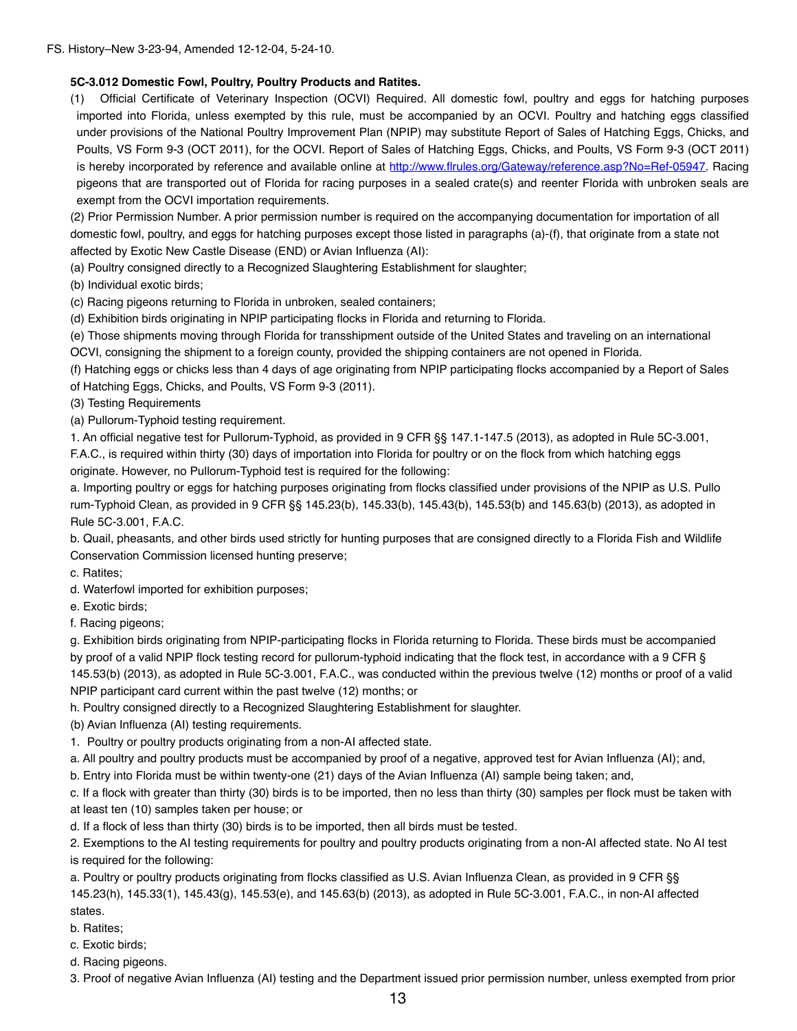FS. History–New 3-23-94, Amended 12-12-04, 5-24-10.

**5C-3.012 Domestic Fowl, Poultry, Poultry Products and Ratites.**

(1) Official Certificate of Veterinary Inspection (OCVI) Required. All domestic fowl, poultry and eggs for hatching purposes imported into Florida, unless exempted by this rule, must be accompanied by an OCVI. Poultry and hatching eggs classified under provisions of the National Poultry Improvement Plan (NPIP) may substitute Report of Sales of Hatching Eggs, Chicks, and Poults, VS Form 9-3 (OCT 2011), for the OCVI. Report of Sales of Hatching Eggs, Chicks, and Poults, VS Form 9-3 (OCT 2011) is hereby incorporated by reference and available online at http://www.flrules.org/Gateway/reference.asp?No=Ref-05947. Racing pigeons that are transported out of Florida for racing purposes in a sealed crate(s) and reenter Florida with unbroken seals are exempt from the OCVI importation requirements.

(2) Prior Permission Number. A prior permission number is required on the accompanying documentation for importation of all domestic fowl, poultry, and eggs for hatching purposes except those listed in paragraphs (a)-(f), that originate from a state not affected by Exotic New Castle Disease (END) or Avian Influenza (AI):

(a) Poultry consigned directly to a Recognized Slaughtering Establishment for slaughter;

(b) Individual exotic birds;

(c) Racing pigeons returning to Florida in unbroken, sealed containers;

(d) Exhibition birds originating in NPIP participating flocks in Florida and returning to Florida.

(e) Those shipments moving through Florida for transshipment outside of the United States and traveling on an international OCVI, consigning the shipment to a foreign county, provided the shipping containers are not opened in Florida.

(f) Hatching eggs or chicks less than 4 days of age originating from NPIP participating flocks accompanied by a Report of Sales of Hatching Eggs, Chicks, and Poults, VS Form 9-3 (2011).

(3) Testing Requirements

(a) Pullorum-Typhoid testing requirement.

1. An official negative test for Pullorum-Typhoid, as provided in 9 CFR §§ 147.1-147.5 (2013), as adopted in Rule 5C-3.001, F.A.C., is required within thirty (30) days of importation into Florida for poultry or on the flock from which hatching eggs originate. However, no Pullorum-Typhoid test is required for the following:

a. Importing poultry or eggs for hatching purposes originating from flocks classified under provisions of the NPIP as U.S. Pullo rum-Typhoid Clean, as provided in 9 CFR §§ 145.23(b), 145.33(b), 145.43(b), 145.53(b) and 145.63(b) (2013), as adopted in Rule 5C-3.001, F.A.C.

b. Quail, pheasants, and other birds used strictly for hunting purposes that are consigned directly to a Florida Fish and Wildlife Conservation Commission licensed hunting preserve;

c. Ratites;

d. Waterfowl imported for exhibition purposes;

e. Exotic birds;

f. Racing pigeons;

g. Exhibition birds originating from NPIP-participating flocks in Florida returning to Florida. These birds must be accompanied by proof of a valid NPIP flock testing record for pullorum-typhoid indicating that the flock test, in accordance with a 9 CFR § 145.53(b) (2013), as adopted in Rule 5C-3.001, F.A.C., was conducted within the previous twelve (12) months or proof of a valid NPIP participant card current within the past twelve (12) months; or

h. Poultry consigned directly to a Recognized Slaughtering Establishment for slaughter.

(b) Avian Influenza (AI) testing requirements.

1. Poultry or poultry products originating from a non-AI affected state.

a. All poultry and poultry products must be accompanied by proof of a negative, approved test for Avian Influenza (AI); and,

b. Entry into Florida must be within twenty-one (21) days of the Avian Influenza (AI) sample being taken; and,

c. If a flock with greater than thirty (30) birds is to be imported, then no less than thirty (30) samples per flock must be taken with at least ten (10) samples taken per house; or

d. If a flock of less than thirty (30) birds is to be imported, then all birds must be tested.

2. Exemptions to the AI testing requirements for poultry and poultry products originating from a non-AI affected state. No AI test is required for the following:

a. Poultry or poultry products originating from flocks classified as U.S. Avian Influenza Clean, as provided in 9 CFR §§ 145.23(h), 145.33(1), 145.43(g), 145.53(e), and 145.63(b) (2013), as adopted in Rule 5C-3.001, F.A.C., in non-AI affected states.

b. Ratites;

c. Exotic birds;

d. Racing pigeons.

3. Proof of negative Avian Influenza (AI) testing and the Department issued prior permission number, unless exempted from prior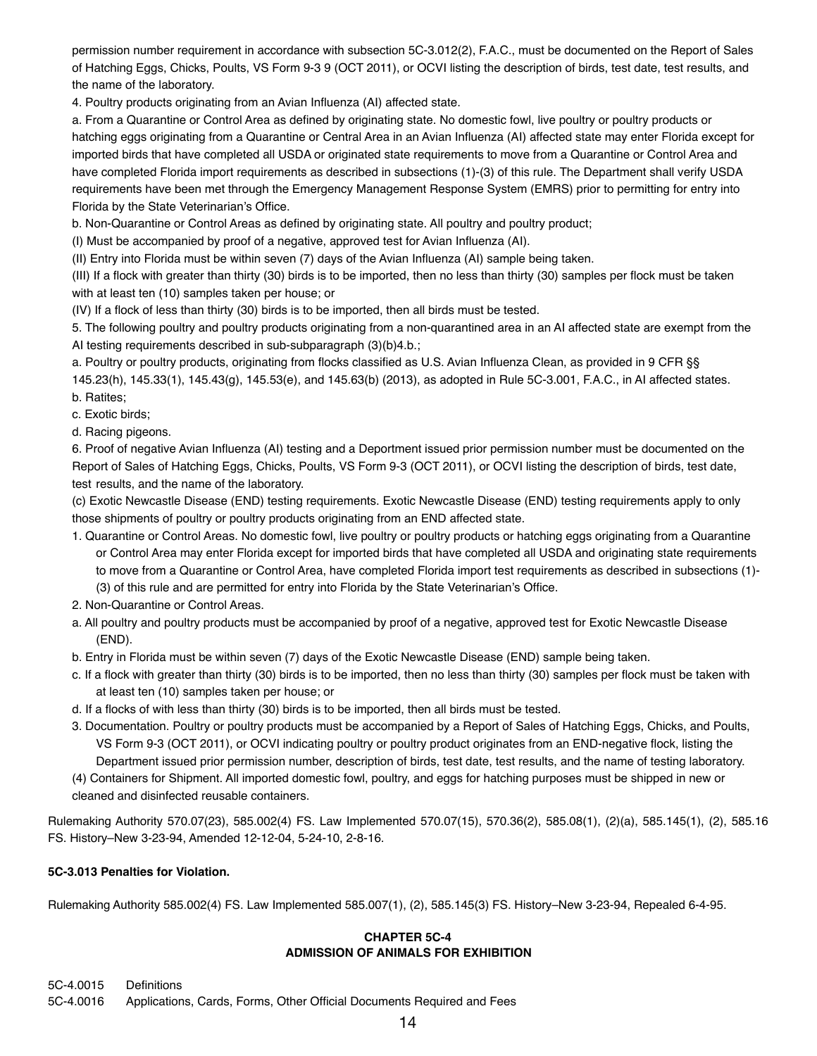permission number requirement in accordance with subsection 5C-3.012(2), F.A.C., must be documented on the Report of Sales of Hatching Eggs, Chicks, Poults, VS Form 9-3 9 (OCT 2011), or OCVI listing the description of birds, test date, test results, and the name of the laboratory.

4. Poultry products originating from an Avian Influenza (AI) affected state.

a. From a Quarantine or Control Area as defined by originating state. No domestic fowl, live poultry or poultry products or hatching eggs originating from a Quarantine or Central Area in an Avian Influenza (AI) affected state may enter Florida except for imported birds that have completed all USDA or originated state requirements to move from a Quarantine or Control Area and have completed Florida import requirements as described in subsections (1)-(3) of this rule. The Department shall verify USDA requirements have been met through the Emergency Management Response System (EMRS) prior to permitting for entry into Florida by the State Veterinarian's Office.

b. Non-Quarantine or Control Areas as defined by originating state. All poultry and poultry product;

(I) Must be accompanied by proof of a negative, approved test for Avian Influenza (AI).

(II) Entry into Florida must be within seven (7) days of the Avian Influenza (AI) sample being taken.

(III) If a flock with greater than thirty (30) birds is to be imported, then no less than thirty (30) samples per flock must be taken with at least ten (10) samples taken per house; or

(IV) If a flock of less than thirty (30) birds is to be imported, then all birds must be tested.

5. The following poultry and poultry products originating from a non-quarantined area in an AI affected state are exempt from the AI testing requirements described in sub-subparagraph (3)(b)4.b.;

a. Poultry or poultry products, originating from flocks classified as U.S. Avian Influenza Clean, as provided in 9 CFR §§ 145.23(h), 145.33(1), 145.43(g), 145.53(e), and 145.63(b) (2013), as adopted in Rule 5C-3.001, F.A.C., in AI affected states.

b. Ratites;

c. Exotic birds;

d. Racing pigeons.

6. Proof of negative Avian Influenza (AI) testing and a Deportment issued prior permission number must be documented on the Report of Sales of Hatching Eggs, Chicks, Poults, VS Form 9-3 (OCT 2011), or OCVI listing the description of birds, test date, test results, and the name of the laboratory.

(c) Exotic Newcastle Disease (END) testing requirements. Exotic Newcastle Disease (END) testing requirements apply to only those shipments of poultry or poultry products originating from an END affected state.

1. Quarantine or Control Areas. No domestic fowl, live poultry or poultry products or hatching eggs originating from a Quarantine or Control Area may enter Florida except for imported birds that have completed all USDA and originating state requirements to move from a Quarantine or Control Area, have completed Florida import test requirements as described in subsections (1)-(3) of this rule and are permitted for entry into Florida by the State Veterinarian's Office.

2. Non-Quarantine or Control Areas.

a. All poultry and poultry products must be accompanied by proof of a negative, approved test for Exotic Newcastle Disease (END).

b. Entry in Florida must be within seven (7) days of the Exotic Newcastle Disease (END) sample being taken.

c. If a flock with greater than thirty (30) birds is to be imported, then no less than thirty (30) samples per flock must be taken with at least ten (10) samples taken per house; or

d. If a flocks of with less than thirty (30) birds is to be imported, then all birds must be tested.

3. Documentation. Poultry or poultry products must be accompanied by a Report of Sales of Hatching Eggs, Chicks, and Poults, VS Form 9-3 (OCT 2011), or OCVI indicating poultry or poultry product originates from an END-negative flock, listing the Department issued prior permission number, description of birds, test date, test results, and the name of testing laboratory.

(4) Containers for Shipment. All imported domestic fowl, poultry, and eggs for hatching purposes must be shipped in new or cleaned and disinfected reusable containers.

Rulemaking Authority 570.07(23), 585.002(4) FS. Law Implemented 570.07(15), 570.36(2), 585.08(1), (2)(a), 585.145(1), (2), 585.16 FS. History–New 3-23-94, Amended 12-12-04, 5-24-10, 2-8-16.

**5C-3.013 Penalties for Violation.**

Rulemaking Authority 585.002(4) FS. Law Implemented 585.007(1), (2), 585.145(3) FS. History–New 3-23-94, Repealed 6-4-95.

## CHAPTER 5C-4
## ADMISSION OF ANIMALS FOR EXHIBITION

5C-4.0015 Definitions

5C-4.0016 Applications, Cards, Forms, Other Official Documents Required and Fees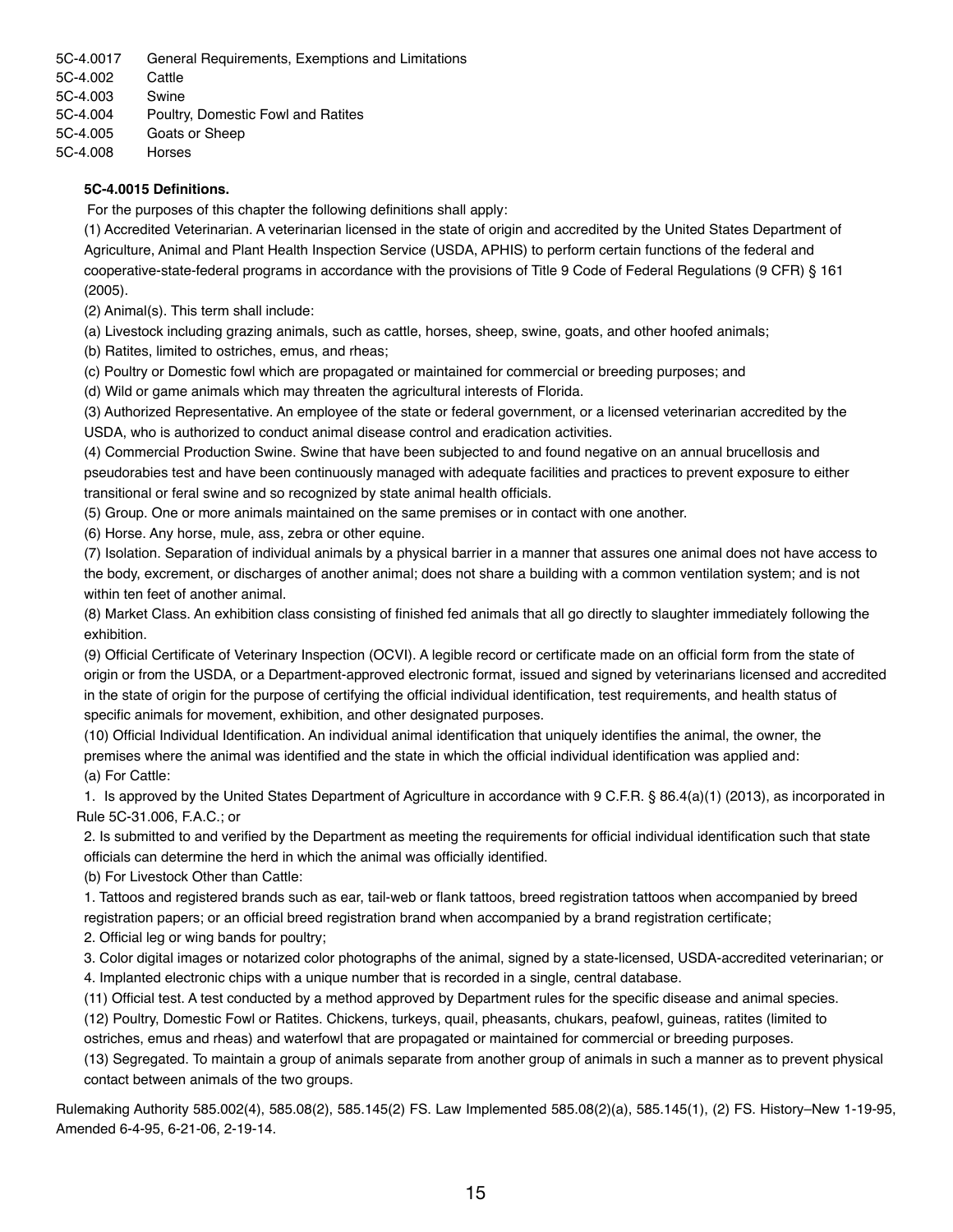5C-4.0017 General Requirements, Exemptions and Limitations
5C-4.002 Cattle
5C-4.003 Swine
5C-4.004 Poultry, Domestic Fowl and Ratites
5C-4.005 Goats or Sheep
5C-4.008 Horses

**5C-4.0015 Definitions.**

For the purposes of this chapter the following definitions shall apply:

(1) Accredited Veterinarian. A veterinarian licensed in the state of origin and accredited by the United States Department of Agriculture, Animal and Plant Health Inspection Service (USDA, APHIS) to perform certain functions of the federal and cooperative-state-federal programs in accordance with the provisions of Title 9 Code of Federal Regulations (9 CFR) § 161 (2005).

(2) Animal(s). This term shall include:

(a) Livestock including grazing animals, such as cattle, horses, sheep, swine, goats, and other hoofed animals;

(b) Ratites, limited to ostriches, emus, and rheas;

(c) Poultry or Domestic fowl which are propagated or maintained for commercial or breeding purposes; and

(d) Wild or game animals which may threaten the agricultural interests of Florida.

(3) Authorized Representative. An employee of the state or federal government, or a licensed veterinarian accredited by the USDA, who is authorized to conduct animal disease control and eradication activities.

(4) Commercial Production Swine. Swine that have been subjected to and found negative on an annual brucellosis and pseudorabies test and have been continuously managed with adequate facilities and practices to prevent exposure to either transitional or feral swine and so recognized by state animal health officials.

(5) Group. One or more animals maintained on the same premises or in contact with one another.

(6) Horse. Any horse, mule, ass, zebra or other equine.

(7) Isolation. Separation of individual animals by a physical barrier in a manner that assures one animal does not have access to the body, excrement, or discharges of another animal; does not share a building with a common ventilation system; and is not within ten feet of another animal.

(8) Market Class. An exhibition class consisting of finished fed animals that all go directly to slaughter immediately following the exhibition.

(9) Official Certificate of Veterinary Inspection (OCVI). A legible record or certificate made on an official form from the state of origin or from the USDA, or a Department-approved electronic format, issued and signed by veterinarians licensed and accredited in the state of origin for the purpose of certifying the official individual identification, test requirements, and health status of specific animals for movement, exhibition, and other designated purposes.

(10) Official Individual Identification. An individual animal identification that uniquely identifies the animal, the owner, the premises where the animal was identified and the state in which the official individual identification was applied and:

(a) For Cattle:

1. Is approved by the United States Department of Agriculture in accordance with 9 C.F.R. § 86.4(a)(1) (2013), as incorporated in Rule 5C-31.006, F.A.C.; or

2. Is submitted to and verified by the Department as meeting the requirements for official individual identification such that state officials can determine the herd in which the animal was officially identified.

(b) For Livestock Other than Cattle:

1. Tattoos and registered brands such as ear, tail-web or flank tattoos, breed registration tattoos when accompanied by breed registration papers; or an official breed registration brand when accompanied by a brand registration certificate;

2. Official leg or wing bands for poultry;

3. Color digital images or notarized color photographs of the animal, signed by a state-licensed, USDA-accredited veterinarian; or

4. Implanted electronic chips with a unique number that is recorded in a single, central database.

(11) Official test. A test conducted by a method approved by Department rules for the specific disease and animal species.

(12) Poultry, Domestic Fowl or Ratites. Chickens, turkeys, quail, pheasants, chukars, peafowl, guineas, ratites (limited to ostriches, emus and rheas) and waterfowl that are propagated or maintained for commercial or breeding purposes.

(13) Segregated. To maintain a group of animals separate from another group of animals in such a manner as to prevent physical contact between animals of the two groups.

Rulemaking Authority 585.002(4), 585.08(2), 585.145(2) FS. Law Implemented 585.08(2)(a), 585.145(1), (2) FS. History–New 1-19-95, Amended 6-4-95, 6-21-06, 2-19-14.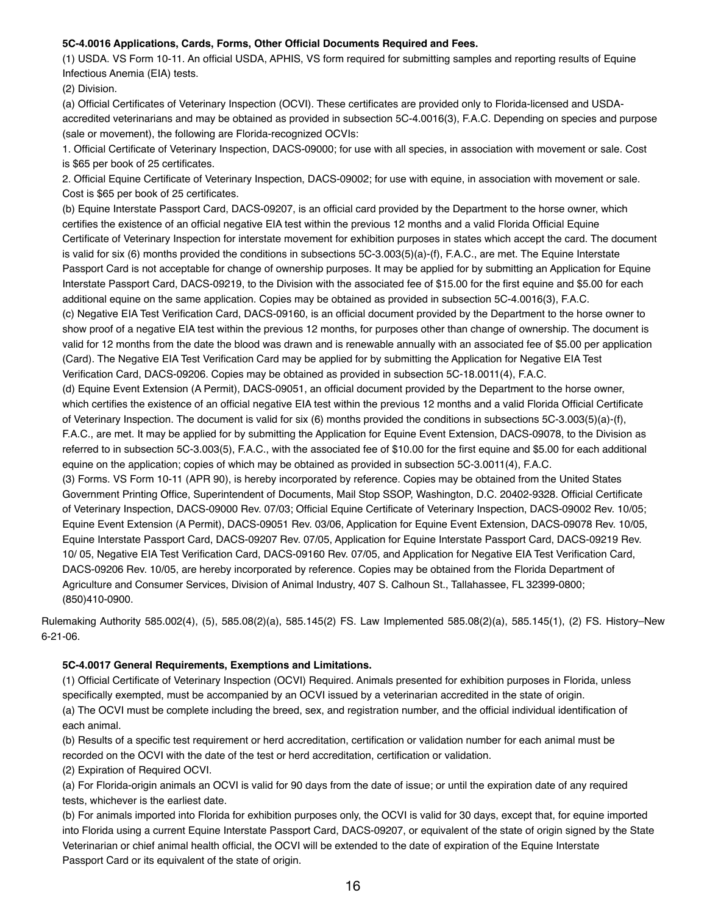**5C-4.0016 Applications, Cards, Forms, Other Official Documents Required and Fees.**

(1) USDA. VS Form 10-11. An official USDA, APHIS, VS form required for submitting samples and reporting results of Equine Infectious Anemia (EIA) tests.

(2) Division.

(a) Official Certificates of Veterinary Inspection (OCVI). These certificates are provided only to Florida-licensed and USDA-accredited veterinarians and may be obtained as provided in subsection 5C-4.0016(3), F.A.C. Depending on species and purpose (sale or movement), the following are Florida-recognized OCVIs:

1. Official Certificate of Veterinary Inspection, DACS-09000; for use with all species, in association with movement or sale. Cost is $65 per book of 25 certificates.

2. Official Equine Certificate of Veterinary Inspection, DACS-09002; for use with equine, in association with movement or sale. Cost is $65 per book of 25 certificates.

(b) Equine Interstate Passport Card, DACS-09207, is an official card provided by the Department to the horse owner, which certifies the existence of an official negative EIA test within the previous 12 months and a valid Florida Official Equine Certificate of Veterinary Inspection for interstate movement for exhibition purposes in states which accept the card. The document is valid for six (6) months provided the conditions in subsections 5C-3.003(5)(a)-(f), F.A.C., are met. The Equine Interstate Passport Card is not acceptable for change of ownership purposes. It may be applied for by submitting an Application for Equine Interstate Passport Card, DACS-09219, to the Division with the associated fee of $15.00 for the first equine and $5.00 for each additional equine on the same application. Copies may be obtained as provided in subsection 5C-4.0016(3), F.A.C.

(c) Negative EIA Test Verification Card, DACS-09160, is an official document provided by the Department to the horse owner to show proof of a negative EIA test within the previous 12 months, for purposes other than change of ownership. The document is valid for 12 months from the date the blood was drawn and is renewable annually with an associated fee of $5.00 per application (Card). The Negative EIA Test Verification Card may be applied for by submitting the Application for Negative EIA Test Verification Card, DACS-09206. Copies may be obtained as provided in subsection 5C-18.0011(4), F.A.C.

(d) Equine Event Extension (A Permit), DACS-09051, an official document provided by the Department to the horse owner, which certifies the existence of an official negative EIA test within the previous 12 months and a valid Florida Official Certificate of Veterinary Inspection. The document is valid for six (6) months provided the conditions in subsections 5C-3.003(5)(a)-(f), F.A.C., are met. It may be applied for by submitting the Application for Equine Event Extension, DACS-09078, to the Division as referred to in subsection 5C-3.003(5), F.A.C., with the associated fee of $10.00 for the first equine and $5.00 for each additional equine on the application; copies of which may be obtained as provided in subsection 5C-3.0011(4), F.A.C.

(3) Forms. VS Form 10-11 (APR 90), is hereby incorporated by reference. Copies may be obtained from the United States Government Printing Office, Superintendent of Documents, Mail Stop SSOP, Washington, D.C. 20402-9328. Official Certificate of Veterinary Inspection, DACS-09000 Rev. 07/03; Official Equine Certificate of Veterinary Inspection, DACS-09002 Rev. 10/05; Equine Event Extension (A Permit), DACS-09051 Rev. 03/06, Application for Equine Event Extension, DACS-09078 Rev. 10/05, Equine Interstate Passport Card, DACS-09207 Rev. 07/05, Application for Equine Interstate Passport Card, DACS-09219 Rev. 10/ 05, Negative EIA Test Verification Card, DACS-09160 Rev. 07/05, and Application for Negative EIA Test Verification Card, DACS-09206 Rev. 10/05, are hereby incorporated by reference. Copies may be obtained from the Florida Department of Agriculture and Consumer Services, Division of Animal Industry, 407 S. Calhoun St., Tallahassee, FL 32399-0800; (850)410-0900.

Rulemaking Authority 585.002(4), (5), 585.08(2)(a), 585.145(2) FS. Law Implemented 585.08(2)(a), 585.145(1), (2) FS. History–New 6-21-06.

**5C-4.0017 General Requirements, Exemptions and Limitations.**

(1) Official Certificate of Veterinary Inspection (OCVI) Required. Animals presented for exhibition purposes in Florida, unless specifically exempted, must be accompanied by an OCVI issued by a veterinarian accredited in the state of origin.

(a) The OCVI must be complete including the breed, sex, and registration number, and the official individual identification of each animal.

(b) Results of a specific test requirement or herd accreditation, certification or validation number for each animal must be recorded on the OCVI with the date of the test or herd accreditation, certification or validation.

(2) Expiration of Required OCVI.

(a) For Florida-origin animals an OCVI is valid for 90 days from the date of issue; or until the expiration date of any required tests, whichever is the earliest date.

(b) For animals imported into Florida for exhibition purposes only, the OCVI is valid for 30 days, except that, for equine imported into Florida using a current Equine Interstate Passport Card, DACS-09207, or equivalent of the state of origin signed by the State Veterinarian or chief animal health official, the OCVI will be extended to the date of expiration of the Equine Interstate Passport Card or its equivalent of the state of origin.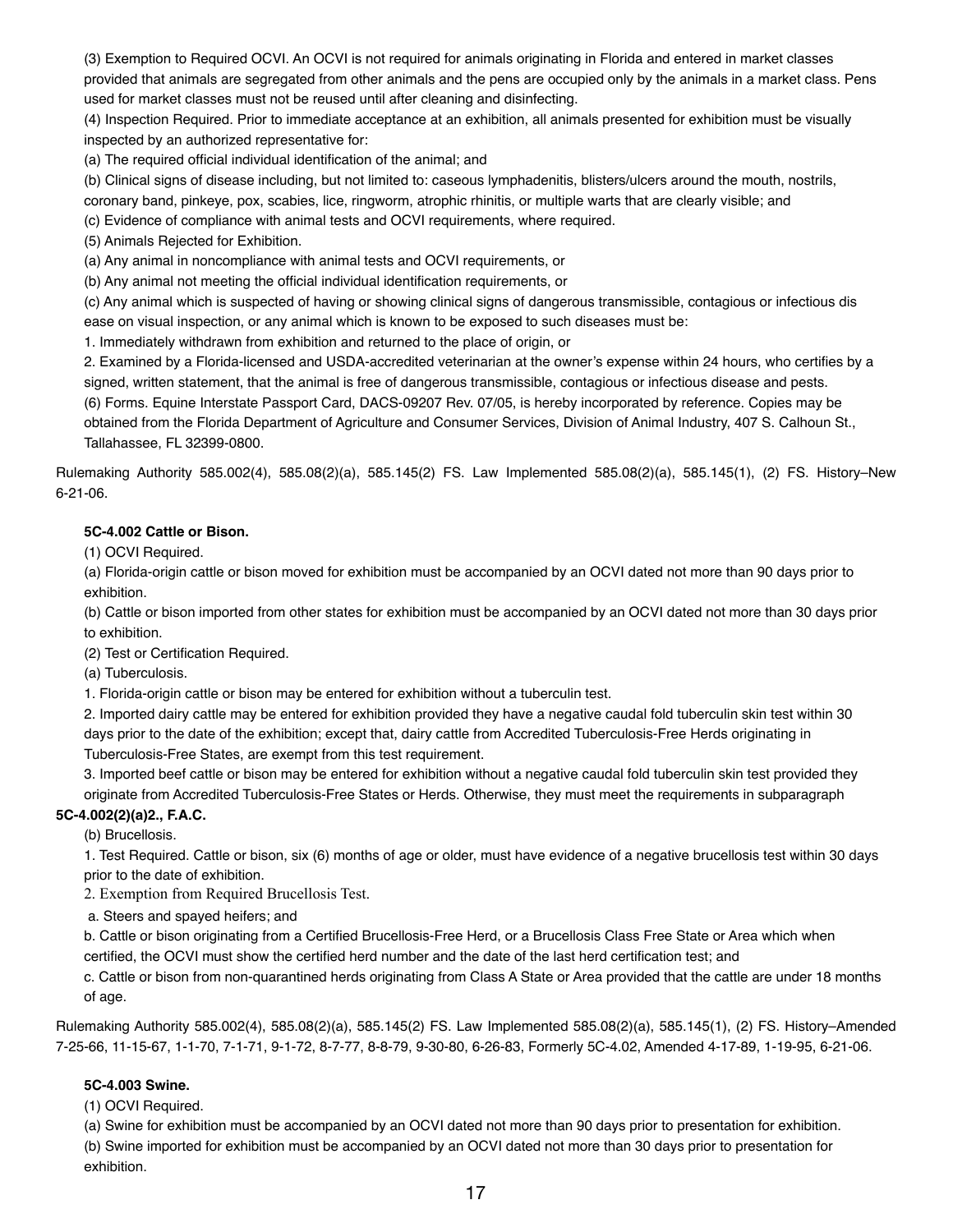(3) Exemption to Required OCVI. An OCVI is not required for animals originating in Florida and entered in market classes provided that animals are segregated from other animals and the pens are occupied only by the animals in a market class. Pens used for market classes must not be reused until after cleaning and disinfecting.

(4) Inspection Required. Prior to immediate acceptance at an exhibition, all animals presented for exhibition must be visually inspected by an authorized representative for:

(a) The required official individual identification of the animal; and

(b) Clinical signs of disease including, but not limited to: caseous lymphadenitis, blisters/ulcers around the mouth, nostrils, coronary band, pinkeye, pox, scabies, lice, ringworm, atrophic rhinitis, or multiple warts that are clearly visible; and

(c) Evidence of compliance with animal tests and OCVI requirements, where required.

(5) Animals Rejected for Exhibition.

(a) Any animal in noncompliance with animal tests and OCVI requirements, or

(b) Any animal not meeting the official individual identification requirements, or

(c) Any animal which is suspected of having or showing clinical signs of dangerous transmissible, contagious or infectious disease on visual inspection, or any animal which is known to be exposed to such diseases must be:

1. Immediately withdrawn from exhibition and returned to the place of origin, or

2. Examined by a Florida-licensed and USDA-accredited veterinarian at the owner's expense within 24 hours, who certifies by a signed, written statement, that the animal is free of dangerous transmissible, contagious or infectious disease and pests.

(6) Forms. Equine Interstate Passport Card, DACS-09207 Rev. 07/05, is hereby incorporated by reference. Copies may be obtained from the Florida Department of Agriculture and Consumer Services, Division of Animal Industry, 407 S. Calhoun St., Tallahassee, FL 32399-0800.

Rulemaking Authority 585.002(4), 585.08(2)(a), 585.145(2) FS. Law Implemented 585.08(2)(a), 585.145(1), (2) FS. History–New 6-21-06.

**5C-4.002 Cattle or Bison.**

(1) OCVI Required.

(a) Florida-origin cattle or bison moved for exhibition must be accompanied by an OCVI dated not more than 90 days prior to exhibition.

(b) Cattle or bison imported from other states for exhibition must be accompanied by an OCVI dated not more than 30 days prior to exhibition.

(2) Test or Certification Required.

(a) Tuberculosis.

1. Florida-origin cattle or bison may be entered for exhibition without a tuberculin test.

2. Imported dairy cattle may be entered for exhibition provided they have a negative caudal fold tuberculin skin test within 30 days prior to the date of the exhibition; except that, dairy cattle from Accredited Tuberculosis-Free Herds originating in Tuberculosis-Free States, are exempt from this test requirement.

3. Imported beef cattle or bison may be entered for exhibition without a negative caudal fold tuberculin skin test provided they originate from Accredited Tuberculosis-Free States or Herds. Otherwise, they must meet the requirements in subparagraph **5C-4.002(2)(a)2., F.A.C.**

(b) Brucellosis.

1. Test Required. Cattle or bison, six (6) months of age or older, must have evidence of a negative brucellosis test within 30 days prior to the date of exhibition.

2. Exemption from Required Brucellosis Test.

a. Steers and spayed heifers; and

b. Cattle or bison originating from a Certified Brucellosis-Free Herd, or a Brucellosis Class Free State or Area which when certified, the OCVI must show the certified herd number and the date of the last herd certification test; and

c. Cattle or bison from non-quarantined herds originating from Class A State or Area provided that the cattle are under 18 months of age.

Rulemaking Authority 585.002(4), 585.08(2)(a), 585.145(2) FS. Law Implemented 585.08(2)(a), 585.145(1), (2) FS. History–Amended 7-25-66, 11-15-67, 1-1-70, 7-1-71, 9-1-72, 8-7-77, 8-8-79, 9-30-80, 6-26-83, Formerly 5C-4.02, Amended 4-17-89, 1-19-95, 6-21-06.

**5C-4.003 Swine.**

(1) OCVI Required.

(a) Swine for exhibition must be accompanied by an OCVI dated not more than 90 days prior to presentation for exhibition.

(b) Swine imported for exhibition must be accompanied by an OCVI dated not more than 30 days prior to presentation for exhibition.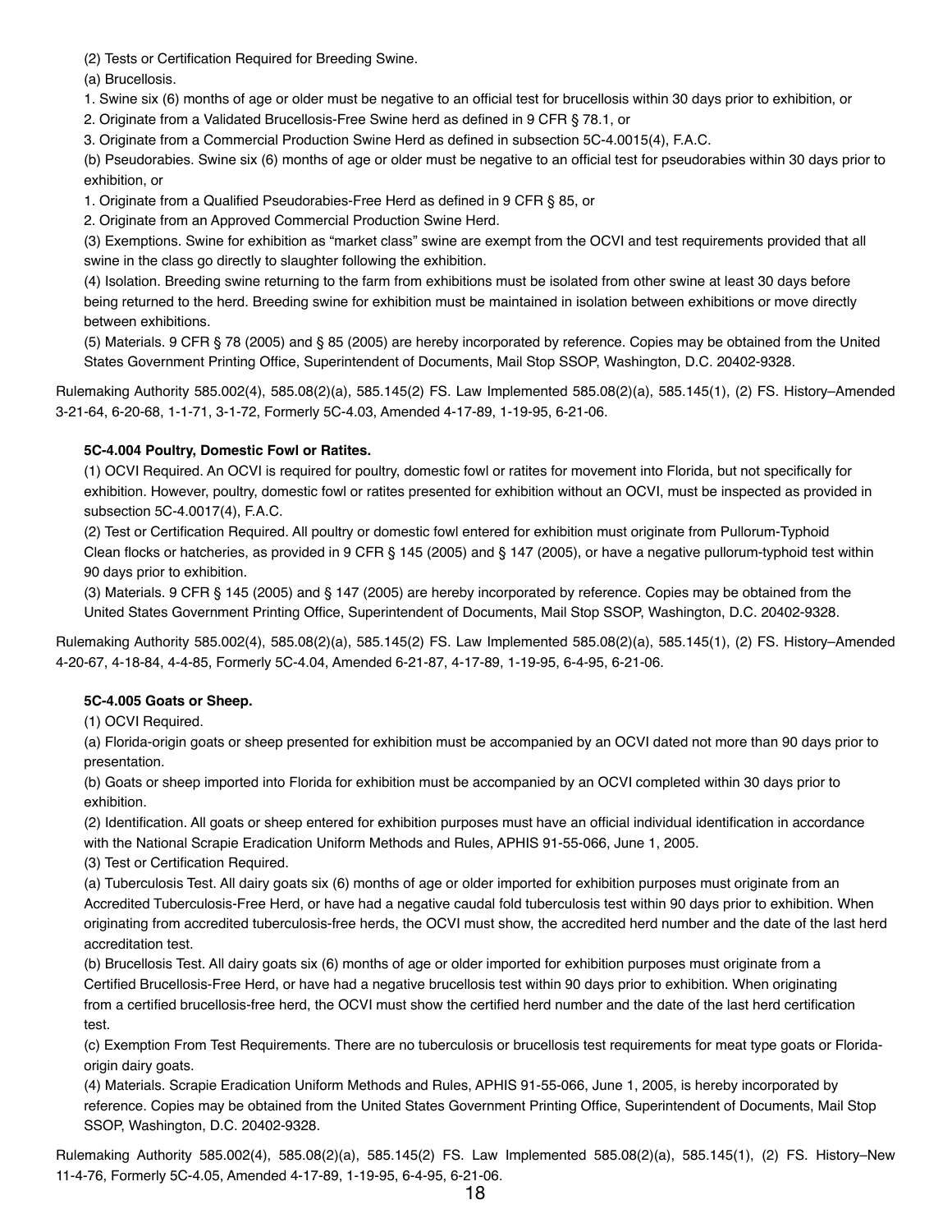(2) Tests or Certification Required for Breeding Swine.

(a) Brucellosis.

1. Swine six (6) months of age or older must be negative to an official test for brucellosis within 30 days prior to exhibition, or

2. Originate from a Validated Brucellosis-Free Swine herd as defined in 9 CFR § 78.1, or

3. Originate from a Commercial Production Swine Herd as defined in subsection 5C-4.0015(4), F.A.C.

(b) Pseudorabies. Swine six (6) months of age or older must be negative to an official test for pseudorabies within 30 days prior to exhibition, or

1. Originate from a Qualified Pseudorabies-Free Herd as defined in 9 CFR § 85, or

2. Originate from an Approved Commercial Production Swine Herd.

(3) Exemptions. Swine for exhibition as "market class" swine are exempt from the OCVI and test requirements provided that all swine in the class go directly to slaughter following the exhibition.

(4) Isolation. Breeding swine returning to the farm from exhibitions must be isolated from other swine at least 30 days before being returned to the herd. Breeding swine for exhibition must be maintained in isolation between exhibitions or move directly between exhibitions.

(5) Materials. 9 CFR § 78 (2005) and § 85 (2005) are hereby incorporated by reference. Copies may be obtained from the United States Government Printing Office, Superintendent of Documents, Mail Stop SSOP, Washington, D.C. 20402-9328.

Rulemaking Authority 585.002(4), 585.08(2)(a), 585.145(2) FS. Law Implemented 585.08(2)(a), 585.145(1), (2) FS. History–Amended 3-21-64, 6-20-68, 1-1-71, 3-1-72, Formerly 5C-4.03, Amended 4-17-89, 1-19-95, 6-21-06.

**5C-4.004 Poultry, Domestic Fowl or Ratites.**

(1) OCVI Required. An OCVI is required for poultry, domestic fowl or ratites for movement into Florida, but not specifically for exhibition. However, poultry, domestic fowl or ratites presented for exhibition without an OCVI, must be inspected as provided in subsection 5C-4.0017(4), F.A.C.

(2) Test or Certification Required. All poultry or domestic fowl entered for exhibition must originate from Pullorum-Typhoid Clean flocks or hatcheries, as provided in 9 CFR § 145 (2005) and § 147 (2005), or have a negative pullorum-typhoid test within 90 days prior to exhibition.

(3) Materials. 9 CFR § 145 (2005) and § 147 (2005) are hereby incorporated by reference. Copies may be obtained from the United States Government Printing Office, Superintendent of Documents, Mail Stop SSOP, Washington, D.C. 20402-9328.

Rulemaking Authority 585.002(4), 585.08(2)(a), 585.145(2) FS. Law Implemented 585.08(2)(a), 585.145(1), (2) FS. History–Amended 4-20-67, 4-18-84, 4-4-85, Formerly 5C-4.04, Amended 6-21-87, 4-17-89, 1-19-95, 6-4-95, 6-21-06.

**5C-4.005 Goats or Sheep.**

(1) OCVI Required.

(a) Florida-origin goats or sheep presented for exhibition must be accompanied by an OCVI dated not more than 90 days prior to presentation.

(b) Goats or sheep imported into Florida for exhibition must be accompanied by an OCVI completed within 30 days prior to exhibition.

(2) Identification. All goats or sheep entered for exhibition purposes must have an official individual identification in accordance with the National Scrapie Eradication Uniform Methods and Rules, APHIS 91-55-066, June 1, 2005.

(3) Test or Certification Required.

(a) Tuberculosis Test. All dairy goats six (6) months of age or older imported for exhibition purposes must originate from an Accredited Tuberculosis-Free Herd, or have had a negative caudal fold tuberculosis test within 90 days prior to exhibition. When originating from accredited tuberculosis-free herds, the OCVI must show, the accredited herd number and the date of the last herd accreditation test.

(b) Brucellosis Test. All dairy goats six (6) months of age or older imported for exhibition purposes must originate from a Certified Brucellosis-Free Herd, or have had a negative brucellosis test within 90 days prior to exhibition. When originating from a certified brucellosis-free herd, the OCVI must show the certified herd number and the date of the last herd certification test.

(c) Exemption From Test Requirements. There are no tuberculosis or brucellosis test requirements for meat type goats or Florida-origin dairy goats.

(4) Materials. Scrapie Eradication Uniform Methods and Rules, APHIS 91-55-066, June 1, 2005, is hereby incorporated by reference. Copies may be obtained from the United States Government Printing Office, Superintendent of Documents, Mail Stop SSOP, Washington, D.C. 20402-9328.

Rulemaking Authority 585.002(4), 585.08(2)(a), 585.145(2) FS. Law Implemented 585.08(2)(a), 585.145(1), (2) FS. History–New 11-4-76, Formerly 5C-4.05, Amended 4-17-89, 1-19-95, 6-4-95, 6-21-06.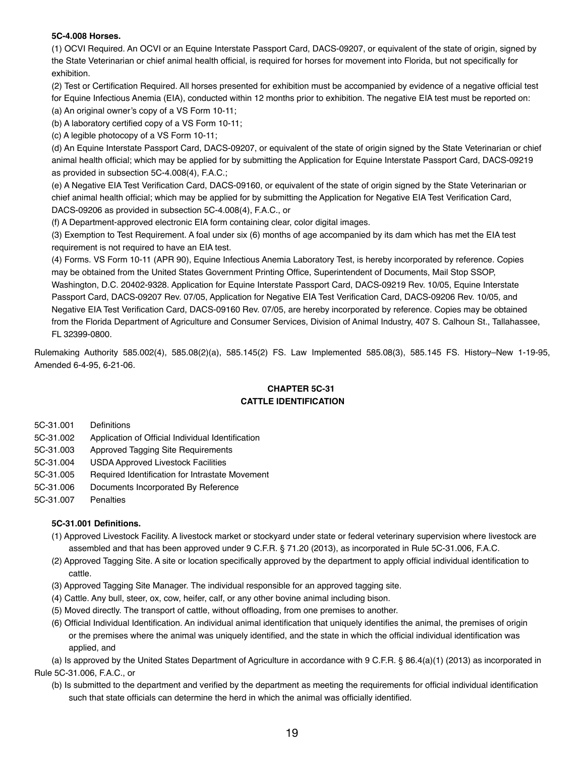**5C-4.008 Horses.**

(1) OCVI Required. An OCVI or an Equine Interstate Passport Card, DACS-09207, or equivalent of the state of origin, signed by the State Veterinarian or chief animal health official, is required for horses for movement into Florida, but not specifically for exhibition.

(2) Test or Certification Required. All horses presented for exhibition must be accompanied by evidence of a negative official test for Equine Infectious Anemia (EIA), conducted within 12 months prior to exhibition. The negative EIA test must be reported on:

(a) An original owner's copy of a VS Form 10-11;

(b) A laboratory certified copy of a VS Form 10-11;

(c) A legible photocopy of a VS Form 10-11;

(d) An Equine Interstate Passport Card, DACS-09207, or equivalent of the state of origin signed by the State Veterinarian or chief animal health official; which may be applied for by submitting the Application for Equine Interstate Passport Card, DACS-09219 as provided in subsection 5C-4.008(4), F.A.C.;

(e) A Negative EIA Test Verification Card, DACS-09160, or equivalent of the state of origin signed by the State Veterinarian or chief animal health official; which may be applied for by submitting the Application for Negative EIA Test Verification Card, DACS-09206 as provided in subsection 5C-4.008(4), F.A.C., or

(f) A Department-approved electronic EIA form containing clear, color digital images.

(3) Exemption to Test Requirement. A foal under six (6) months of age accompanied by its dam which has met the EIA test requirement is not required to have an EIA test.

(4) Forms. VS Form 10-11 (APR 90), Equine Infectious Anemia Laboratory Test, is hereby incorporated by reference. Copies may be obtained from the United States Government Printing Office, Superintendent of Documents, Mail Stop SSOP, Washington, D.C. 20402-9328. Application for Equine Interstate Passport Card, DACS-09219 Rev. 10/05, Equine Interstate Passport Card, DACS-09207 Rev. 07/05, Application for Negative EIA Test Verification Card, DACS-09206 Rev. 10/05, and Negative EIA Test Verification Card, DACS-09160 Rev. 07/05, are hereby incorporated by reference. Copies may be obtained from the Florida Department of Agriculture and Consumer Services, Division of Animal Industry, 407 S. Calhoun St., Tallahassee, FL 32399-0800.

Rulemaking Authority 585.002(4), 585.08(2)(a), 585.145(2) FS. Law Implemented 585.08(3), 585.145 FS. History–New 1-19-95, Amended 6-4-95, 6-21-06.

## CHAPTER 5C-31
## CATTLE IDENTIFICATION

5C-31.001 Definitions
5C-31.002 Application of Official Individual Identification
5C-31.003 Approved Tagging Site Requirements
5C-31.004 USDA Approved Livestock Facilities
5C-31.005 Required Identification for Intrastate Movement
5C-31.006 Documents Incorporated By Reference
5C-31.007 Penalties

**5C-31.001 Definitions.**

(1) Approved Livestock Facility. A livestock market or stockyard under state or federal veterinary supervision where livestock are assembled and that has been approved under 9 C.F.R. § 71.20 (2013), as incorporated in Rule 5C-31.006, F.A.C.

(2) Approved Tagging Site. A site or location specifically approved by the department to apply official individual identification to cattle.

(3) Approved Tagging Site Manager. The individual responsible for an approved tagging site.

(4) Cattle. Any bull, steer, ox, cow, heifer, calf, or any other bovine animal including bison.

(5) Moved directly. The transport of cattle, without offloading, from one premises to another.

(6) Official Individual Identification. An individual animal identification that uniquely identifies the animal, the premises of origin or the premises where the animal was uniquely identified, and the state in which the official individual identification was applied, and

(a) Is approved by the United States Department of Agriculture in accordance with 9 C.F.R. § 86.4(a)(1) (2013) as incorporated in Rule 5C-31.006, F.A.C., or

(b) Is submitted to the department and verified by the department as meeting the requirements for official individual identification such that state officials can determine the herd in which the animal was officially identified.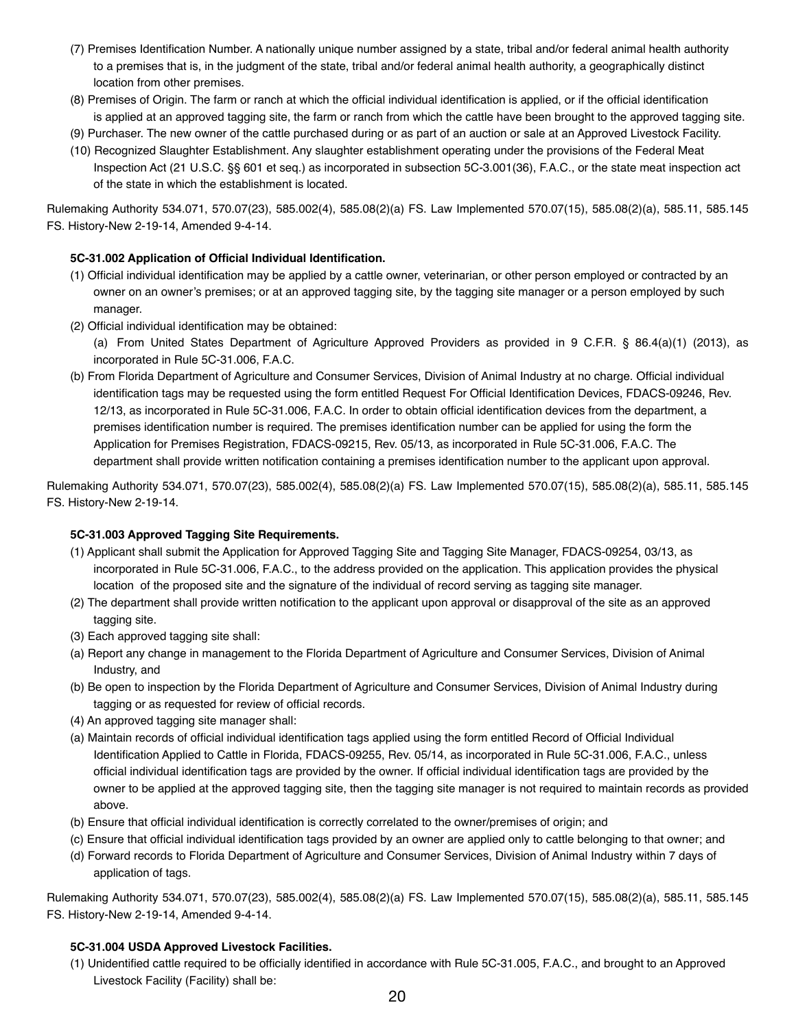(7) Premises Identification Number. A nationally unique number assigned by a state, tribal and/or federal animal health authority to a premises that is, in the judgment of the state, tribal and/or federal animal health authority, a geographically distinct location from other premises.

(8) Premises of Origin. The farm or ranch at which the official individual identification is applied, or if the official identification is applied at an approved tagging site, the farm or ranch from which the cattle have been brought to the approved tagging site.

(9) Purchaser. The new owner of the cattle purchased during or as part of an auction or sale at an Approved Livestock Facility.

(10) Recognized Slaughter Establishment. Any slaughter establishment operating under the provisions of the Federal Meat Inspection Act (21 U.S.C. §§ 601 et seq.) as incorporated in subsection 5C-3.001(36), F.A.C., or the state meat inspection act of the state in which the establishment is located.

Rulemaking Authority 534.071, 570.07(23), 585.002(4), 585.08(2)(a) FS. Law Implemented 570.07(15), 585.08(2)(a), 585.11, 585.145 FS. History-New 2-19-14, Amended 9-4-14.

**5C-31.002 Application of Official Individual Identification.**

(1) Official individual identification may be applied by a cattle owner, veterinarian, or other person employed or contracted by an owner on an owner's premises; or at an approved tagging site, by the tagging site manager or a person employed by such manager.

(2) Official individual identification may be obtained:

(a) From United States Department of Agriculture Approved Providers as provided in 9 C.F.R. § 86.4(a)(1) (2013), as incorporated in Rule 5C-31.006, F.A.C.

(b) From Florida Department of Agriculture and Consumer Services, Division of Animal Industry at no charge. Official individual identification tags may be requested using the form entitled Request For Official Identification Devices, FDACS-09246, Rev. 12/13, as incorporated in Rule 5C-31.006, F.A.C. In order to obtain official identification devices from the department, a premises identification number is required. The premises identification number can be applied for using the form the Application for Premises Registration, FDACS-09215, Rev. 05/13, as incorporated in Rule 5C-31.006, F.A.C. The department shall provide written notification containing a premises identification number to the applicant upon approval.

Rulemaking Authority 534.071, 570.07(23), 585.002(4), 585.08(2)(a) FS. Law Implemented 570.07(15), 585.08(2)(a), 585.11, 585.145 FS. History-New 2-19-14.

**5C-31.003 Approved Tagging Site Requirements.**

(1) Applicant shall submit the Application for Approved Tagging Site and Tagging Site Manager, FDACS-09254, 03/13, as incorporated in Rule 5C-31.006, F.A.C., to the address provided on the application. This application provides the physical location of the proposed site and the signature of the individual of record serving as tagging site manager.

(2) The department shall provide written notification to the applicant upon approval or disapproval of the site as an approved tagging site.

(3) Each approved tagging site shall:

(a) Report any change in management to the Florida Department of Agriculture and Consumer Services, Division of Animal Industry, and

(b) Be open to inspection by the Florida Department of Agriculture and Consumer Services, Division of Animal Industry during tagging or as requested for review of official records.

(4) An approved tagging site manager shall:

(a) Maintain records of official individual identification tags applied using the form entitled Record of Official Individual Identification Applied to Cattle in Florida, FDACS-09255, Rev. 05/14, as incorporated in Rule 5C-31.006, F.A.C., unless official individual identification tags are provided by the owner. If official individual identification tags are provided by the owner to be applied at the approved tagging site, then the tagging site manager is not required to maintain records as provided above.

(b) Ensure that official individual identification is correctly correlated to the owner/premises of origin; and

(c) Ensure that official individual identification tags provided by an owner are applied only to cattle belonging to that owner; and

(d) Forward records to Florida Department of Agriculture and Consumer Services, Division of Animal Industry within 7 days of application of tags.

Rulemaking Authority 534.071, 570.07(23), 585.002(4), 585.08(2)(a) FS. Law Implemented 570.07(15), 585.08(2)(a), 585.11, 585.145 FS. History-New 2-19-14, Amended 9-4-14.

**5C-31.004 USDA Approved Livestock Facilities.**

(1) Unidentified cattle required to be officially identified in accordance with Rule 5C-31.005, F.A.C., and brought to an Approved Livestock Facility (Facility) shall be: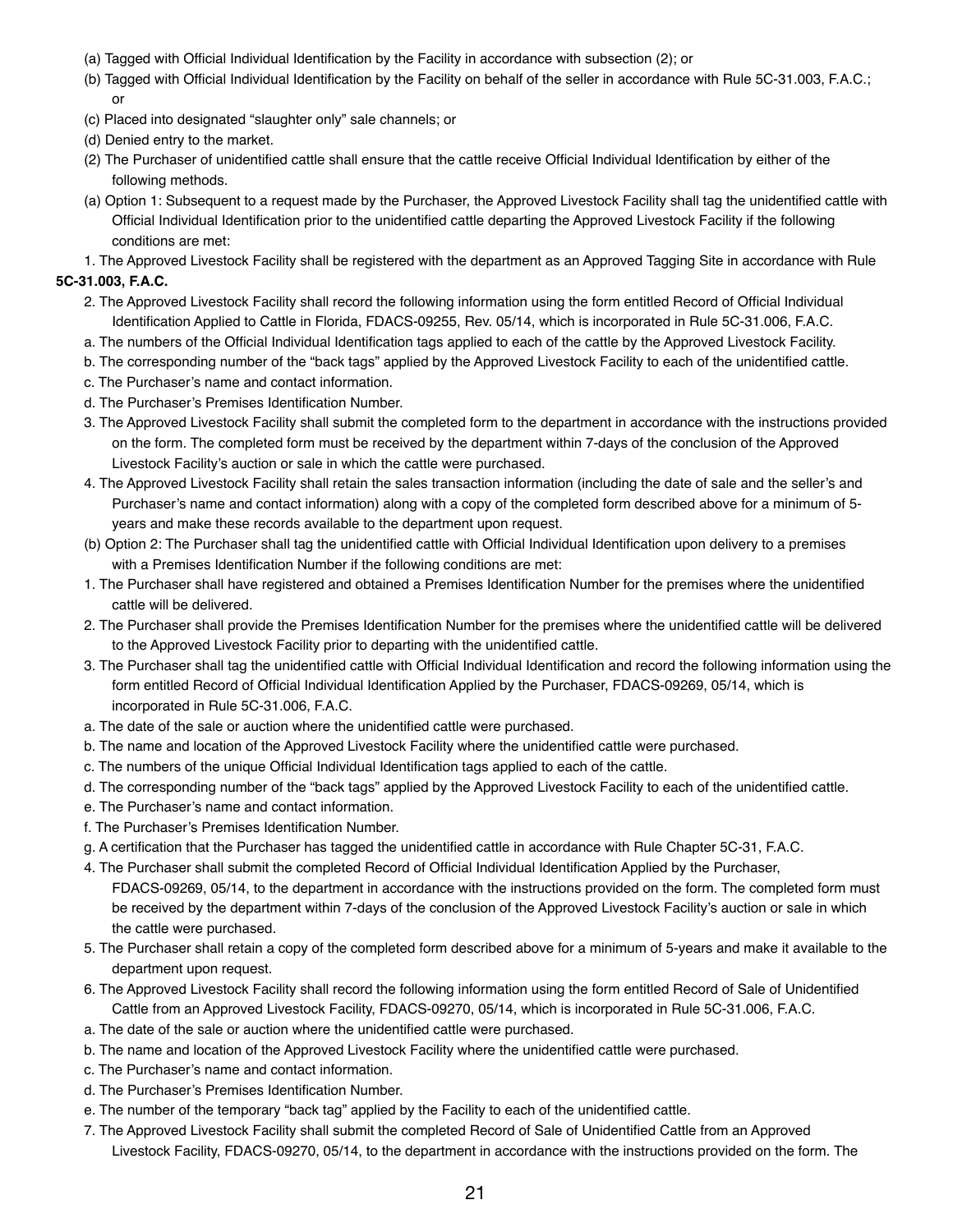(a) Tagged with Official Individual Identification by the Facility in accordance with subsection (2); or

(b) Tagged with Official Individual Identification by the Facility on behalf of the seller in accordance with Rule 5C-31.003, F.A.C.; or

(c) Placed into designated "slaughter only" sale channels; or

(d) Denied entry to the market.

(2) The Purchaser of unidentified cattle shall ensure that the cattle receive Official Individual Identification by either of the following methods.

(a) Option 1: Subsequent to a request made by the Purchaser, the Approved Livestock Facility shall tag the unidentified cattle with Official Individual Identification prior to the unidentified cattle departing the Approved Livestock Facility if the following conditions are met:

1. The Approved Livestock Facility shall be registered with the department as an Approved Tagging Site in accordance with Rule **5C-31.003, F.A.C.**

2. The Approved Livestock Facility shall record the following information using the form entitled Record of Official Individual Identification Applied to Cattle in Florida, FDACS-09255, Rev. 05/14, which is incorporated in Rule 5C-31.006, F.A.C.

a. The numbers of the Official Individual Identification tags applied to each of the cattle by the Approved Livestock Facility.

b. The corresponding number of the "back tags" applied by the Approved Livestock Facility to each of the unidentified cattle.

c. The Purchaser's name and contact information.

d. The Purchaser's Premises Identification Number.

3. The Approved Livestock Facility shall submit the completed form to the department in accordance with the instructions provided on the form. The completed form must be received by the department within 7-days of the conclusion of the Approved Livestock Facility's auction or sale in which the cattle were purchased.

4. The Approved Livestock Facility shall retain the sales transaction information (including the date of sale and the seller's and Purchaser's name and contact information) along with a copy of the completed form described above for a minimum of 5-years and make these records available to the department upon request.

(b) Option 2: The Purchaser shall tag the unidentified cattle with Official Individual Identification upon delivery to a premises with a Premises Identification Number if the following conditions are met:

1. The Purchaser shall have registered and obtained a Premises Identification Number for the premises where the unidentified cattle will be delivered.

2. The Purchaser shall provide the Premises Identification Number for the premises where the unidentified cattle will be delivered to the Approved Livestock Facility prior to departing with the unidentified cattle.

3. The Purchaser shall tag the unidentified cattle with Official Individual Identification and record the following information using the form entitled Record of Official Individual Identification Applied by the Purchaser, FDACS-09269, 05/14, which is incorporated in Rule 5C-31.006, F.A.C.

a. The date of the sale or auction where the unidentified cattle were purchased.

b. The name and location of the Approved Livestock Facility where the unidentified cattle were purchased.

c. The numbers of the unique Official Individual Identification tags applied to each of the cattle.

d. The corresponding number of the "back tags" applied by the Approved Livestock Facility to each of the unidentified cattle.

e. The Purchaser's name and contact information.

f. The Purchaser's Premises Identification Number.

g. A certification that the Purchaser has tagged the unidentified cattle in accordance with Rule Chapter 5C-31, F.A.C.

4. The Purchaser shall submit the completed Record of Official Individual Identification Applied by the Purchaser, FDACS-09269, 05/14, to the department in accordance with the instructions provided on the form. The completed form must be received by the department within 7-days of the conclusion of the Approved Livestock Facility's auction or sale in which the cattle were purchased.

5. The Purchaser shall retain a copy of the completed form described above for a minimum of 5-years and make it available to the department upon request.

6. The Approved Livestock Facility shall record the following information using the form entitled Record of Sale of Unidentified Cattle from an Approved Livestock Facility, FDACS-09270, 05/14, which is incorporated in Rule 5C-31.006, F.A.C.

a. The date of the sale or auction where the unidentified cattle were purchased.

b. The name and location of the Approved Livestock Facility where the unidentified cattle were purchased.

c. The Purchaser's name and contact information.

d. The Purchaser's Premises Identification Number.

e. The number of the temporary "back tag" applied by the Facility to each of the unidentified cattle.

7. The Approved Livestock Facility shall submit the completed Record of Sale of Unidentified Cattle from an Approved Livestock Facility, FDACS-09270, 05/14, to the department in accordance with the instructions provided on the form. The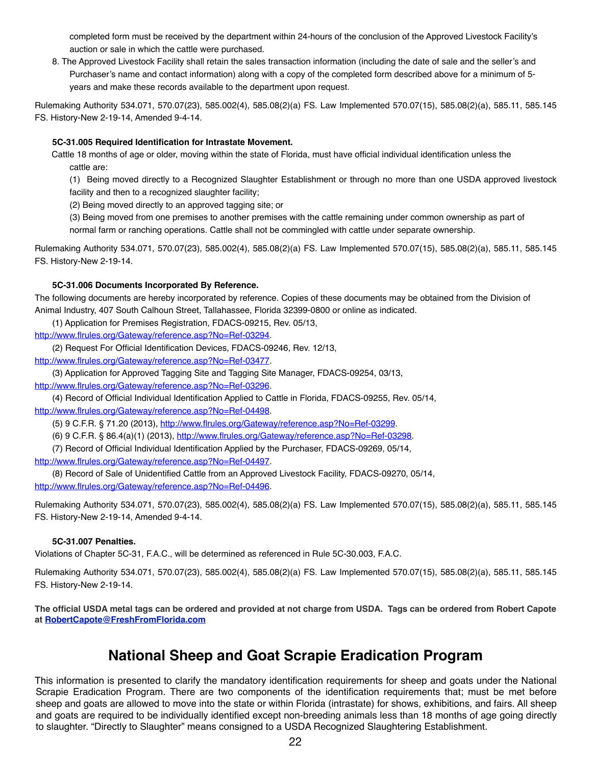completed form must be received by the department within 24-hours of the conclusion of the Approved Livestock Facility's auction or sale in which the cattle were purchased.

8. The Approved Livestock Facility shall retain the sales transaction information (including the date of sale and the seller's and Purchaser's name and contact information) along with a copy of the completed form described above for a minimum of 5-years and make these records available to the department upon request.

Rulemaking Authority 534.071, 570.07(23), 585.002(4), 585.08(2)(a) FS. Law Implemented 570.07(15), 585.08(2)(a), 585.11, 585.145 FS. History-New 2-19-14, Amended 9-4-14.

**5C-31.005 Required Identification for Intrastate Movement.**

Cattle 18 months of age or older, moving within the state of Florida, must have official individual identification unless the cattle are:

(1) Being moved directly to a Recognized Slaughter Establishment or through no more than one USDA approved livestock facility and then to a recognized slaughter facility;

(2) Being moved directly to an approved tagging site; or

(3) Being moved from one premises to another premises with the cattle remaining under common ownership as part of normal farm or ranching operations. Cattle shall not be commingled with cattle under separate ownership.

Rulemaking Authority 534.071, 570.07(23), 585.002(4), 585.08(2)(a) FS. Law Implemented 570.07(15), 585.08(2)(a), 585.11, 585.145 FS. History-New 2-19-14.

**5C-31.006 Documents Incorporated By Reference.**

The following documents are hereby incorporated by reference. Copies of these documents may be obtained from the Division of Animal Industry, 407 South Calhoun Street, Tallahassee, Florida 32399-0800 or online as indicated.

(1) Application for Premises Registration, FDACS-09215, Rev. 05/13, http://www.flrules.org/Gateway/reference.asp?No=Ref-03294.

(2) Request For Official Identification Devices, FDACS-09246, Rev. 12/13, http://www.flrules.org/Gateway/reference.asp?No=Ref-03477.

(3) Application for Approved Tagging Site and Tagging Site Manager, FDACS-09254, 03/13, http://www.flrules.org/Gateway/reference.asp?No=Ref-03296.

(4) Record of Official Individual Identification Applied to Cattle in Florida, FDACS-09255, Rev. 05/14, http://www.flrules.org/Gateway/reference.asp?No=Ref-04498.

(5) 9 C.F.R. § 71.20 (2013), http://www.flrules.org/Gateway/reference.asp?No=Ref-03299.

(6) 9 C.F.R. § 86.4(a)(1) (2013), http://www.flrules.org/Gateway/reference.asp?No=Ref-03298.

(7) Record of Official Individual Identification Applied by the Purchaser, FDACS-09269, 05/14, http://www.flrules.org/Gateway/reference.asp?No=Ref-04497.

(8) Record of Sale of Unidentified Cattle from an Approved Livestock Facility, FDACS-09270, 05/14, http://www.flrules.org/Gateway/reference.asp?No=Ref-04496.

Rulemaking Authority 534.071, 570.07(23), 585.002(4), 585.08(2)(a) FS. Law Implemented 570.07(15), 585.08(2)(a), 585.11, 585.145 FS. History-New 2-19-14, Amended 9-4-14.

**5C-31.007 Penalties.**

Violations of Chapter 5C-31, F.A.C., will be determined as referenced in Rule 5C-30.003, F.A.C.

Rulemaking Authority 534.071, 570.07(23), 585.002(4), 585.08(2)(a) FS. Law Implemented 570.07(15), 585.08(2)(a), 585.11, 585.145 FS. History-New 2-19-14.

**The official USDA metal tags can be ordered and provided at not charge from USDA. Tags can be ordered from Robert Capote at RobertCapote@FreshFromFlorida.com**

# National Sheep and Goat Scrapie Eradication Program

This information is presented to clarify the mandatory identification requirements for sheep and goats under the National Scrapie Eradication Program. There are two components of the identification requirements that; must be met before sheep and goats are allowed to move into the state or within Florida (intrastate) for shows, exhibitions, and fairs. All sheep and goats are required to be individually identified except non-breeding animals less than 18 months of age going directly to slaughter. "Directly to Slaughter" means consigned to a USDA Recognized Slaughtering Establishment.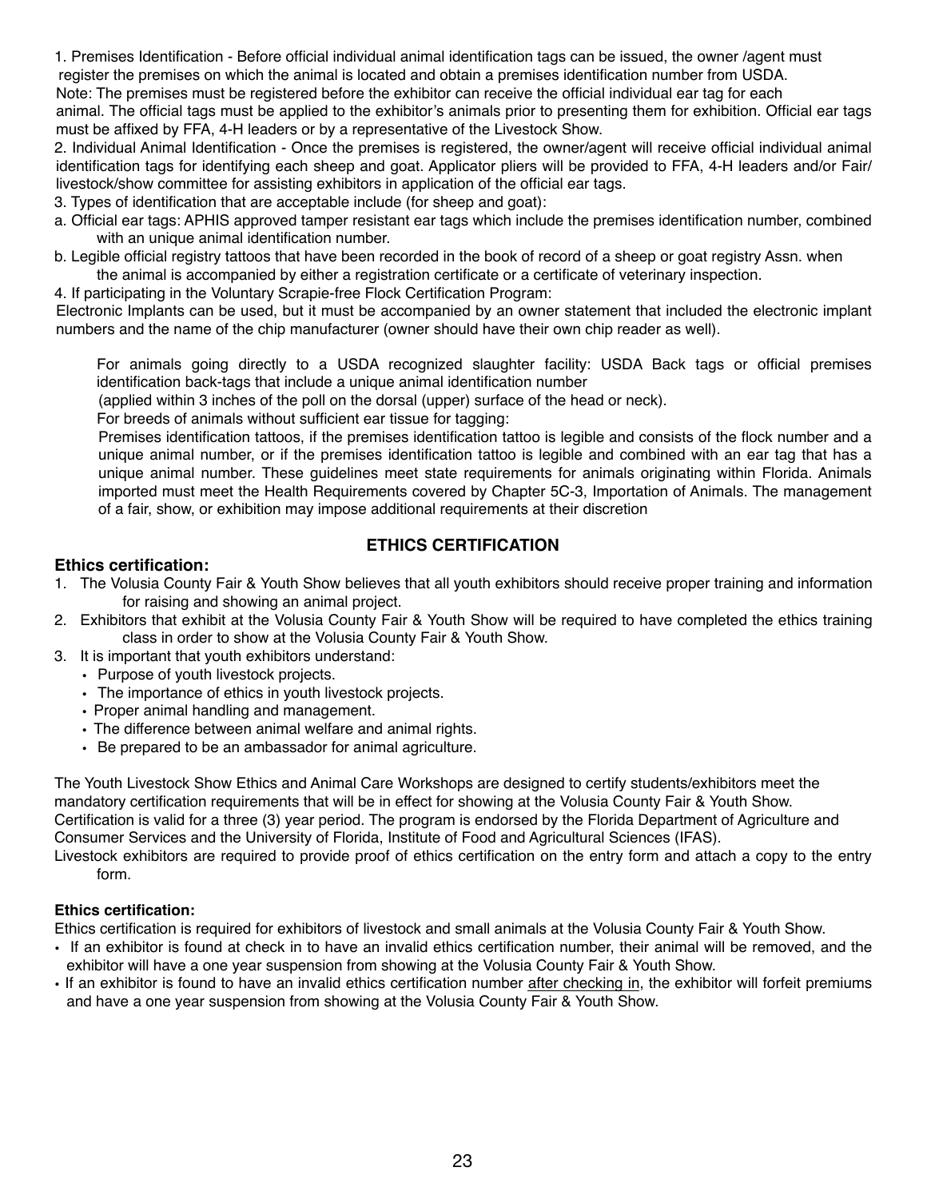1. Premises Identification - Before official individual animal identification tags can be issued, the owner /agent must register the premises on which the animal is located and obtain a premises identification number from USDA.
Note: The premises must be registered before the exhibitor can receive the official individual ear tag for each animal. The official tags must be applied to the exhibitor's animals prior to presenting them for exhibition. Official ear tags must be affixed by FFA, 4-H leaders or by a representative of the Livestock Show.
2. Individual Animal Identification - Once the premises is registered, the owner/agent will receive official individual animal identification tags for identifying each sheep and goat. Applicator pliers will be provided to FFA, 4-H leaders and/or Fair/ livestock/show committee for assisting exhibitors in application of the official ear tags.
3. Types of identification that are acceptable include (for sheep and goat):
a. Official ear tags: APHIS approved tamper resistant ear tags which include the premises identification number, combined with an unique animal identification number.
b. Legible official registry tattoos that have been recorded in the book of record of a sheep or goat registry Assn. when the animal is accompanied by either a registration certificate or a certificate of veterinary inspection.
4. If participating in the Voluntary Scrapie-free Flock Certification Program:
Electronic Implants can be used, but it must be accompanied by an owner statement that included the electronic implant numbers and the name of the chip manufacturer (owner should have their own chip reader as well).

For animals going directly to a USDA recognized slaughter facility: USDA Back tags or official premises identification back-tags that include a unique animal identification number (applied within 3 inches of the poll on the dorsal (upper) surface of the head or neck).

For breeds of animals without sufficient ear tissue for tagging:
Premises identification tattoos, if the premises identification tattoo is legible and consists of the flock number and a unique animal number, or if the premises identification tattoo is legible and combined with an ear tag that has a unique animal number. These guidelines meet state requirements for animals originating within Florida. Animals imported must meet the Health Requirements covered by Chapter 5C-3, Importation of Animals. The management of a fair, show, or exhibition may impose additional requirements at their discretion

## ETHICS CERTIFICATION

### Ethics certification:

1. The Volusia County Fair & Youth Show believes that all youth exhibitors should receive proper training and information for raising and showing an animal project.
2. Exhibitors that exhibit at the Volusia County Fair & Youth Show will be required to have completed the ethics training class in order to show at the Volusia County Fair & Youth Show.
3. It is important that youth exhibitors understand:
   - Purpose of youth livestock projects.
   - The importance of ethics in youth livestock projects.
   - Proper animal handling and management.
   - The difference between animal welfare and animal rights.
   - Be prepared to be an ambassador for animal agriculture.

The Youth Livestock Show Ethics and Animal Care Workshops are designed to certify students/exhibitors meet the mandatory certification requirements that will be in effect for showing at the Volusia County Fair & Youth Show. Certification is valid for a three (3) year period. The program is endorsed by the Florida Department of Agriculture and Consumer Services and the University of Florida, Institute of Food and Agricultural Sciences (IFAS).
Livestock exhibitors are required to provide proof of ethics certification on the entry form and attach a copy to the entry form.

**Ethics certification:**

Ethics certification is required for exhibitors of livestock and small animals at the Volusia County Fair & Youth Show.

- If an exhibitor is found at check in to have an invalid ethics certification number, their animal will be removed, and the exhibitor will have a one year suspension from showing at the Volusia County Fair & Youth Show.
- If an exhibitor is found to have an invalid ethics certification number after checking in, the exhibitor will forfeit premiums and have a one year suspension from showing at the Volusia County Fair & Youth Show.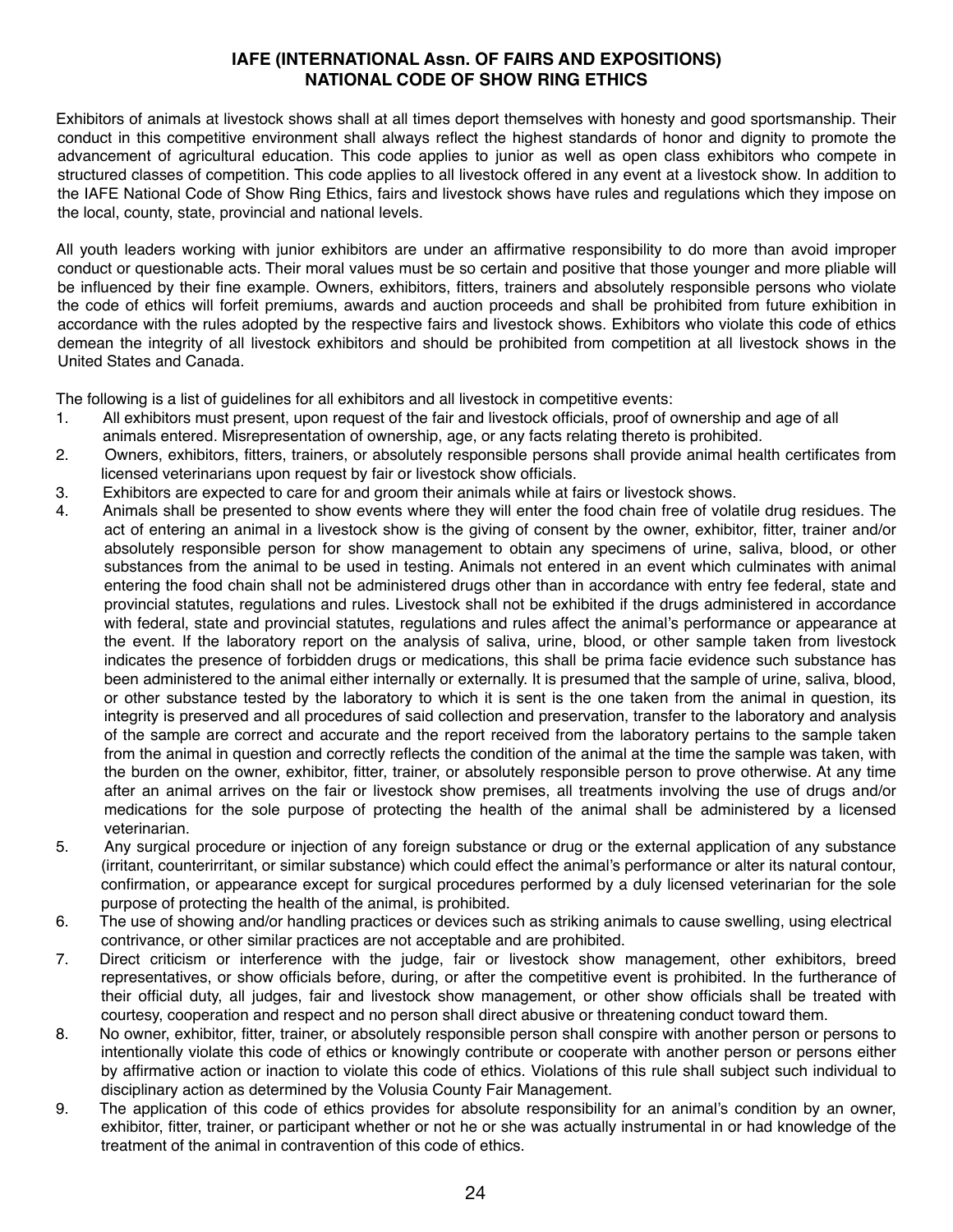## IAFE (INTERNATIONAL Assn. OF FAIRS AND EXPOSITIONS) NATIONAL CODE OF SHOW RING ETHICS

Exhibitors of animals at livestock shows shall at all times deport themselves with honesty and good sportsmanship. Their conduct in this competitive environment shall always reflect the highest standards of honor and dignity to promote the advancement of agricultural education. This code applies to junior as well as open class exhibitors who compete in structured classes of competition. This code applies to all livestock offered in any event at a livestock show. In addition to the IAFE National Code of Show Ring Ethics, fairs and livestock shows have rules and regulations which they impose on the local, county, state, provincial and national levels.

All youth leaders working with junior exhibitors are under an affirmative responsibility to do more than avoid improper conduct or questionable acts. Their moral values must be so certain and positive that those younger and more pliable will be influenced by their fine example. Owners, exhibitors, fitters, trainers and absolutely responsible persons who violate the code of ethics will forfeit premiums, awards and auction proceeds and shall be prohibited from future exhibition in accordance with the rules adopted by the respective fairs and livestock shows. Exhibitors who violate this code of ethics demean the integrity of all livestock exhibitors and should be prohibited from competition at all livestock shows in the United States and Canada.

The following is a list of guidelines for all exhibitors and all livestock in competitive events:

1. All exhibitors must present, upon request of the fair and livestock officials, proof of ownership and age of all animals entered. Misrepresentation of ownership, age, or any facts relating thereto is prohibited.
2. Owners, exhibitors, fitters, trainers, or absolutely responsible persons shall provide animal health certificates from licensed veterinarians upon request by fair or livestock show officials.
3. Exhibitors are expected to care for and groom their animals while at fairs or livestock shows.
4. Animals shall be presented to show events where they will enter the food chain free of volatile drug residues. The act of entering an animal in a livestock show is the giving of consent by the owner, exhibitor, fitter, trainer and/or absolutely responsible person for show management to obtain any specimens of urine, saliva, blood, or other substances from the animal to be used in testing. Animals not entered in an event which culminates with animal entering the food chain shall not be administered drugs other than in accordance with entry fee federal, state and provincial statutes, regulations and rules. Livestock shall not be exhibited if the drugs administered in accordance with federal, state and provincial statutes, regulations and rules affect the animal's performance or appearance at the event. If the laboratory report on the analysis of saliva, urine, blood, or other sample taken from livestock indicates the presence of forbidden drugs or medications, this shall be prima facie evidence such substance has been administered to the animal either internally or externally. It is presumed that the sample of urine, saliva, blood, or other substance tested by the laboratory to which it is sent is the one taken from the animal in question, its integrity is preserved and all procedures of said collection and preservation, transfer to the laboratory and analysis of the sample are correct and accurate and the report received from the laboratory pertains to the sample taken from the animal in question and correctly reflects the condition of the animal at the time the sample was taken, with the burden on the owner, exhibitor, fitter, trainer, or absolutely responsible person to prove otherwise. At any time after an animal arrives on the fair or livestock show premises, all treatments involving the use of drugs and/or medications for the sole purpose of protecting the health of the animal shall be administered by a licensed veterinarian.
5. Any surgical procedure or injection of any foreign substance or drug or the external application of any substance (irritant, counterirritant, or similar substance) which could effect the animal's performance or alter its natural contour, confirmation, or appearance except for surgical procedures performed by a duly licensed veterinarian for the sole purpose of protecting the health of the animal, is prohibited.
6. The use of showing and/or handling practices or devices such as striking animals to cause swelling, using electrical contrivance, or other similar practices are not acceptable and are prohibited.
7. Direct criticism or interference with the judge, fair or livestock show management, other exhibitors, breed representatives, or show officials before, during, or after the competitive event is prohibited. In the furtherance of their official duty, all judges, fair and livestock show management, or other show officials shall be treated with courtesy, cooperation and respect and no person shall direct abusive or threatening conduct toward them.
8. No owner, exhibitor, fitter, trainer, or absolutely responsible person shall conspire with another person or persons to intentionally violate this code of ethics or knowingly contribute or cooperate with another person or persons either by affirmative action or inaction to violate this code of ethics. Violations of this rule shall subject such individual to disciplinary action as determined by the Volusia County Fair Management.
9. The application of this code of ethics provides for absolute responsibility for an animal's condition by an owner, exhibitor, fitter, trainer, or participant whether or not he or she was actually instrumental in or had knowledge of the treatment of the animal in contravention of this code of ethics.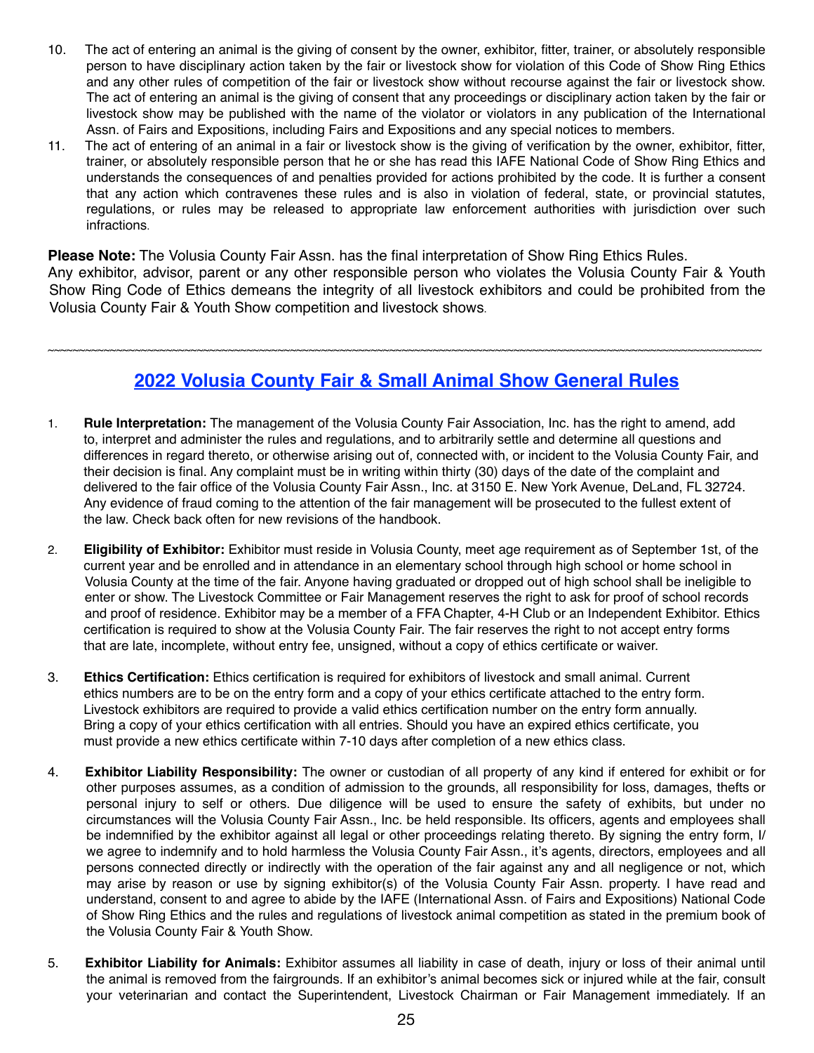10. The act of entering an animal is the giving of consent by the owner, exhibitor, fitter, trainer, or absolutely responsible person to have disciplinary action taken by the fair or livestock show for violation of this Code of Show Ring Ethics and any other rules of competition of the fair or livestock show without recourse against the fair or livestock show. The act of entering an animal is the giving of consent that any proceedings or disciplinary action taken by the fair or livestock show may be published with the name of the violator or violators in any publication of the International Assn. of Fairs and Expositions, including Fairs and Expositions and any special notices to members.
11. The act of entering of an animal in a fair or livestock show is the giving of verification by the owner, exhibitor, fitter, trainer, or absolutely responsible person that he or she has read this IAFE National Code of Show Ring Ethics and understands the consequences of and penalties provided for actions prohibited by the code. It is further a consent that any action which contravenes these rules and is also in violation of federal, state, or provincial statutes, regulations, or rules may be released to appropriate law enforcement authorities with jurisdiction over such infractions.

**Please Note:** The Volusia County Fair Assn. has the final interpretation of Show Ring Ethics Rules. Any exhibitor, advisor, parent or any other responsible person who violates the Volusia County Fair & Youth Show Ring Code of Ethics demeans the integrity of all livestock exhibitors and could be prohibited from the Volusia County Fair & Youth Show competition and livestock shows.

~~~~~~~~~~~~~~~~~~~~~~~~~~~~~~~~~~~~~~~~~~~~~~~~~~~~~~~~~~~~~~~~~~~~~~~~~~~~~~~~~~~~~~~~~~~~~~~~~~~~

## 2022 Volusia County Fair & Small Animal Show General Rules

1. **Rule Interpretation:** The management of the Volusia County Fair Association, Inc. has the right to amend, add to, interpret and administer the rules and regulations, and to arbitrarily settle and determine all questions and differences in regard thereto, or otherwise arising out of, connected with, or incident to the Volusia County Fair, and their decision is final. Any complaint must be in writing within thirty (30) days of the date of the complaint and delivered to the fair office of the Volusia County Fair Assn., Inc. at 3150 E. New York Avenue, DeLand, FL 32724. Any evidence of fraud coming to the attention of the fair management will be prosecuted to the fullest extent of the law. Check back often for new revisions of the handbook.

2. **Eligibility of Exhibitor:** Exhibitor must reside in Volusia County, meet age requirement as of September 1st, of the current year and be enrolled and in attendance in an elementary school through high school or home school in Volusia County at the time of the fair. Anyone having graduated or dropped out of high school shall be ineligible to enter or show. The Livestock Committee or Fair Management reserves the right to ask for proof of school records and proof of residence. Exhibitor may be a member of a FFA Chapter, 4-H Club or an Independent Exhibitor. Ethics certification is required to show at the Volusia County Fair. The fair reserves the right to not accept entry forms that are late, incomplete, without entry fee, unsigned, without a copy of ethics certificate or waiver.

3. **Ethics Certification:** Ethics certification is required for exhibitors of livestock and small animal. Current ethics numbers are to be on the entry form and a copy of your ethics certificate attached to the entry form. Livestock exhibitors are required to provide a valid ethics certification number on the entry form annually. Bring a copy of your ethics certification with all entries. Should you have an expired ethics certificate, you must provide a new ethics certificate within 7-10 days after completion of a new ethics class.

4. **Exhibitor Liability Responsibility:** The owner or custodian of all property of any kind if entered for exhibit or for other purposes assumes, as a condition of admission to the grounds, all responsibility for loss, damages, thefts or personal injury to self or others. Due diligence will be used to ensure the safety of exhibits, but under no circumstances will the Volusia County Fair Assn., Inc. be held responsible. Its officers, agents and employees shall be indemnified by the exhibitor against all legal or other proceedings relating thereto. By signing the entry form, I/we agree to indemnify and to hold harmless the Volusia County Fair Assn., it's agents, directors, employees and all persons connected directly or indirectly with the operation of the fair against any and all negligence or not, which may arise by reason or use by signing exhibitor(s) of the Volusia County Fair Assn. property. I have read and understand, consent to and agree to abide by the IAFE (International Assn. of Fairs and Expositions) National Code of Show Ring Ethics and the rules and regulations of livestock animal competition as stated in the premium book of the Volusia County Fair & Youth Show.

5. **Exhibitor Liability for Animals:** Exhibitor assumes all liability in case of death, injury or loss of their animal until the animal is removed from the fairgrounds. If an exhibitor's animal becomes sick or injured while at the fair, consult your veterinarian and contact the Superintendent, Livestock Chairman or Fair Management immediately. If an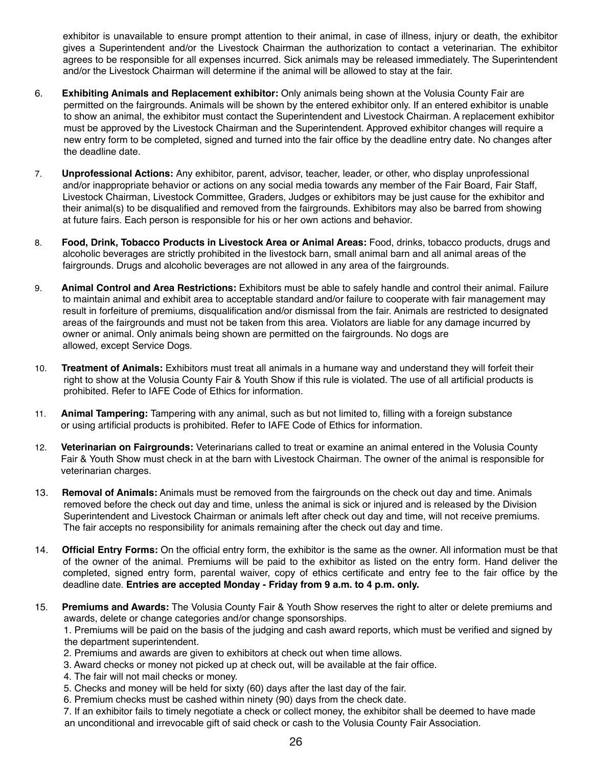exhibitor is unavailable to ensure prompt attention to their animal, in case of illness, injury or death, the exhibitor gives a Superintendent and/or the Livestock Chairman the authorization to contact a veterinarian. The exhibitor agrees to be responsible for all expenses incurred. Sick animals may be released immediately. The Superintendent and/or the Livestock Chairman will determine if the animal will be allowed to stay at the fair.

6. **Exhibiting Animals and Replacement exhibitor:** Only animals being shown at the Volusia County Fair are permitted on the fairgrounds. Animals will be shown by the entered exhibitor only. If an entered exhibitor is unable to show an animal, the exhibitor must contact the Superintendent and Livestock Chairman. A replacement exhibitor must be approved by the Livestock Chairman and the Superintendent. Approved exhibitor changes will require a new entry form to be completed, signed and turned into the fair office by the deadline entry date. No changes after the deadline date.

7. **Unprofessional Actions:** Any exhibitor, parent, advisor, teacher, leader, or other, who display unprofessional and/or inappropriate behavior or actions on any social media towards any member of the Fair Board, Fair Staff, Livestock Chairman, Livestock Committee, Graders, Judges or exhibitors may be just cause for the exhibitor and their animal(s) to be disqualified and removed from the fairgrounds. Exhibitors may also be barred from showing at future fairs. Each person is responsible for his or her own actions and behavior.

8. **Food, Drink, Tobacco Products in Livestock Area or Animal Areas:** Food, drinks, tobacco products, drugs and alcoholic beverages are strictly prohibited in the livestock barn, small animal barn and all animal areas of the fairgrounds. Drugs and alcoholic beverages are not allowed in any area of the fairgrounds.

9. **Animal Control and Area Restrictions:** Exhibitors must be able to safely handle and control their animal. Failure to maintain animal and exhibit area to acceptable standard and/or failure to cooperate with fair management may result in forfeiture of premiums, disqualification and/or dismissal from the fair. Animals are restricted to designated areas of the fairgrounds and must not be taken from this area. Violators are liable for any damage incurred by owner or animal. Only animals being shown are permitted on the fairgrounds. No dogs are allowed, except Service Dogs.

10. **Treatment of Animals:** Exhibitors must treat all animals in a humane way and understand they will forfeit their right to show at the Volusia County Fair & Youth Show if this rule is violated. The use of all artificial products is prohibited. Refer to IAFE Code of Ethics for information.

11. **Animal Tampering:** Tampering with any animal, such as but not limited to, filling with a foreign substance or using artificial products is prohibited. Refer to IAFE Code of Ethics for information.

12. **Veterinarian on Fairgrounds:** Veterinarians called to treat or examine an animal entered in the Volusia County Fair & Youth Show must check in at the barn with Livestock Chairman. The owner of the animal is responsible for veterinarian charges.

13. **Removal of Animals:** Animals must be removed from the fairgrounds on the check out day and time. Animals removed before the check out day and time, unless the animal is sick or injured and is released by the Division Superintendent and Livestock Chairman or animals left after check out day and time, will not receive premiums. The fair accepts no responsibility for animals remaining after the check out day and time.

14. **Official Entry Forms:** On the official entry form, the exhibitor is the same as the owner. All information must be that of the owner of the animal. Premiums will be paid to the exhibitor as listed on the entry form. Hand deliver the completed, signed entry form, parental waiver, copy of ethics certificate and entry fee to the fair office by the deadline date. **Entries are accepted Monday - Friday from 9 a.m. to 4 p.m. only.**

15. **Premiums and Awards:** The Volusia County Fair & Youth Show reserves the right to alter or delete premiums and awards, delete or change categories and/or change sponsorships.
    1. Premiums will be paid on the basis of the judging and cash award reports, which must be verified and signed by the department superintendent.
    2. Premiums and awards are given to exhibitors at check out when time allows.
    3. Award checks or money not picked up at check out, will be available at the fair office.
    4. The fair will not mail checks or money.
    5. Checks and money will be held for sixty (60) days after the last day of the fair.
    6. Premium checks must be cashed within ninety (90) days from the check date.
    7. If an exhibitor fails to timely negotiate a check or collect money, the exhibitor shall be deemed to have made an unconditional and irrevocable gift of said check or cash to the Volusia County Fair Association.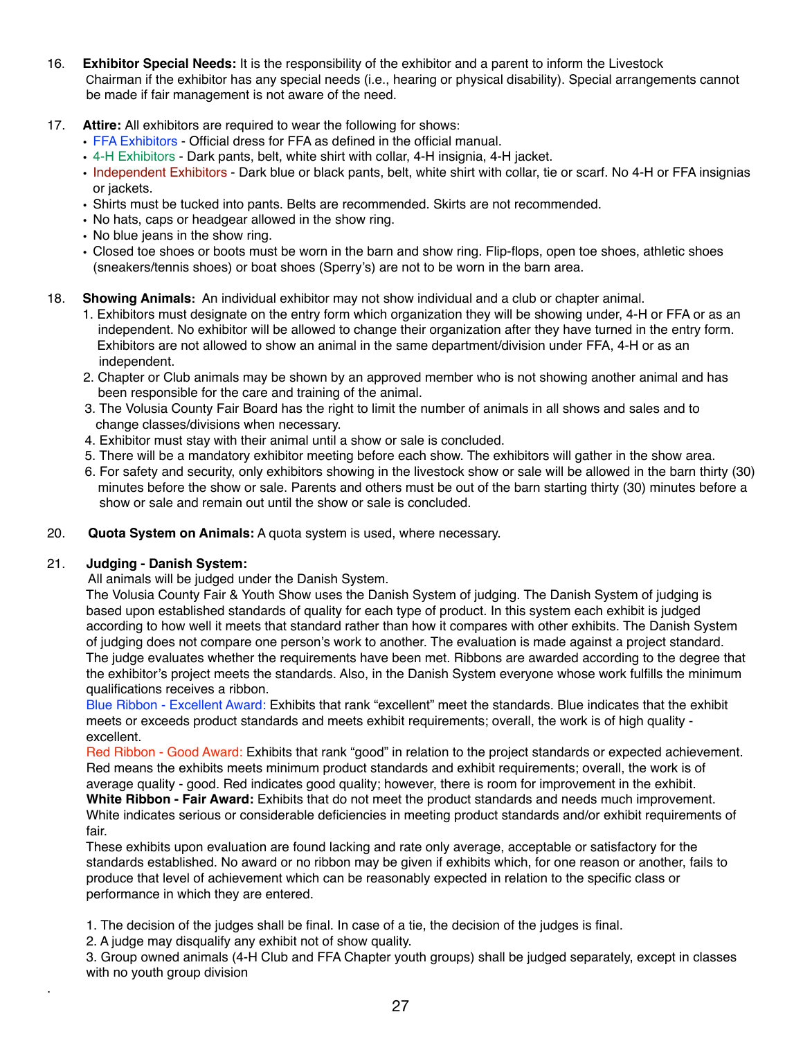16. **Exhibitor Special Needs:** It is the responsibility of the exhibitor and a parent to inform the Livestock Chairman if the exhibitor has any special needs (i.e., hearing or physical disability). Special arrangements cannot be made if fair management is not aware of the need.

17. **Attire:** All exhibitors are required to wear the following for shows:
    - FFA Exhibitors - Official dress for FFA as defined in the official manual.
    - 4-H Exhibitors - Dark pants, belt, white shirt with collar, 4-H insignia, 4-H jacket.
    - Independent Exhibitors - Dark blue or black pants, belt, white shirt with collar, tie or scarf. No 4-H or FFA insignias or jackets.
    - Shirts must be tucked into pants. Belts are recommended. Skirts are not recommended.
    - No hats, caps or headgear allowed in the show ring.
    - No blue jeans in the show ring.
    - Closed toe shoes or boots must be worn in the barn and show ring. Flip-flops, open toe shoes, athletic shoes (sneakers/tennis shoes) or boat shoes (Sperry's) are not to be worn in the barn area.

18. **Showing Animals:** An individual exhibitor may not show individual and a club or chapter animal.
    1. Exhibitors must designate on the entry form which organization they will be showing under, 4-H or FFA or as an independent. No exhibitor will be allowed to change their organization after they have turned in the entry form. Exhibitors are not allowed to show an animal in the same department/division under FFA, 4-H or as an independent.
    2. Chapter or Club animals may be shown by an approved member who is not showing another animal and has been responsible for the care and training of the animal.
    3. The Volusia County Fair Board has the right to limit the number of animals in all shows and sales and to change classes/divisions when necessary.
    4. Exhibitor must stay with their animal until a show or sale is concluded.
    5. There will be a mandatory exhibitor meeting before each show. The exhibitors will gather in the show area.
    6. For safety and security, only exhibitors showing in the livestock show or sale will be allowed in the barn thirty (30) minutes before the show or sale. Parents and others must be out of the barn starting thirty (30) minutes before a show or sale and remain out until the show or sale is concluded.

20. **Quota System on Animals:** A quota system is used, where necessary.

21. **Judging - Danish System:**

All animals will be judged under the Danish System.

The Volusia County Fair & Youth Show uses the Danish System of judging. The Danish System of judging is based upon established standards of quality for each type of product. In this system each exhibit is judged according to how well it meets that standard rather than how it compares with other exhibits. The Danish System of judging does not compare one person's work to another. The evaluation is made against a project standard. The judge evaluates whether the requirements have been met. Ribbons are awarded according to the degree that the exhibitor's project meets the standards. Also, in the Danish System everyone whose work fulfills the minimum qualifications receives a ribbon.

Blue Ribbon - Excellent Award: Exhibits that rank "excellent" meet the standards. Blue indicates that the exhibit meets or exceeds product standards and meets exhibit requirements; overall, the work is of high quality - excellent.

Red Ribbon - Good Award: Exhibits that rank "good" in relation to the project standards or expected achievement. Red means the exhibits meets minimum product standards and exhibit requirements; overall, the work is of average quality - good. Red indicates good quality; however, there is room for improvement in the exhibit.

**White Ribbon - Fair Award:** Exhibits that do not meet the product standards and needs much improvement. White indicates serious or considerable deficiencies in meeting product standards and/or exhibit requirements of fair.

These exhibits upon evaluation are found lacking and rate only average, acceptable or satisfactory for the standards established. No award or no ribbon may be given if exhibits which, for one reason or another, fails to produce that level of achievement which can be reasonably expected in relation to the specific class or performance in which they are entered.

1. The decision of the judges shall be final. In case of a tie, the decision of the judges is final.
2. A judge may disqualify any exhibit not of show quality.
3. Group owned animals (4-H Club and FFA Chapter youth groups) shall be judged separately, except in classes with no youth group division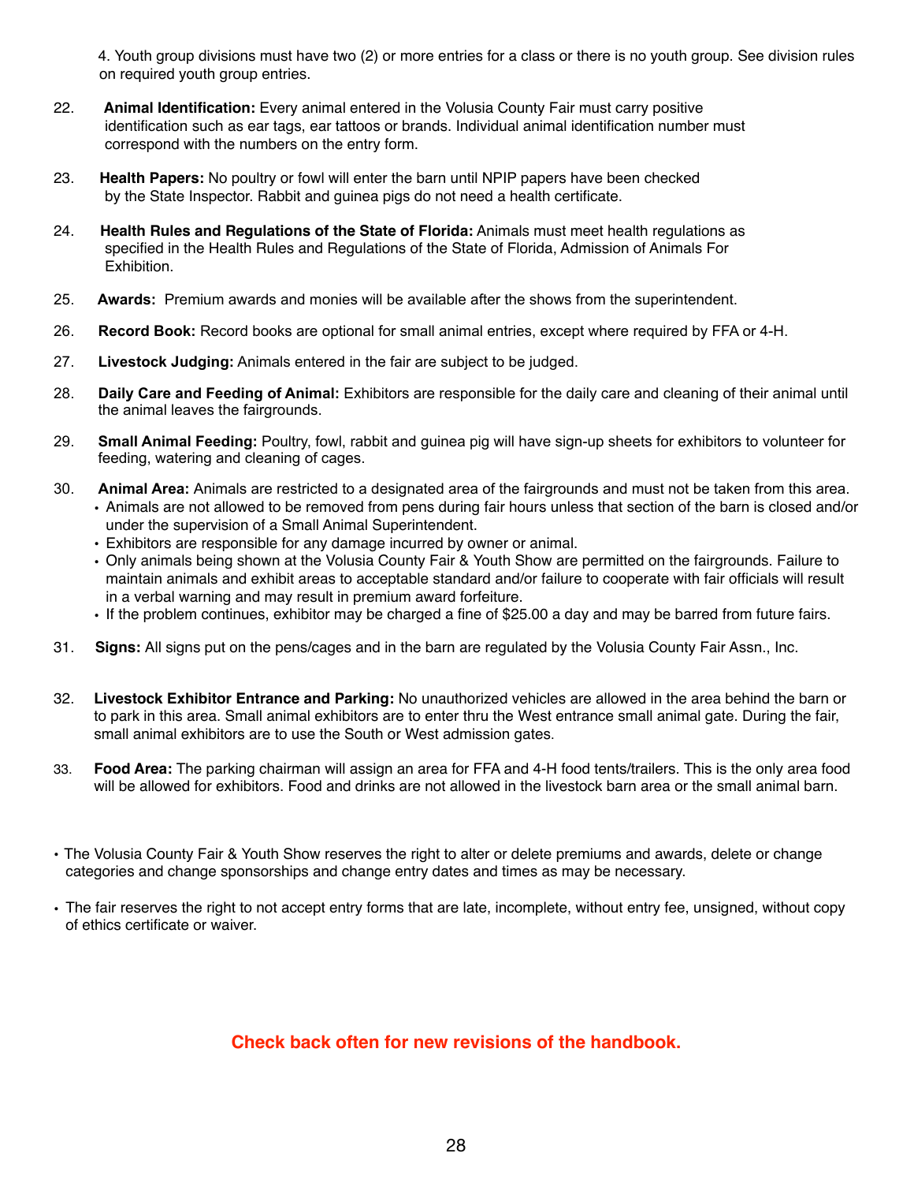4. Youth group divisions must have two (2) or more entries for a class or there is no youth group. See division rules on required youth group entries.

22. **Animal Identification:** Every animal entered in the Volusia County Fair must carry positive identification such as ear tags, ear tattoos or brands. Individual animal identification number must correspond with the numbers on the entry form.

23. **Health Papers:** No poultry or fowl will enter the barn until NPIP papers have been checked by the State Inspector. Rabbit and guinea pigs do not need a health certificate.

24. **Health Rules and Regulations of the State of Florida:** Animals must meet health regulations as specified in the Health Rules and Regulations of the State of Florida, Admission of Animals For Exhibition.

25. **Awards:** Premium awards and monies will be available after the shows from the superintendent.

26. **Record Book:** Record books are optional for small animal entries, except where required by FFA or 4-H.

27. **Livestock Judging:** Animals entered in the fair are subject to be judged.

28. **Daily Care and Feeding of Animal:** Exhibitors are responsible for the daily care and cleaning of their animal until the animal leaves the fairgrounds.

29. **Small Animal Feeding:** Poultry, fowl, rabbit and guinea pig will have sign-up sheets for exhibitors to volunteer for feeding, watering and cleaning of cages.

30. **Animal Area:** Animals are restricted to a designated area of the fairgrounds and must not be taken from this area.
    - Animals are not allowed to be removed from pens during fair hours unless that section of the barn is closed and/or under the supervision of a Small Animal Superintendent.
    - Exhibitors are responsible for any damage incurred by owner or animal.
    - Only animals being shown at the Volusia County Fair & Youth Show are permitted on the fairgrounds. Failure to maintain animals and exhibit areas to acceptable standard and/or failure to cooperate with fair officials will result in a verbal warning and may result in premium award forfeiture.
    - If the problem continues, exhibitor may be charged a fine of $25.00 a day and may be barred from future fairs.

31. **Signs:** All signs put on the pens/cages and in the barn are regulated by the Volusia County Fair Assn., Inc.

32. **Livestock Exhibitor Entrance and Parking:** No unauthorized vehicles are allowed in the area behind the barn or to park in this area. Small animal exhibitors are to enter thru the West entrance small animal gate. During the fair, small animal exhibitors are to use the South or West admission gates.

33. **Food Area:** The parking chairman will assign an area for FFA and 4-H food tents/trailers. This is the only area food will be allowed for exhibitors. Food and drinks are not allowed in the livestock barn area or the small animal barn.

- The Volusia County Fair & Youth Show reserves the right to alter or delete premiums and awards, delete or change categories and change sponsorships and change entry dates and times as may be necessary.
- The fair reserves the right to not accept entry forms that are late, incomplete, without entry fee, unsigned, without copy of ethics certificate or waiver.

**Check back often for new revisions of the handbook.**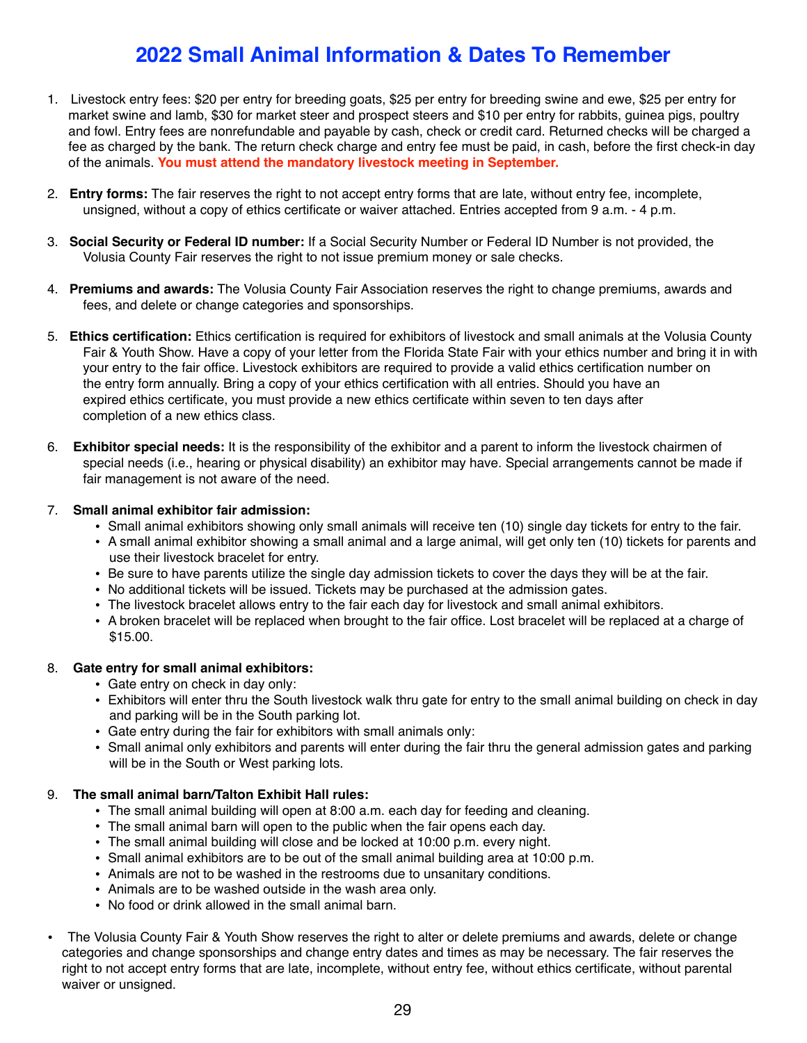# 2022 Small Animal Information & Dates To Remember

1. Livestock entry fees: $20 per entry for breeding goats, $25 per entry for breeding swine and ewe, $25 per entry for market swine and lamb, $30 for market steer and prospect steers and $10 per entry for rabbits, guinea pigs, poultry and fowl. Entry fees are nonrefundable and payable by cash, check or credit card. Returned checks will be charged a fee as charged by the bank. The return check charge and entry fee must be paid, in cash, before the first check-in day of the animals. **You must attend the mandatory livestock meeting in September.**

2. **Entry forms:** The fair reserves the right to not accept entry forms that are late, without entry fee, incomplete, unsigned, without a copy of ethics certificate or waiver attached. Entries accepted from 9 a.m. - 4 p.m.

3. **Social Security or Federal ID number:** If a Social Security Number or Federal ID Number is not provided, the Volusia County Fair reserves the right to not issue premium money or sale checks.

4. **Premiums and awards:** The Volusia County Fair Association reserves the right to change premiums, awards and fees, and delete or change categories and sponsorships.

5. **Ethics certification:** Ethics certification is required for exhibitors of livestock and small animals at the Volusia County Fair & Youth Show. Have a copy of your letter from the Florida State Fair with your ethics number and bring it in with your entry to the fair office. Livestock exhibitors are required to provide a valid ethics certification number on the entry form annually. Bring a copy of your ethics certification with all entries. Should you have an expired ethics certificate, you must provide a new ethics certificate within seven to ten days after completion of a new ethics class.

6. **Exhibitor special needs:** It is the responsibility of the exhibitor and a parent to inform the livestock chairmen of special needs (i.e., hearing or physical disability) an exhibitor may have. Special arrangements cannot be made if fair management is not aware of the need.

7. **Small animal exhibitor fair admission:**
   - Small animal exhibitors showing only small animals will receive ten (10) single day tickets for entry to the fair.
   - A small animal exhibitor showing a small animal and a large animal, will get only ten (10) tickets for parents and use their livestock bracelet for entry.
   - Be sure to have parents utilize the single day admission tickets to cover the days they will be at the fair.
   - No additional tickets will be issued. Tickets may be purchased at the admission gates.
   - The livestock bracelet allows entry to the fair each day for livestock and small animal exhibitors.
   - A broken bracelet will be replaced when brought to the fair office. Lost bracelet will be replaced at a charge of $15.00.

8. **Gate entry for small animal exhibitors:**
   - Gate entry on check in day only:
   - Exhibitors will enter thru the South livestock walk thru gate for entry to the small animal building on check in day and parking will be in the South parking lot.
   - Gate entry during the fair for exhibitors with small animals only:
   - Small animal only exhibitors and parents will enter during the fair thru the general admission gates and parking will be in the South or West parking lots.

9. **The small animal barn/Talton Exhibit Hall rules:**
   - The small animal building will open at 8:00 a.m. each day for feeding and cleaning.
   - The small animal barn will open to the public when the fair opens each day.
   - The small animal building will close and be locked at 10:00 p.m. every night.
   - Small animal exhibitors are to be out of the small animal building area at 10:00 p.m.
   - Animals are not to be washed in the restrooms due to unsanitary conditions.
   - Animals are to be washed outside in the wash area only.
   - No food or drink allowed in the small animal barn.

- The Volusia County Fair & Youth Show reserves the right to alter or delete premiums and awards, delete or change categories and change sponsorships and change entry dates and times as may be necessary. The fair reserves the right to not accept entry forms that are late, incomplete, without entry fee, without ethics certificate, without parental waiver or unsigned.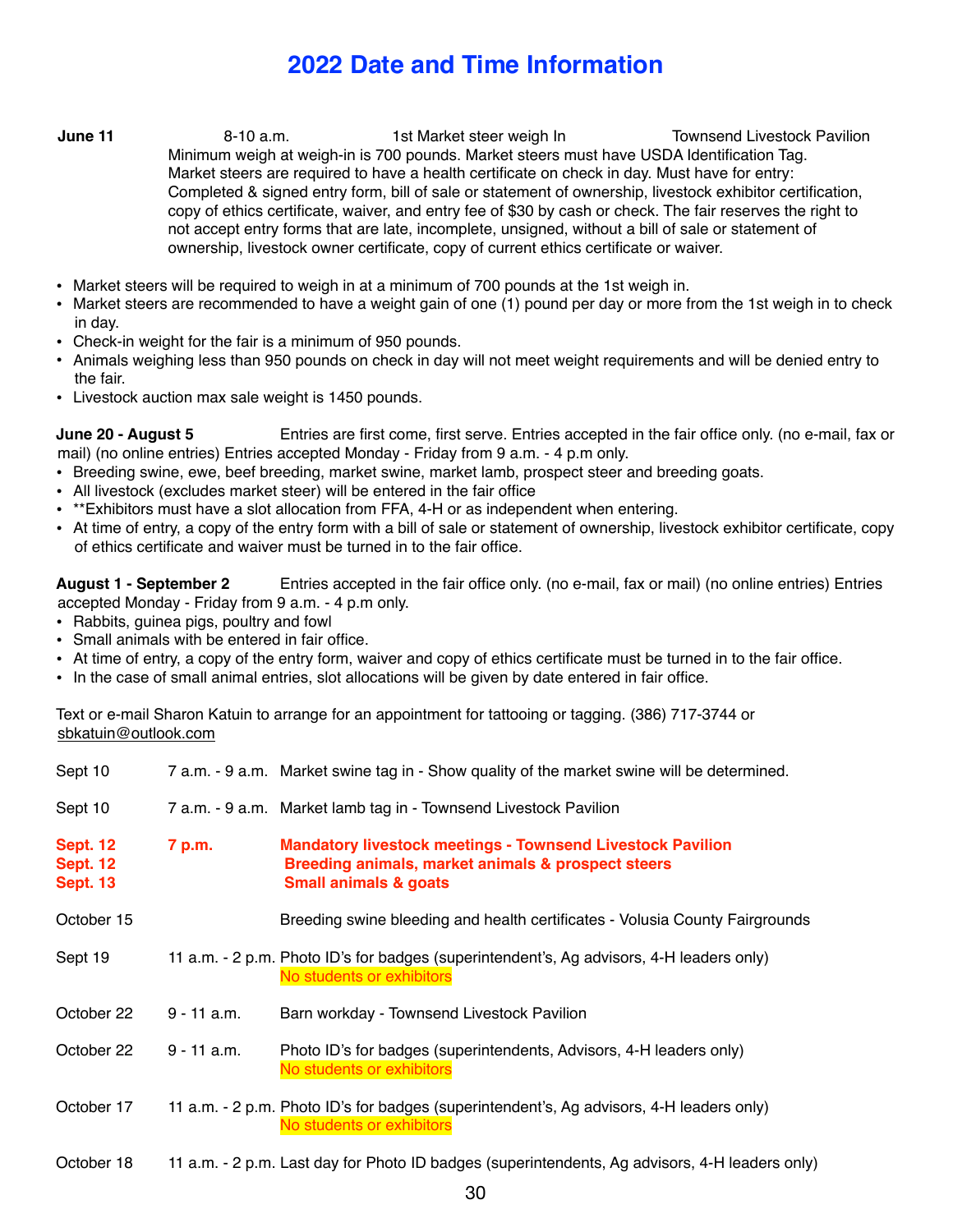# 2022 Date and Time Information

**June 11** 8-10 a.m. 1st Market steer weigh In Townsend Livestock Pavilion

Minimum weigh at weigh-in is 700 pounds. Market steers must have USDA Identification Tag. Market steers are required to have a health certificate on check in day. Must have for entry: Completed & signed entry form, bill of sale or statement of ownership, livestock exhibitor certification, copy of ethics certificate, waiver, and entry fee of $30 by cash or check. The fair reserves the right to not accept entry forms that are late, incomplete, unsigned, without a bill of sale or statement of ownership, livestock owner certificate, copy of current ethics certificate or waiver.

- Market steers will be required to weigh in at a minimum of 700 pounds at the 1st weigh in.
- Market steers are recommended to have a weight gain of one (1) pound per day or more from the 1st weigh in to check in day.
- Check-in weight for the fair is a minimum of 950 pounds.
- Animals weighing less than 950 pounds on check in day will not meet weight requirements and will be denied entry to the fair.
- Livestock auction max sale weight is 1450 pounds.

**June 20 - August 5** Entries are first come, first serve. Entries accepted in the fair office only. (no e-mail, fax or mail) (no online entries) Entries accepted Monday - Friday from 9 a.m. - 4 p.m only.

- Breeding swine, ewe, beef breeding, market swine, market lamb, prospect steer and breeding goats.
- All livestock (excludes market steer) will be entered in the fair office
- **Exhibitors must have a slot allocation from FFA, 4-H or as independent when entering.
- At time of entry, a copy of the entry form with a bill of sale or statement of ownership, livestock exhibitor certificate, copy of ethics certificate and waiver must be turned in to the fair office.

**August 1 - September 2** Entries accepted in the fair office only. (no e-mail, fax or mail) (no online entries) Entries accepted Monday - Friday from 9 a.m. - 4 p.m only.

- Rabbits, guinea pigs, poultry and fowl
- Small animals with be entered in fair office.
- At time of entry, a copy of the entry form, waiver and copy of ethics certificate must be turned in to the fair office.
- In the case of small animal entries, slot allocations will be given by date entered in fair office.

Text or e-mail Sharon Katuin to arrange for an appointment for tattooing or tagging. (386) 717-3744 or sbkatuin@outlook.com

| Date | Time | Event |
|---|---|---|
| Sept 10 | 7 a.m. - 9 a.m. | Market swine tag in - Show quality of the market swine will be determined. |
| Sept 10 | 7 a.m. - 9 a.m. | Market lamb tag in - Townsend Livestock Pavilion |
| **Sept. 12** | **7 p.m.** | **Mandatory livestock meetings - Townsend Livestock Pavilion** |
| **Sept. 12** | | **Breeding animals, market animals & prospect steers** |
| **Sept. 13** | | **Small animals & goats** |
| October 15 | | Breeding swine bleeding and health certificates - Volusia County Fairgrounds |
| Sept 19 | 11 a.m. - 2 p.m. | Photo ID's for badges (superintendent's, Ag advisors, 4-H leaders only) No students or exhibitors |
| October 22 | 9 - 11 a.m. | Barn workday - Townsend Livestock Pavilion |
| October 22 | 9 - 11 a.m. | Photo ID's for badges (superintendents, Advisors, 4-H leaders only) No students or exhibitors |
| October 17 | 11 a.m. - 2 p.m. | Photo ID's for badges (superintendent's, Ag advisors, 4-H leaders only) No students or exhibitors |
| October 18 | 11 a.m. - 2 p.m. | Last day for Photo ID badges (superintendents, Ag advisors, 4-H leaders only) |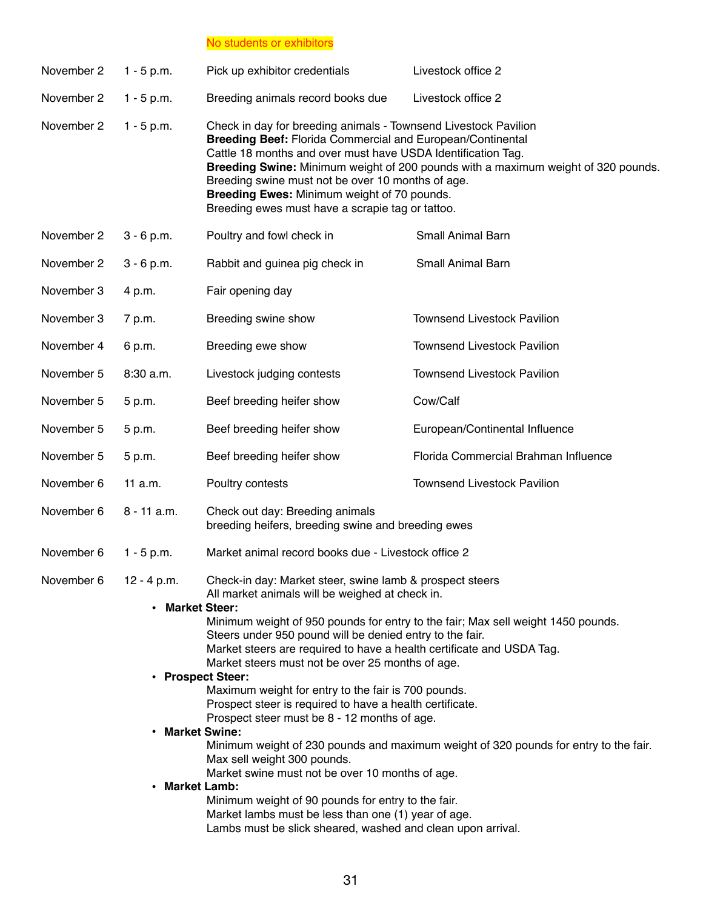No students or exhibitors

| | | | |
|---|---|---|---|
| November 2 | 1 - 5 p.m. | Pick up exhibitor credentials | Livestock office 2 |
| November 2 | 1 - 5 p.m. | Breeding animals record books due | Livestock office 2 |
| November 2 | 1 - 5 p.m. | Check in day for breeding animals - Townsend Livestock Pavilion<br>**Breeding Beef:** Florida Commercial and European/Continental<br>Cattle 18 months and over must have USDA Identification Tag.<br>**Breeding Swine:** Minimum weight of 200 pounds with a maximum weight of 320 pounds.<br>Breeding swine must not be over 10 months of age.<br>**Breeding Ewes:** Minimum weight of 70 pounds.<br>Breeding ewes must have a scrapie tag or tattoo. | |
| November 2 | 3 - 6 p.m. | Poultry and fowl check in | Small Animal Barn |
| November 2 | 3 - 6 p.m. | Rabbit and guinea pig check in | Small Animal Barn |
| November 3 | 4 p.m. | Fair opening day | |
| November 3 | 7 p.m. | Breeding swine show | Townsend Livestock Pavilion |
| November 4 | 6 p.m. | Breeding ewe show | Townsend Livestock Pavilion |
| November 5 | 8:30 a.m. | Livestock judging contests | Townsend Livestock Pavilion |
| November 5 | 5 p.m. | Beef breeding heifer show | Cow/Calf |
| November 5 | 5 p.m. | Beef breeding heifer show | European/Continental Influence |
| November 5 | 5 p.m. | Beef breeding heifer show | Florida Commercial Brahman Influence |
| November 6 | 11 a.m. | Poultry contests | Townsend Livestock Pavilion |
| November 6 | 8 - 11 a.m. | Check out day: Breeding animals<br>breeding heifers, breeding swine and breeding ewes | |
| November 6 | 1 - 5 p.m. | Market animal record books due - Livestock office 2 | |
| November 6 | 12 - 4 p.m. | Check-in day: Market steer, swine lamb & prospect steers<br>All market animals will be weighed at check in. | |

- **Market Steer:**
  Minimum weight of 950 pounds for entry to the fair; Max sell weight 1450 pounds.
  Steers under 950 pound will be denied entry to the fair.
  Market steers are required to have a health certificate and USDA Tag.
  Market steers must not be over 25 months of age.
- **Prospect Steer:**
  Maximum weight for entry to the fair is 700 pounds.
  Prospect steer is required to have a health certificate.
  Prospect steer must be 8 - 12 months of age.
- **Market Swine:**
  Minimum weight of 230 pounds and maximum weight of 320 pounds for entry to the fair.
  Max sell weight 300 pounds.
  Market swine must not be over 10 months of age.
- **Market Lamb:**
  Minimum weight of 90 pounds for entry to the fair.
  Market lambs must be less than one (1) year of age.
  Lambs must be slick sheared, washed and clean upon arrival.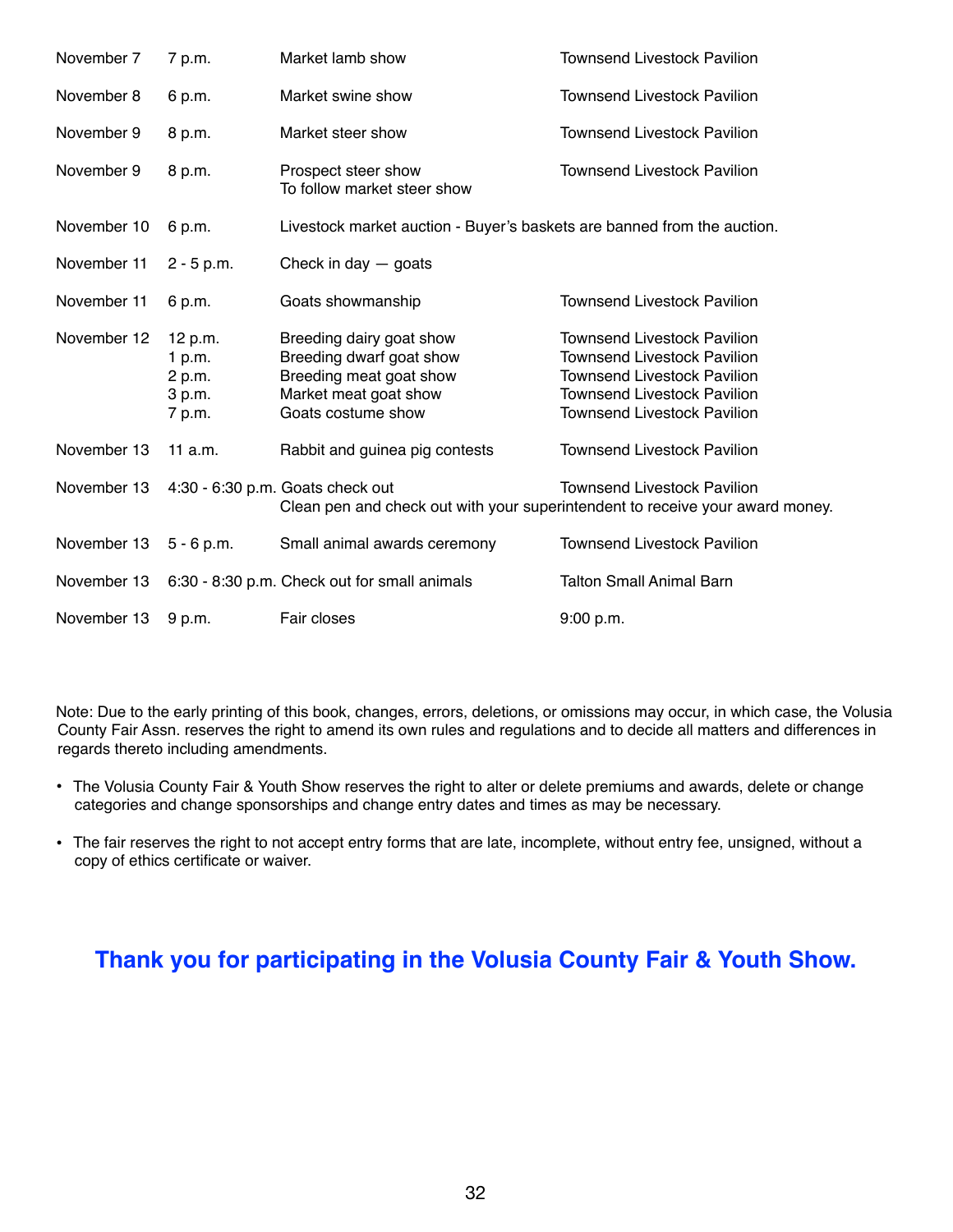| | | | |
|---|---|---|---|
| November 7 | 7 p.m. | Market lamb show | Townsend Livestock Pavilion |
| November 8 | 6 p.m. | Market swine show | Townsend Livestock Pavilion |
| November 9 | 8 p.m. | Market steer show | Townsend Livestock Pavilion |
| November 9 | 8 p.m. | Prospect steer show<br>To follow market steer show | Townsend Livestock Pavilion |
| November 10 | 6 p.m. | Livestock market auction - Buyer's baskets are banned from the auction. | |
| November 11 | 2 - 5 p.m. | Check in day — goats | |
| November 11 | 6 p.m. | Goats showmanship | Townsend Livestock Pavilion |
| November 12 | 12 p.m.<br>1 p.m.<br>2 p.m.<br>3 p.m.<br>7 p.m. | Breeding dairy goat show<br>Breeding dwarf goat show<br>Breeding meat goat show<br>Market meat goat show<br>Goats costume show | Townsend Livestock Pavilion<br>Townsend Livestock Pavilion<br>Townsend Livestock Pavilion<br>Townsend Livestock Pavilion<br>Townsend Livestock Pavilion |
| November 13 | 11 a.m. | Rabbit and guinea pig contests | Townsend Livestock Pavilion |
| November 13 | 4:30 - 6:30 p.m. | Goats check out<br>Clean pen and check out with your superintendent to receive your award money. | Townsend Livestock Pavilion |
| November 13 | 5 - 6 p.m. | Small animal awards ceremony | Townsend Livestock Pavilion |
| November 13 | 6:30 - 8:30 p.m. | Check out for small animals | Talton Small Animal Barn |
| November 13 | 9 p.m. | Fair closes | 9:00 p.m. |

Note: Due to the early printing of this book, changes, errors, deletions, or omissions may occur, in which case, the Volusia County Fair Assn. reserves the right to amend its own rules and regulations and to decide all matters and differences in regards thereto including amendments.

- The Volusia County Fair & Youth Show reserves the right to alter or delete premiums and awards, delete or change categories and change sponsorships and change entry dates and times as may be necessary.
- The fair reserves the right to not accept entry forms that are late, incomplete, without entry fee, unsigned, without a copy of ethics certificate or waiver.

## Thank you for participating in the Volusia County Fair & Youth Show.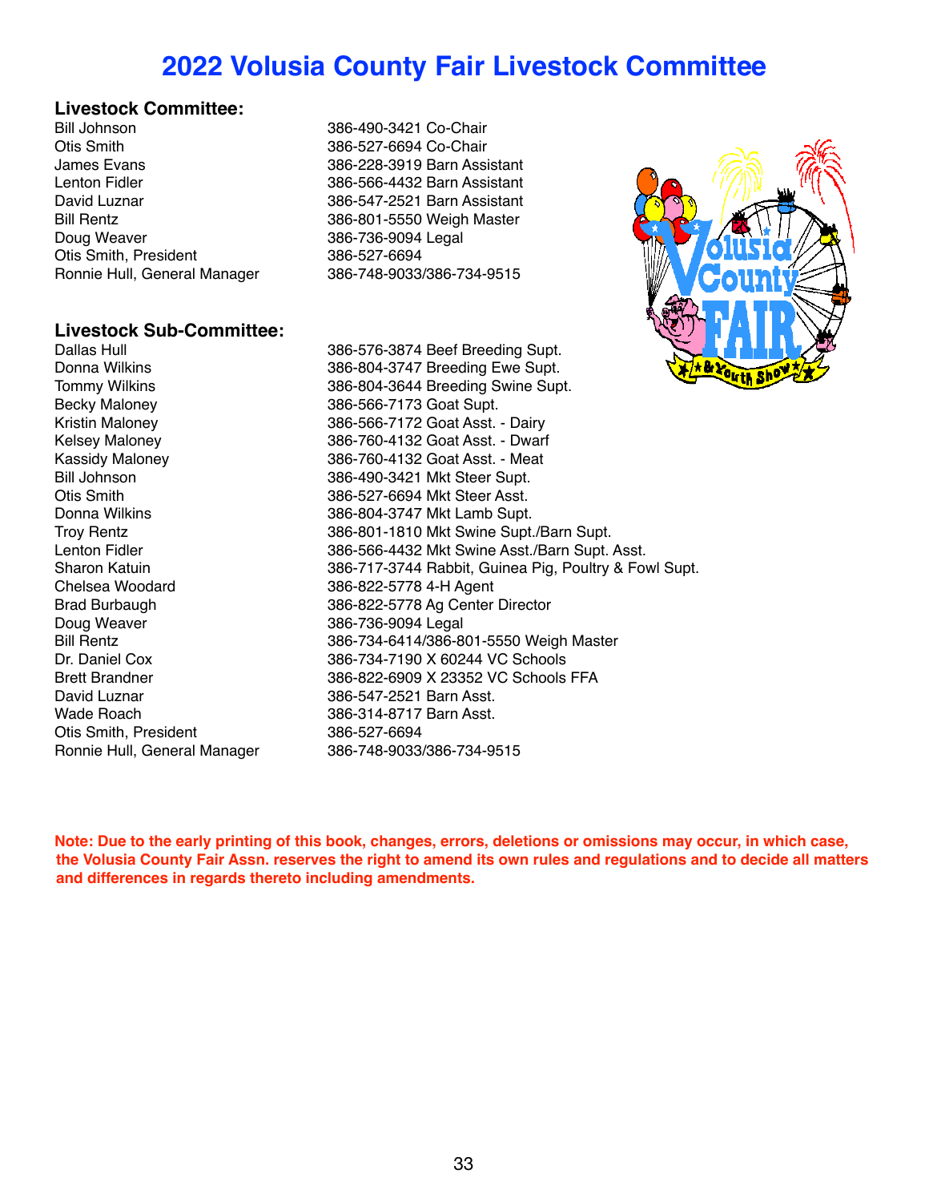# 2022 Volusia County Fair Livestock Committee

## Livestock Committee:

| | |
|---|---|
| Bill Johnson | 386-490-3421 Co-Chair |
| Otis Smith | 386-527-6694 Co-Chair |
| James Evans | 386-228-3919 Barn Assistant |
| Lenton Fidler | 386-566-4432 Barn Assistant |
| David Luznar | 386-547-2521 Barn Assistant |
| Bill Rentz | 386-801-5550 Weigh Master |
| Doug Weaver | 386-736-9094 Legal |
| Otis Smith, President | 386-527-6694 |
| Ronnie Hull, General Manager | 386-748-9033/386-734-9515 |

## Livestock Sub-Committee:

| | |
|---|---|
| Dallas Hull | 386-576-3874 Beef Breeding Supt. |
| Donna Wilkins | 386-804-3747 Breeding Ewe Supt. |
| Tommy Wilkins | 386-804-3644 Breeding Swine Supt. |
| Becky Maloney | 386-566-7173 Goat Supt. |
| Kristin Maloney | 386-566-7172 Goat Asst. - Dairy |
| Kelsey Maloney | 386-760-4132 Goat Asst. - Dwarf |
| Kassidy Maloney | 386-760-4132 Goat Asst. - Meat |
| Bill Johnson | 386-490-3421 Mkt Steer Supt. |
| Otis Smith | 386-527-6694 Mkt Steer Asst. |
| Donna Wilkins | 386-804-3747 Mkt Lamb Supt. |
| Troy Rentz | 386-801-1810 Mkt Swine Supt./Barn Supt. |
| Lenton Fidler | 386-566-4432 Mkt Swine Asst./Barn Supt. Asst. |
| Sharon Katuin | 386-717-3744 Rabbit, Guinea Pig, Poultry & Fowl Supt. |
| Chelsea Woodard | 386-822-5778 4-H Agent |
| Brad Burbaugh | 386-822-5778 Ag Center Director |
| Doug Weaver | 386-736-9094 Legal |
| Bill Rentz | 386-734-6414/386-801-5550 Weigh Master |
| Dr. Daniel Cox | 386-734-7190 X 60244 VC Schools |
| Brett Brandner | 386-822-6909 X 23352 VC Schools FFA |
| David Luznar | 386-547-2521 Barn Asst. |
| Wade Roach | 386-314-8717 Barn Asst. |
| Otis Smith, President | 386-527-6694 |
| Ronnie Hull, General Manager | 386-748-9033/386-734-9515 |

**Note: Due to the early printing of this book, changes, errors, deletions or omissions may occur, in which case, the Volusia County Fair Assn. reserves the right to amend its own rules and regulations and to decide all matters and differences in regards thereto including amendments.**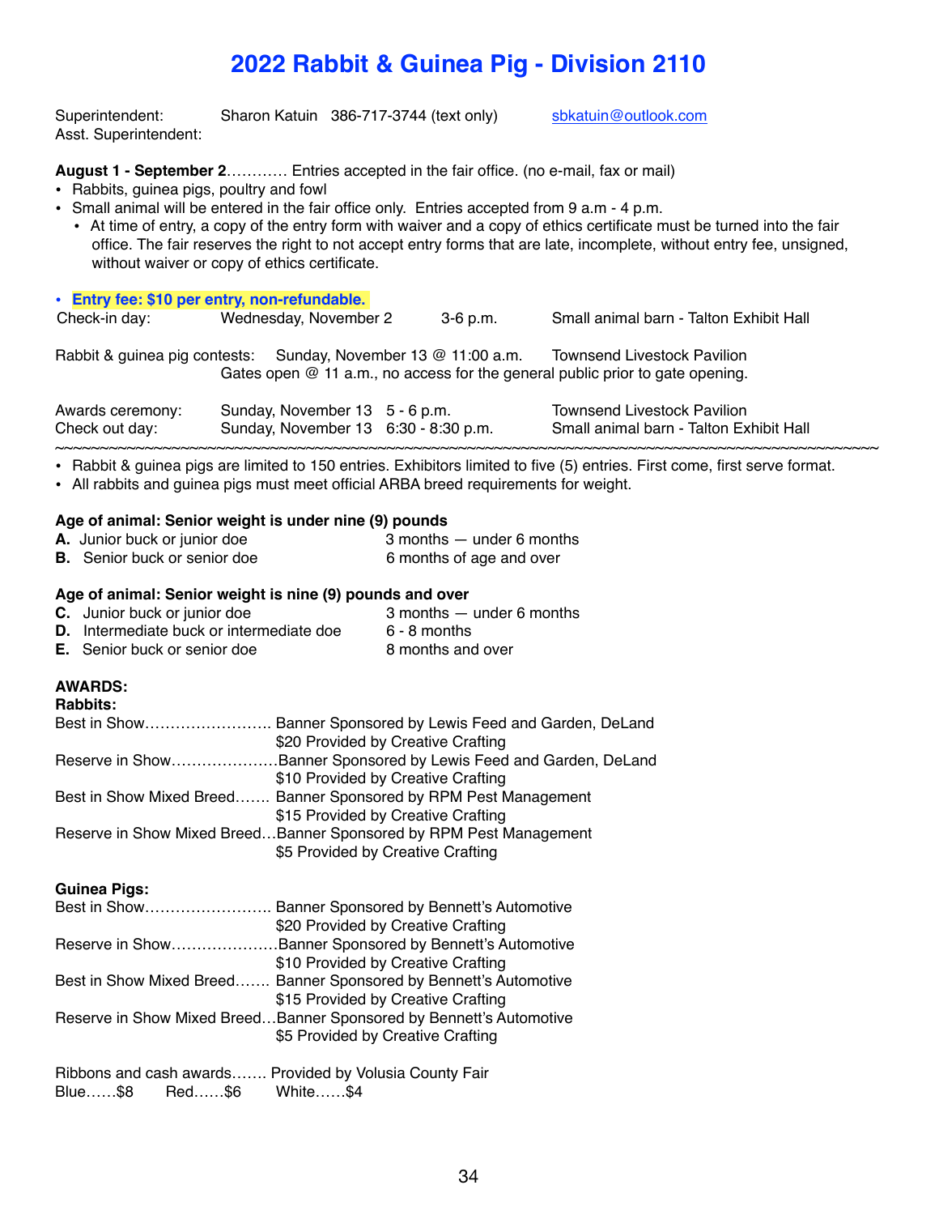# 2022 Rabbit & Guinea Pig - Division 2110

Superintendent: Sharon Katuin 386-717-3744 (text only) sbkatuin@outlook.com
Asst. Superintendent:

**August 1 - September 2**………… Entries accepted in the fair office. (no e-mail, fax or mail)

- Rabbits, guinea pigs, poultry and fowl
- Small animal will be entered in the fair office only. Entries accepted from 9 a.m - 4 p.m.
  - At time of entry, a copy of the entry form with waiver and a copy of ethics certificate must be turned into the fair office. The fair reserves the right to not accept entry forms that are late, incomplete, without entry fee, unsigned, without waiver or copy of ethics certificate.

- **Entry fee: $10 per entry, non-refundable.**

| | | | |
|---|---|---|---|
| Check-in day: | Wednesday, November 2 | 3-6 p.m. | Small animal barn - Talton Exhibit Hall |

Rabbit & guinea pig contests: Sunday, November 13 @ 11:00 a.m. Townsend Livestock Pavilion
Gates open @ 11 a.m., no access for the general public prior to gate opening.

| | | | |
|---|---|---|---|
| Awards ceremony: | Sunday, November 13 | 5 - 6 p.m. | Townsend Livestock Pavilion |
| Check out day: | Sunday, November 13 | 6:30 - 8:30 p.m. | Small animal barn - Talton Exhibit Hall |

~~~~~~~~~~~~~~~~~~~~~~~~~~~~~~~~~~~~~~~~~~~~~~~~~~~~~~~~~~~~~~~~~~~~~~~~~~~~~~~~~~~~

- Rabbit & guinea pigs are limited to 150 entries. Exhibitors limited to five (5) entries. First come, first serve format.
- All rabbits and guinea pigs must meet official ARBA breed requirements for weight.

**Age of animal: Senior weight is under nine (9) pounds**

**A.** Junior buck or junior doe — 3 months — under 6 months
**B.** Senior buck or senior doe — 6 months of age and over

**Age of animal: Senior weight is nine (9) pounds and over**

**C.** Junior buck or junior doe — 3 months — under 6 months
**D.** Intermediate buck or intermediate doe — 6 - 8 months
**E.** Senior buck or senior doe — 8 months and over

**AWARDS:**

**Rabbits:**

Best in Show…………………… Banner Sponsored by Lewis Feed and Garden, DeLand
$20 Provided by Creative Crafting
Reserve in Show…………………Banner Sponsored by Lewis Feed and Garden, DeLand
$10 Provided by Creative Crafting
Best in Show Mixed Breed……. Banner Sponsored by RPM Pest Management
$15 Provided by Creative Crafting
Reserve in Show Mixed Breed…Banner Sponsored by RPM Pest Management
$5 Provided by Creative Crafting

**Guinea Pigs:**

Best in Show…………………… Banner Sponsored by Bennett's Automotive
$20 Provided by Creative Crafting
Reserve in Show…………………Banner Sponsored by Bennett's Automotive
$10 Provided by Creative Crafting
Best in Show Mixed Breed……. Banner Sponsored by Bennett's Automotive
$15 Provided by Creative Crafting
Reserve in Show Mixed Breed…Banner Sponsored by Bennett's Automotive
$5 Provided by Creative Crafting

Ribbons and cash awards……. Provided by Volusia County Fair
Blue……$8 Red……$6 White……$4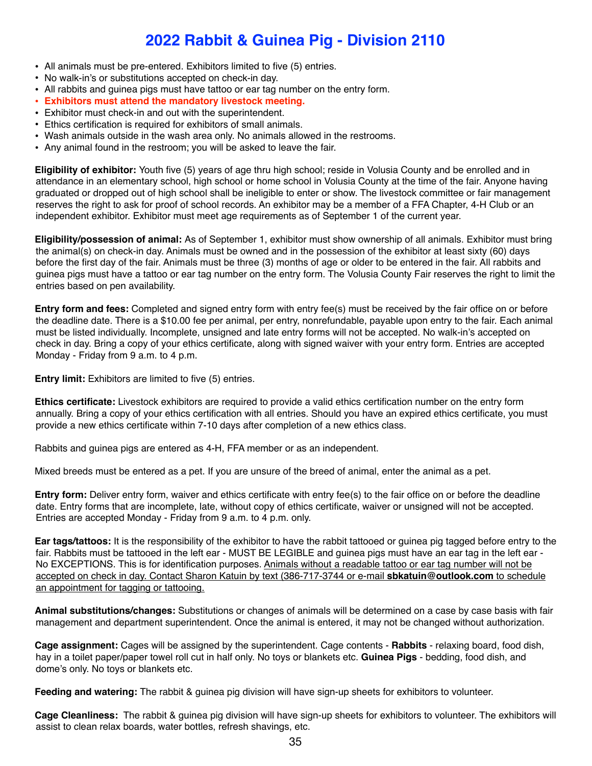# 2022 Rabbit & Guinea Pig - Division 2110

- All animals must be pre-entered. Exhibitors limited to five (5) entries.
- No walk-in's or substitutions accepted on check-in day.
- All rabbits and guinea pigs must have tattoo or ear tag number on the entry form.
- **Exhibitors must attend the mandatory livestock meeting.**
- Exhibitor must check-in and out with the superintendent.
- Ethics certification is required for exhibitors of small animals.
- Wash animals outside in the wash area only. No animals allowed in the restrooms.
- Any animal found in the restroom; you will be asked to leave the fair.

**Eligibility of exhibitor:** Youth five (5) years of age thru high school; reside in Volusia County and be enrolled and in attendance in an elementary school, high school or home school in Volusia County at the time of the fair. Anyone having graduated or dropped out of high school shall be ineligible to enter or show. The livestock committee or fair management reserves the right to ask for proof of school records. An exhibitor may be a member of a FFA Chapter, 4-H Club or an independent exhibitor. Exhibitor must meet age requirements as of September 1 of the current year.

**Eligibility/possession of animal:** As of September 1, exhibitor must show ownership of all animals. Exhibitor must bring the animal(s) on check-in day. Animals must be owned and in the possession of the exhibitor at least sixty (60) days before the first day of the fair. Animals must be three (3) months of age or older to be entered in the fair. All rabbits and guinea pigs must have a tattoo or ear tag number on the entry form. The Volusia County Fair reserves the right to limit the entries based on pen availability.

**Entry form and fees:** Completed and signed entry form with entry fee(s) must be received by the fair office on or before the deadline date. There is a $10.00 fee per animal, per entry, nonrefundable, payable upon entry to the fair. Each animal must be listed individually. Incomplete, unsigned and late entry forms will not be accepted. No walk-in's accepted on check in day. Bring a copy of your ethics certificate, along with signed waiver with your entry form. Entries are accepted Monday - Friday from 9 a.m. to 4 p.m.

**Entry limit:** Exhibitors are limited to five (5) entries.

**Ethics certificate:** Livestock exhibitors are required to provide a valid ethics certification number on the entry form annually. Bring a copy of your ethics certification with all entries. Should you have an expired ethics certificate, you must provide a new ethics certificate within 7-10 days after completion of a new ethics class.

Rabbits and guinea pigs are entered as 4-H, FFA member or as an independent.

Mixed breeds must be entered as a pet. If you are unsure of the breed of animal, enter the animal as a pet.

**Entry form:** Deliver entry form, waiver and ethics certificate with entry fee(s) to the fair office on or before the deadline date. Entry forms that are incomplete, late, without copy of ethics certificate, waiver or unsigned will not be accepted. Entries are accepted Monday - Friday from 9 a.m. to 4 p.m. only.

**Ear tags/tattoos:** It is the responsibility of the exhibitor to have the rabbit tattooed or guinea pig tagged before entry to the fair. Rabbits must be tattooed in the left ear - MUST BE LEGIBLE and guinea pigs must have an ear tag in the left ear - No EXCEPTIONS. This is for identification purposes. Animals without a readable tattoo or ear tag number will not be accepted on check in day. Contact Sharon Katuin by text (386-717-3744 or e-mail **sbkatuin@outlook.com** to schedule an appointment for tagging or tattooing.

**Animal substitutions/changes:** Substitutions or changes of animals will be determined on a case by case basis with fair management and department superintendent. Once the animal is entered, it may not be changed without authorization.

**Cage assignment:** Cages will be assigned by the superintendent. Cage contents - **Rabbits** - relaxing board, food dish, hay in a toilet paper/paper towel roll cut in half only. No toys or blankets etc. **Guinea Pigs** - bedding, food dish, and dome's only. No toys or blankets etc.

**Feeding and watering:** The rabbit & guinea pig division will have sign-up sheets for exhibitors to volunteer.

**Cage Cleanliness:** The rabbit & guinea pig division will have sign-up sheets for exhibitors to volunteer. The exhibitors will assist to clean relax boards, water bottles, refresh shavings, etc.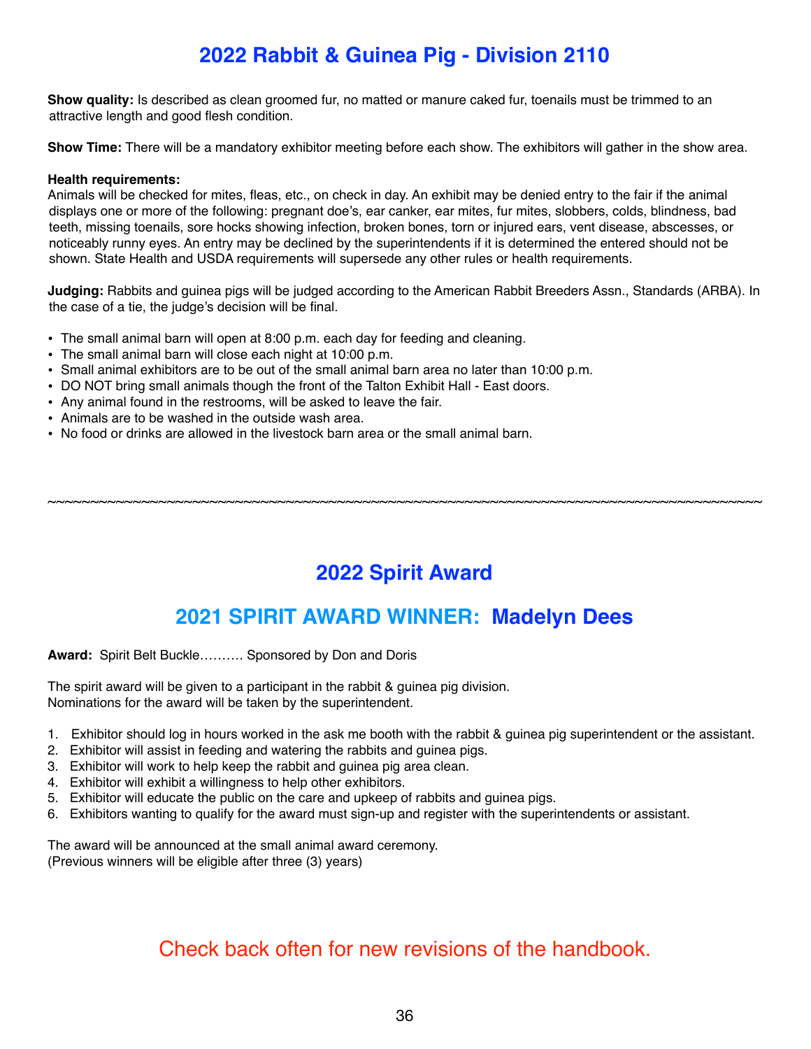# 2022 Rabbit & Guinea Pig - Division 2110

**Show quality:** Is described as clean groomed fur, no matted or manure caked fur, toenails must be trimmed to an attractive length and good flesh condition.

**Show Time:** There will be a mandatory exhibitor meeting before each show. The exhibitors will gather in the show area.

**Health requirements:**
Animals will be checked for mites, fleas, etc., on check in day. An exhibit may be denied entry to the fair if the animal displays one or more of the following: pregnant doe's, ear canker, ear mites, fur mites, slobbers, colds, blindness, bad teeth, missing toenails, sore hocks showing infection, broken bones, torn or injured ears, vent disease, abscesses, or noticeably runny eyes. An entry may be declined by the superintendents if it is determined the entered should not be shown. State Health and USDA requirements will supersede any other rules or health requirements.

**Judging:** Rabbits and guinea pigs will be judged according to the American Rabbit Breeders Assn., Standards (ARBA). In the case of a tie, the judge's decision will be final.

- The small animal barn will open at 8:00 p.m. each day for feeding and cleaning.
- The small animal barn will close each night at 10:00 p.m.
- Small animal exhibitors are to be out of the small animal barn area no later than 10:00 p.m.
- DO NOT bring small animals though the front of the Talton Exhibit Hall - East doors.
- Any animal found in the restrooms, will be asked to leave the fair.
- Animals are to be washed in the outside wash area.
- No food or drinks are allowed in the livestock barn area or the small animal barn.

~~~~~~~~~~~~~~~~~~~~~~~~~~~~~~~~~~~~~~~~~~~~~~~~~~~~~~~~~~~~~~~~~~~~~~~~~~~~~~~~

# 2022 Spirit Award

## 2021 SPIRIT AWARD WINNER: Madelyn Dees

**Award:** Spirit Belt Buckle………. Sponsored by Don and Doris

The spirit award will be given to a participant in the rabbit & guinea pig division.
Nominations for the award will be taken by the superintendent.

1. Exhibitor should log in hours worked in the ask me booth with the rabbit & guinea pig superintendent or the assistant.
2. Exhibitor will assist in feeding and watering the rabbits and guinea pigs.
3. Exhibitor will work to help keep the rabbit and guinea pig area clean.
4. Exhibitor will exhibit a willingness to help other exhibitors.
5. Exhibitor will educate the public on the care and upkeep of rabbits and guinea pigs.
6. Exhibitors wanting to qualify for the award must sign-up and register with the superintendents or assistant.

The award will be announced at the small animal award ceremony.
(Previous winners will be eligible after three (3) years)

Check back often for new revisions of the handbook.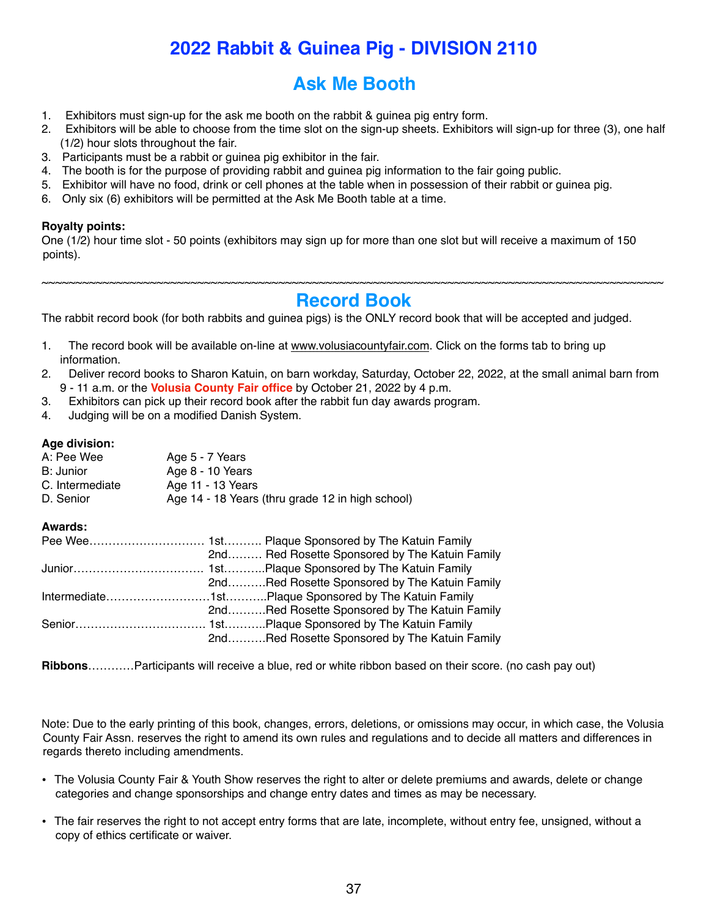# 2022 Rabbit & Guinea Pig - DIVISION 2110

## Ask Me Booth

1. Exhibitors must sign-up for the ask me booth on the rabbit & guinea pig entry form.
2. Exhibitors will be able to choose from the time slot on the sign-up sheets. Exhibitors will sign-up for three (3), one half (1/2) hour slots throughout the fair.
3. Participants must be a rabbit or guinea pig exhibitor in the fair.
4. The booth is for the purpose of providing rabbit and guinea pig information to the fair going public.
5. Exhibitor will have no food, drink or cell phones at the table when in possession of their rabbit or guinea pig.
6. Only six (6) exhibitors will be permitted at the Ask Me Booth table at a time.

**Royalty points:**
One (1/2) hour time slot - 50 points (exhibitors may sign up for more than one slot but will receive a maximum of 150 points).

~~~~~~~~~~~~~~~~~~~~~~~~~~~~~~~~~~~~~~~~~~~~~~~~~~~~~~~~~~~~~~~~~~~~~~~~~~~~~~~~~~~~~~~~~~~~~~~~~~~

## Record Book

The rabbit record book (for both rabbits and guinea pigs) is the ONLY record book that will be accepted and judged.

1. The record book will be available on-line at www.volusiacountyfair.com. Click on the forms tab to bring up information.
2. Deliver record books to Sharon Katuin, on barn workday, Saturday, October 22, 2022, at the small animal barn from 9 - 11 a.m. or the **Volusia County Fair office** by October 21, 2022 by 4 p.m.
3. Exhibitors can pick up their record book after the rabbit fun day awards program.
4. Judging will be on a modified Danish System.

**Age division:**

| | |
|---|---|
| A: Pee Wee | Age 5 - 7 Years |
| B: Junior | Age 8 - 10 Years |
| C. Intermediate | Age 11 - 13 Years |
| D. Senior | Age 14 - 18 Years (thru grade 12 in high school) |

**Awards:**

| | | |
|---|---|---|
| Pee Wee | 1st | Plaque Sponsored by The Katuin Family |
| | 2nd | Red Rosette Sponsored by The Katuin Family |
| Junior | 1st | Plaque Sponsored by The Katuin Family |
| | 2nd | Red Rosette Sponsored by The Katuin Family |
| Intermediate | 1st | Plaque Sponsored by The Katuin Family |
| | 2nd | Red Rosette Sponsored by The Katuin Family |
| Senior | 1st | Plaque Sponsored by The Katuin Family |
| | 2nd | Red Rosette Sponsored by The Katuin Family |

**Ribbons**…………Participants will receive a blue, red or white ribbon based on their score. (no cash pay out)

Note: Due to the early printing of this book, changes, errors, deletions, or omissions may occur, in which case, the Volusia County Fair Assn. reserves the right to amend its own rules and regulations and to decide all matters and differences in regards thereto including amendments.

- The Volusia County Fair & Youth Show reserves the right to alter or delete premiums and awards, delete or change categories and change sponsorships and change entry dates and times as may be necessary.

- The fair reserves the right to not accept entry forms that are late, incomplete, without entry fee, unsigned, without a copy of ethics certificate or waiver.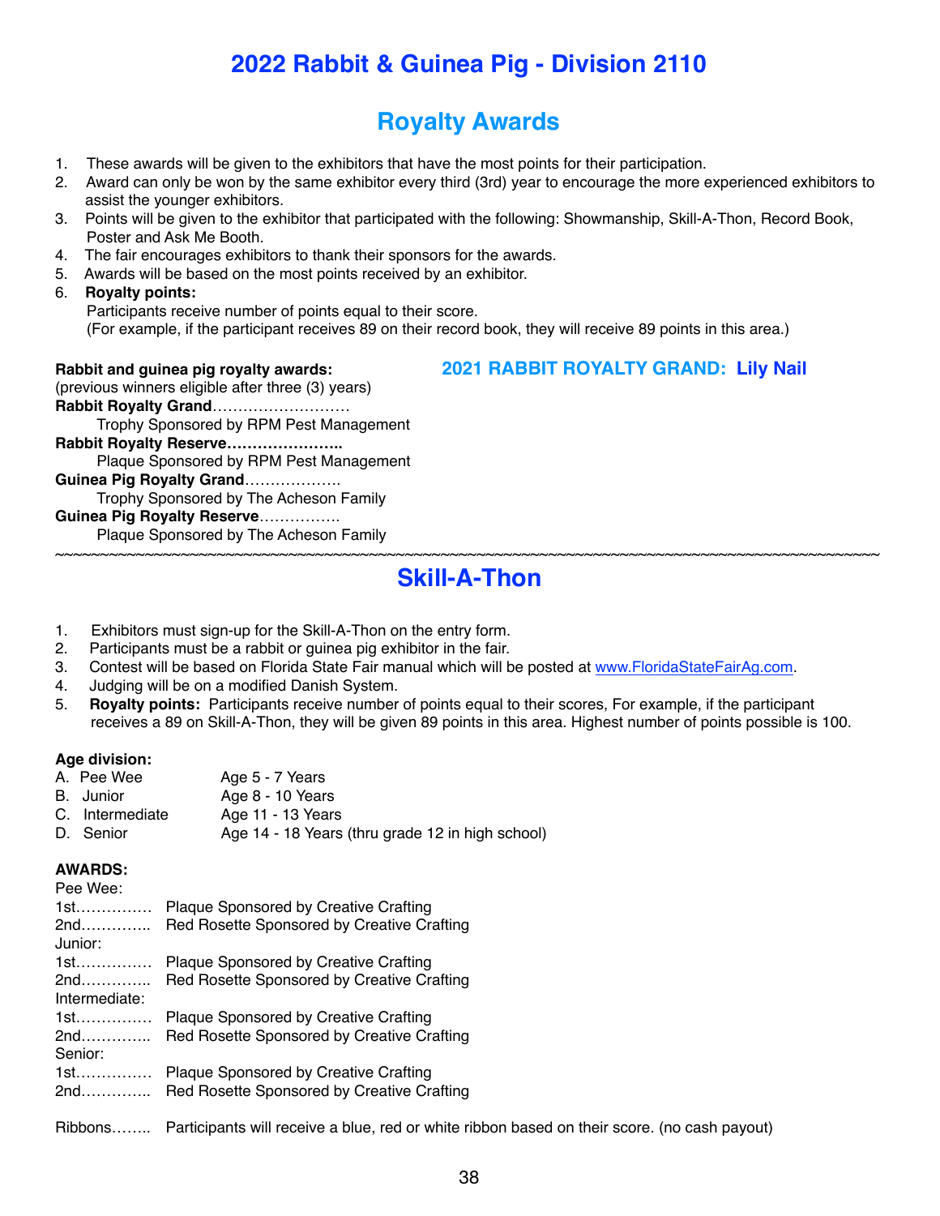# 2022 Rabbit & Guinea Pig - Division 2110

## Royalty Awards

1. These awards will be given to the exhibitors that have the most points for their participation.
2. Award can only be won by the same exhibitor every third (3rd) year to encourage the more experienced exhibitors to assist the younger exhibitors.
3. Points will be given to the exhibitor that participated with the following: Showmanship, Skill-A-Thon, Record Book, Poster and Ask Me Booth.
4. The fair encourages exhibitors to thank their sponsors for the awards.
5. Awards will be based on the most points received by an exhibitor.
6. **Royalty points:**
   Participants receive number of points equal to their score.
   (For example, if the participant receives 89 on their record book, they will receive 89 points in this area.)

**Rabbit and guinea pig royalty awards:**
(previous winners eligible after three (3) years)

**Rabbit Royalty Grand**………………………
Trophy Sponsored by RPM Pest Management

**Rabbit Royalty Reserve…………………..**
Plaque Sponsored by RPM Pest Management

**Guinea Pig Royalty Grand**……………….
Trophy Sponsored by The Acheson Family

**Guinea Pig Royalty Reserve**…………….
Plaque Sponsored by The Acheson Family

**2021 RABBIT ROYALTY GRAND: Lily Nail**

~~~~~~~~~~~~~~~~~~~~~~~~~~~~~~~~~~~~~~~~~~~~~~~~~~~~~~~~~~~~~~~~~~~~~~~~~~~~~~~~~~~~~~~~~~~~~~~~~~

## Skill-A-Thon

1. Exhibitors must sign-up for the Skill-A-Thon on the entry form.
2. Participants must be a rabbit or guinea pig exhibitor in the fair.
3. Contest will be based on Florida State Fair manual which will be posted at www.FloridaStateFairAg.com.
4. Judging will be on a modified Danish System.
5. **Royalty points:** Participants receive number of points equal to their scores, For example, if the participant receives a 89 on Skill-A-Thon, they will be given 89 points in this area. Highest number of points possible is 100.

**Age division:**

| | |
|---|---|
| A. Pee Wee | Age 5 - 7 Years |
| B. Junior | Age 8 - 10 Years |
| C. Intermediate | Age 11 - 13 Years |
| D. Senior | Age 14 - 18 Years (thru grade 12 in high school) |

**AWARDS:**

Pee Wee:
1st…………… Plaque Sponsored by Creative Crafting
2nd………….. Red Rosette Sponsored by Creative Crafting

Junior:
1st…………… Plaque Sponsored by Creative Crafting
2nd………….. Red Rosette Sponsored by Creative Crafting

Intermediate:
1st…………… Plaque Sponsored by Creative Crafting
2nd………….. Red Rosette Sponsored by Creative Crafting

Senior:
1st…………… Plaque Sponsored by Creative Crafting
2nd………….. Red Rosette Sponsored by Creative Crafting

Ribbons…….. Participants will receive a blue, red or white ribbon based on their score. (no cash payout)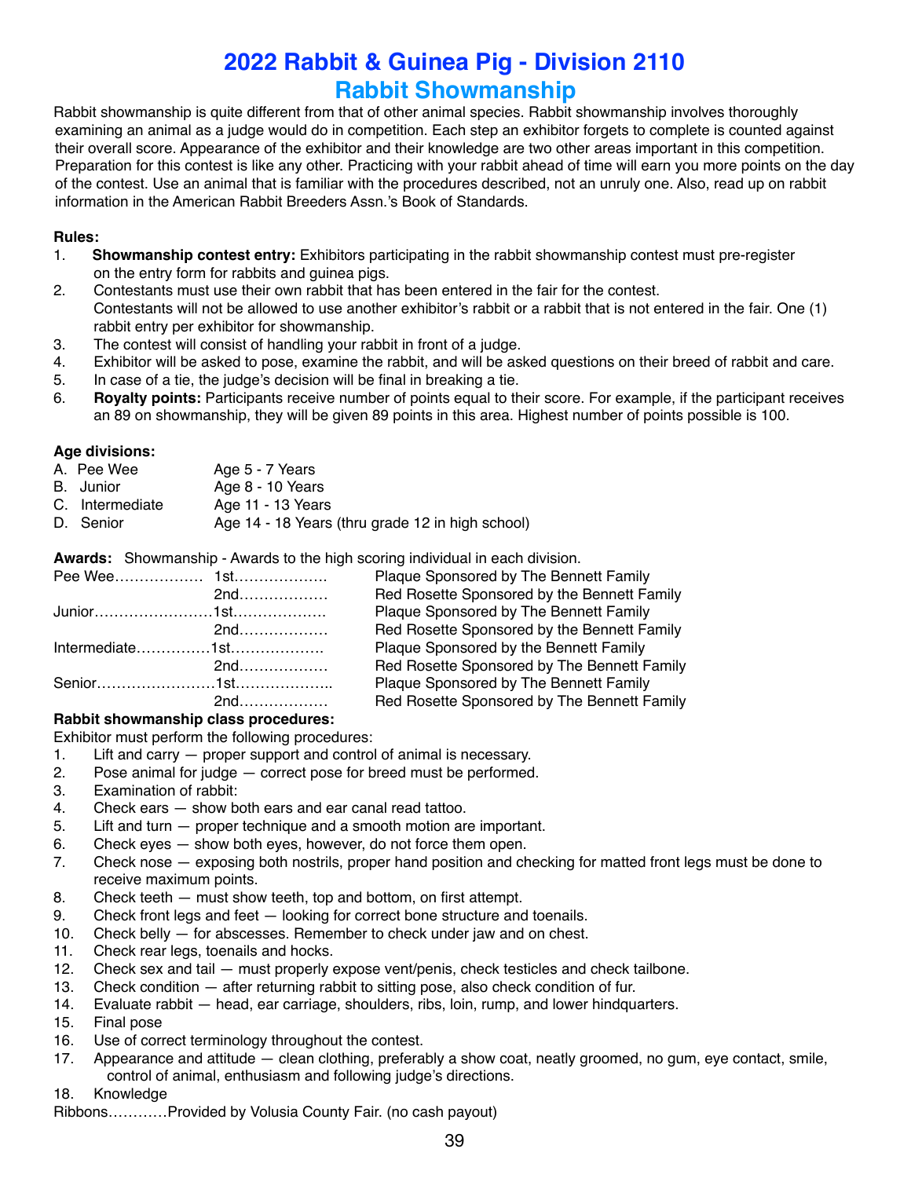# 2022 Rabbit & Guinea Pig - Division 2110

## Rabbit Showmanship

Rabbit showmanship is quite different from that of other animal species. Rabbit showmanship involves thoroughly examining an animal as a judge would do in competition. Each step an exhibitor forgets to complete is counted against their overall score. Appearance of the exhibitor and their knowledge are two other areas important in this competition. Preparation for this contest is like any other. Practicing with your rabbit ahead of time will earn you more points on the day of the contest. Use an animal that is familiar with the procedures described, not an unruly one. Also, read up on rabbit information in the American Rabbit Breeders Assn.'s Book of Standards.

**Rules:**

1. **Showmanship contest entry:** Exhibitors participating in the rabbit showmanship contest must pre-register on the entry form for rabbits and guinea pigs.
2. Contestants must use their own rabbit that has been entered in the fair for the contest. Contestants will not be allowed to use another exhibitor's rabbit or a rabbit that is not entered in the fair. One (1) rabbit entry per exhibitor for showmanship.
3. The contest will consist of handling your rabbit in front of a judge.
4. Exhibitor will be asked to pose, examine the rabbit, and will be asked questions on their breed of rabbit and care.
5. In case of a tie, the judge's decision will be final in breaking a tie.
6. **Royalty points:** Participants receive number of points equal to their score. For example, if the participant receives an 89 on showmanship, they will be given 89 points in this area. Highest number of points possible is 100.

**Age divisions:**

| | |
|---|---|
| A. Pee Wee | Age 5 - 7 Years |
| B. Junior | Age 8 - 10 Years |
| C. Intermediate | Age 11 - 13 Years |
| D. Senior | Age 14 - 18 Years (thru grade 12 in high school) |

**Awards:** Showmanship - Awards to the high scoring individual in each division.

| Division | Place | Award |
|---|---|---|
| Pee Wee | 1st | Plaque Sponsored by The Bennett Family |
| | 2nd | Red Rosette Sponsored by the Bennett Family |
| Junior | 1st | Plaque Sponsored by The Bennett Family |
| | 2nd | Red Rosette Sponsored by the Bennett Family |
| Intermediate | 1st | Plaque Sponsored by the Bennett Family |
| | 2nd | Red Rosette Sponsored by The Bennett Family |
| Senior | 1st | Plaque Sponsored by The Bennett Family |
| | 2nd | Red Rosette Sponsored by The Bennett Family |

**Rabbit showmanship class procedures:**

Exhibitor must perform the following procedures:

1. Lift and carry — proper support and control of animal is necessary.
2. Pose animal for judge — correct pose for breed must be performed.
3. Examination of rabbit:
4. Check ears — show both ears and ear canal read tattoo.
5. Lift and turn — proper technique and a smooth motion are important.
6. Check eyes — show both eyes, however, do not force them open.
7. Check nose — exposing both nostrils, proper hand position and checking for matted front legs must be done to receive maximum points.
8. Check teeth — must show teeth, top and bottom, on first attempt.
9. Check front legs and feet — looking for correct bone structure and toenails.
10. Check belly — for abscesses. Remember to check under jaw and on chest.
11. Check rear legs, toenails and hocks.
12. Check sex and tail — must properly expose vent/penis, check testicles and check tailbone.
13. Check condition — after returning rabbit to sitting pose, also check condition of fur.
14. Evaluate rabbit — head, ear carriage, shoulders, ribs, loin, rump, and lower hindquarters.
15. Final pose
16. Use of correct terminology throughout the contest.
17. Appearance and attitude — clean clothing, preferably a show coat, neatly groomed, no gum, eye contact, smile, control of animal, enthusiasm and following judge's directions.
18. Knowledge

Ribbons…………Provided by Volusia County Fair. (no cash payout)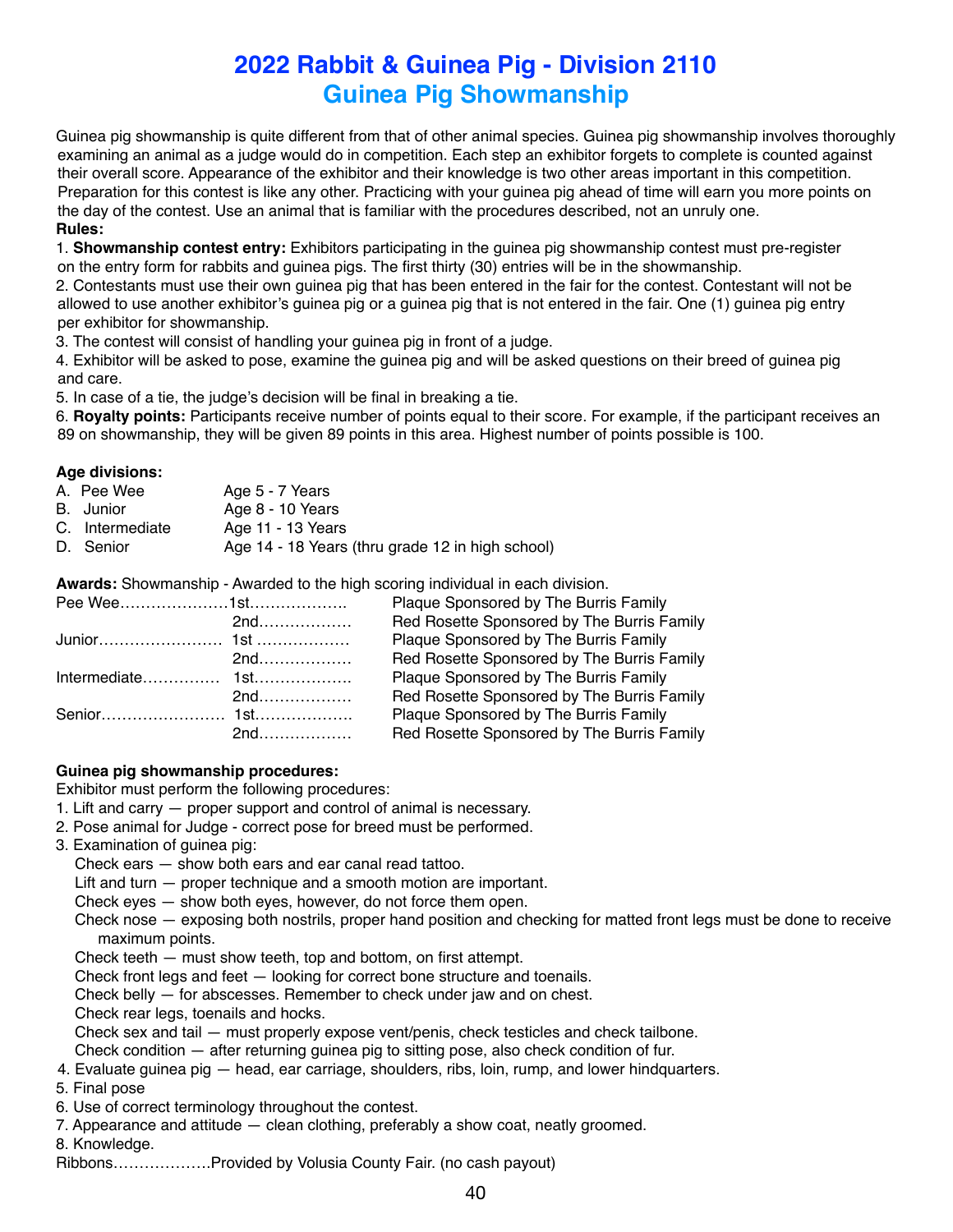# 2022 Rabbit & Guinea Pig - Division 2110

## Guinea Pig Showmanship

Guinea pig showmanship is quite different from that of other animal species. Guinea pig showmanship involves thoroughly examining an animal as a judge would do in competition. Each step an exhibitor forgets to complete is counted against their overall score. Appearance of the exhibitor and their knowledge is two other areas important in this competition. Preparation for this contest is like any other. Practicing with your guinea pig ahead of time will earn you more points on the day of the contest. Use an animal that is familiar with the procedures described, not an unruly one.

**Rules:**

1. **Showmanship contest entry:** Exhibitors participating in the guinea pig showmanship contest must pre-register on the entry form for rabbits and guinea pigs. The first thirty (30) entries will be in the showmanship.
2. Contestants must use their own guinea pig that has been entered in the fair for the contest. Contestant will not be allowed to use another exhibitor's guinea pig or a guinea pig that is not entered in the fair. One (1) guinea pig entry per exhibitor for showmanship.
3. The contest will consist of handling your guinea pig in front of a judge.
4. Exhibitor will be asked to pose, examine the guinea pig and will be asked questions on their breed of guinea pig and care.
5. In case of a tie, the judge's decision will be final in breaking a tie.
6. **Royalty points:** Participants receive number of points equal to their score. For example, if the participant receives an 89 on showmanship, they will be given 89 points in this area. Highest number of points possible is 100.

**Age divisions:**

| | |
|---|---|
| A. Pee Wee | Age 5 - 7 Years |
| B. Junior | Age 8 - 10 Years |
| C. Intermediate | Age 11 - 13 Years |
| D. Senior | Age 14 - 18 Years (thru grade 12 in high school) |

**Awards:** Showmanship - Awarded to the high scoring individual in each division.

| Division | Place | Award |
|---|---|---|
| Pee Wee | 1st | Plaque Sponsored by The Burris Family |
| | 2nd | Red Rosette Sponsored by The Burris Family |
| Junior | 1st | Plaque Sponsored by The Burris Family |
| | 2nd | Red Rosette Sponsored by The Burris Family |
| Intermediate | 1st | Plaque Sponsored by The Burris Family |
| | 2nd | Red Rosette Sponsored by The Burris Family |
| Senior | 1st | Plaque Sponsored by The Burris Family |
| | 2nd | Red Rosette Sponsored by The Burris Family |

**Guinea pig showmanship procedures:**

Exhibitor must perform the following procedures:

1. Lift and carry — proper support and control of animal is necessary.
2. Pose animal for Judge - correct pose for breed must be performed.
3. Examination of guinea pig:
   - Check ears — show both ears and ear canal read tattoo.
   - Lift and turn — proper technique and a smooth motion are important.
   - Check eyes — show both eyes, however, do not force them open.
   - Check nose — exposing both nostrils, proper hand position and checking for matted front legs must be done to receive maximum points.
   - Check teeth — must show teeth, top and bottom, on first attempt.
   - Check front legs and feet — looking for correct bone structure and toenails.
   - Check belly — for abscesses. Remember to check under jaw and on chest.
   - Check rear legs, toenails and hocks.
   - Check sex and tail — must properly expose vent/penis, check testicles and check tailbone.
   - Check condition — after returning guinea pig to sitting pose, also check condition of fur.
4. Evaluate guinea pig — head, ear carriage, shoulders, ribs, loin, rump, and lower hindquarters.
5. Final pose
6. Use of correct terminology throughout the contest.
7. Appearance and attitude — clean clothing, preferably a show coat, neatly groomed.
8. Knowledge.

Ribbons……………….Provided by Volusia County Fair. (no cash payout)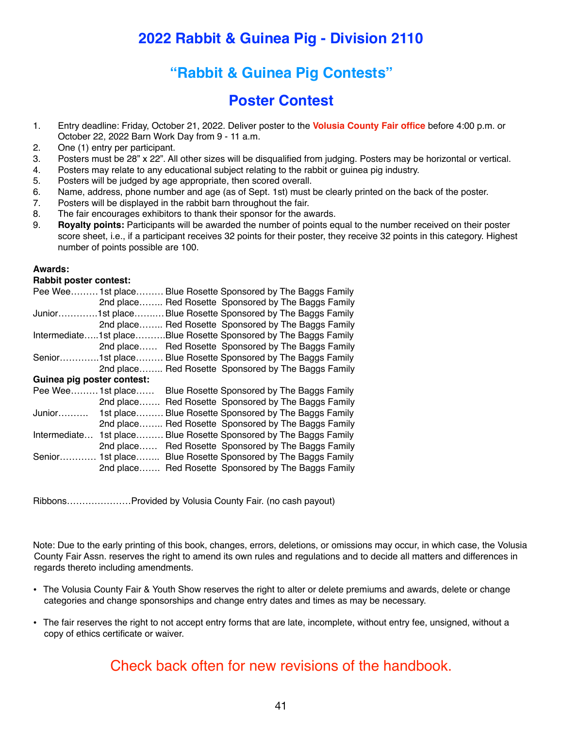# 2022 Rabbit & Guinea Pig - Division 2110

## "Rabbit & Guinea Pig Contests"

## Poster Contest

1. Entry deadline: Friday, October 21, 2022. Deliver poster to the **Volusia County Fair office** before 4:00 p.m. or October 22, 2022 Barn Work Day from 9 - 11 a.m.
2. One (1) entry per participant.
3. Posters must be 28" x 22". All other sizes will be disqualified from judging. Posters may be horizontal or vertical.
4. Posters may relate to any educational subject relating to the rabbit or guinea pig industry.
5. Posters will be judged by age appropriate, then scored overall.
6. Name, address, phone number and age (as of Sept. 1st) must be clearly printed on the back of the poster.
7. Posters will be displayed in the rabbit barn throughout the fair.
8. The fair encourages exhibitors to thank their sponsor for the awards.
9. **Royalty points:** Participants will be awarded the number of points equal to the number received on their poster score sheet, i.e., if a participant receives 32 points for their poster, they receive 32 points in this category. Highest number of points possible are 100.

**Awards:**

**Rabbit poster contest:**

| Division | Place | Award |
|---|---|---|
| Pee Wee | 1st place | Blue Rosette Sponsored by The Baggs Family |
| | 2nd place | Red Rosette Sponsored by The Baggs Family |
| Junior | 1st place | Blue Rosette Sponsored by The Baggs Family |
| | 2nd place | Red Rosette Sponsored by The Baggs Family |
| Intermediate | 1st place | Blue Rosette Sponsored by The Baggs Family |
| | 2nd place | Red Rosette Sponsored by The Baggs Family |
| Senior | 1st place | Blue Rosette Sponsored by The Baggs Family |
| | 2nd place | Red Rosette Sponsored by The Baggs Family |

**Guinea pig poster contest:**

| Division | Place | Award |
|---|---|---|
| Pee Wee | 1st place | Blue Rosette Sponsored by The Baggs Family |
| | 2nd place | Red Rosette Sponsored by The Baggs Family |
| Junior | 1st place | Blue Rosette Sponsored by The Baggs Family |
| | 2nd place | Red Rosette Sponsored by The Baggs Family |
| Intermediate | 1st place | Blue Rosette Sponsored by The Baggs Family |
| | 2nd place | Red Rosette Sponsored by The Baggs Family |
| Senior | 1st place | Blue Rosette Sponsored by The Baggs Family |
| | 2nd place | Red Rosette Sponsored by The Baggs Family |

Ribbons…………………Provided by Volusia County Fair. (no cash payout)

Note: Due to the early printing of this book, changes, errors, deletions, or omissions may occur, in which case, the Volusia County Fair Assn. reserves the right to amend its own rules and regulations and to decide all matters and differences in regards thereto including amendments.

- The Volusia County Fair & Youth Show reserves the right to alter or delete premiums and awards, delete or change categories and change sponsorships and change entry dates and times as may be necessary.
- The fair reserves the right to not accept entry forms that are late, incomplete, without entry fee, unsigned, without a copy of ethics certificate or waiver.

Check back often for new revisions of the handbook.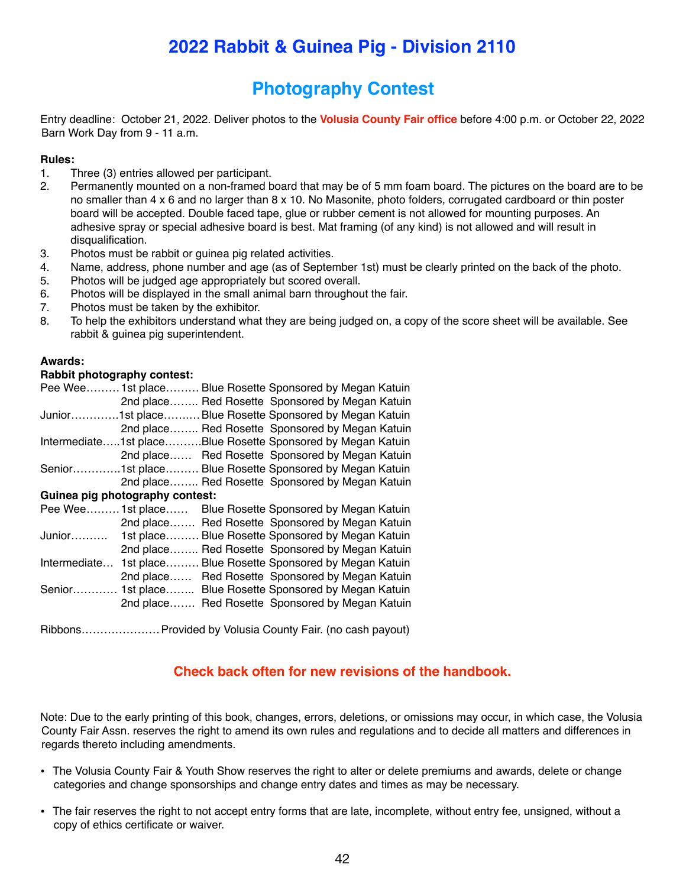# 2022 Rabbit & Guinea Pig - Division 2110

## Photography Contest

Entry deadline: October 21, 2022. Deliver photos to the **Volusia County Fair office** before 4:00 p.m. or October 22, 2022 Barn Work Day from 9 - 11 a.m.

**Rules:**

1. Three (3) entries allowed per participant.
2. Permanently mounted on a non-framed board that may be of 5 mm foam board. The pictures on the board are to be no smaller than 4 x 6 and no larger than 8 x 10. No Masonite, photo folders, corrugated cardboard or thin poster board will be accepted. Double faced tape, glue or rubber cement is not allowed for mounting purposes. An adhesive spray or special adhesive board is best. Mat framing (of any kind) is not allowed and will result in disqualification.
3. Photos must be rabbit or guinea pig related activities.
4. Name, address, phone number and age (as of September 1st) must be clearly printed on the back of the photo.
5. Photos will be judged age appropriately but scored overall.
6. Photos will be displayed in the small animal barn throughout the fair.
7. Photos must be taken by the exhibitor.
8. To help the exhibitors understand what they are being judged on, a copy of the score sheet will be available. See rabbit & guinea pig superintendent.

**Awards:**

**Rabbit photography contest:**

Pee Wee……… 1st place……… Blue Rosette Sponsored by Megan Katuin
2nd place…….. Red Rosette Sponsored by Megan Katuin
Junior…………1st place……… Blue Rosette Sponsored by Megan Katuin
2nd place…….. Red Rosette Sponsored by Megan Katuin
Intermediate…..1st place……….Blue Rosette Sponsored by Megan Katuin
2nd place…… Red Rosette Sponsored by Megan Katuin
Senior…………1st place……… Blue Rosette Sponsored by Megan Katuin
2nd place…….. Red Rosette Sponsored by Megan Katuin

**Guinea pig photography contest:**

Pee Wee……… 1st place…… Blue Rosette Sponsored by Megan Katuin
2nd place……. Red Rosette Sponsored by Megan Katuin
Junior………. 1st place……… Blue Rosette Sponsored by Megan Katuin
2nd place…….. Red Rosette Sponsored by Megan Katuin
Intermediate… 1st place……… Blue Rosette Sponsored by Megan Katuin
2nd place…… Red Rosette Sponsored by Megan Katuin
Senior………… 1st place…….. Blue Rosette Sponsored by Megan Katuin
2nd place……. Red Rosette Sponsored by Megan Katuin

Ribbons………………… Provided by Volusia County Fair. (no cash payout)

**Check back often for new revisions of the handbook.**

Note: Due to the early printing of this book, changes, errors, deletions, or omissions may occur, in which case, the Volusia County Fair Assn. reserves the right to amend its own rules and regulations and to decide all matters and differences in regards thereto including amendments.

- The Volusia County Fair & Youth Show reserves the right to alter or delete premiums and awards, delete or change categories and change sponsorships and change entry dates and times as may be necessary.
- The fair reserves the right to not accept entry forms that are late, incomplete, without entry fee, unsigned, without a copy of ethics certificate or waiver.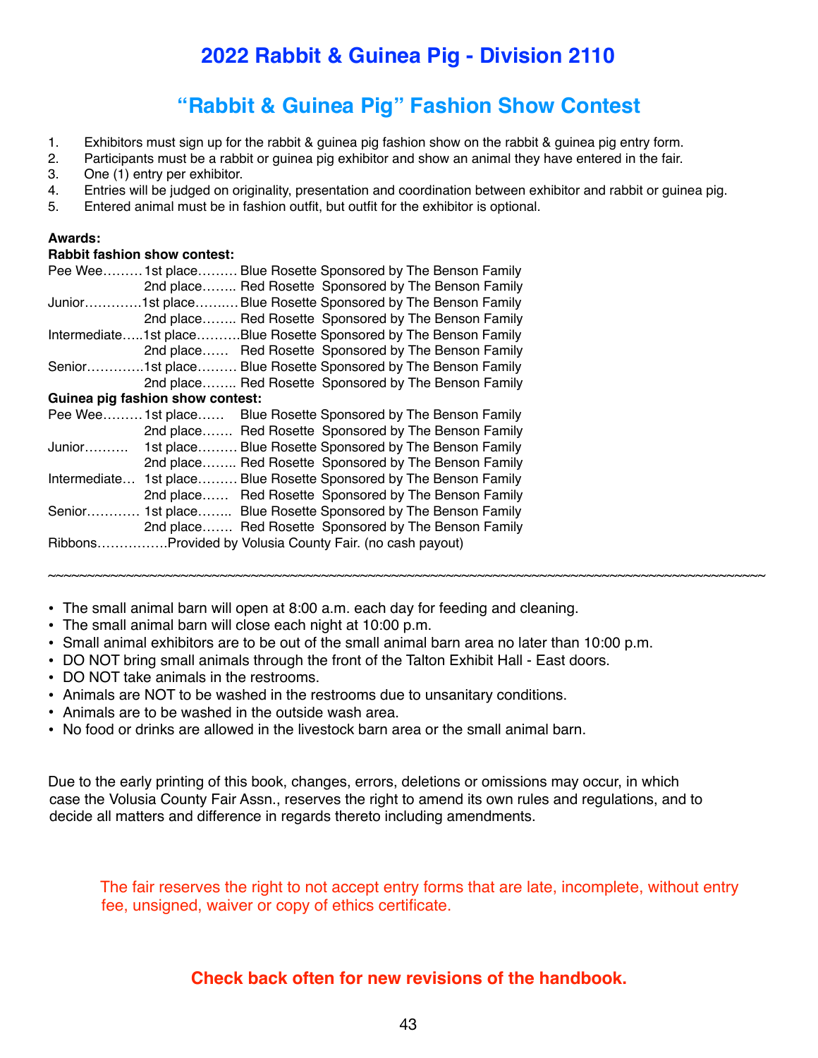# 2022 Rabbit & Guinea Pig - Division 2110

## "Rabbit & Guinea Pig" Fashion Show Contest

1. Exhibitors must sign up for the rabbit & guinea pig fashion show on the rabbit & guinea pig entry form.
2. Participants must be a rabbit or guinea pig exhibitor and show an animal they have entered in the fair.
3. One (1) entry per exhibitor.
4. Entries will be judged on originality, presentation and coordination between exhibitor and rabbit or guinea pig.
5. Entered animal must be in fashion outfit, but outfit for the exhibitor is optional.

**Awards:**

**Rabbit fashion show contest:**

Pee Wee……… 1st place……… Blue Rosette Sponsored by The Benson Family
2nd place…….. Red Rosette Sponsored by The Benson Family
Junior………….1st place………Blue Rosette Sponsored by The Benson Family
2nd place…….. Red Rosette Sponsored by The Benson Family
Intermediate…..1st place……….Blue Rosette Sponsored by The Benson Family
2nd place…… Red Rosette Sponsored by The Benson Family
Senior…………1st place……… Blue Rosette Sponsored by The Benson Family
2nd place…….. Red Rosette Sponsored by The Benson Family

**Guinea pig fashion show contest:**

Pee Wee……… 1st place…… Blue Rosette Sponsored by The Benson Family
2nd place……. Red Rosette Sponsored by The Benson Family
Junior………. 1st place……… Blue Rosette Sponsored by The Benson Family
2nd place…….. Red Rosette Sponsored by The Benson Family
Intermediate… 1st place……… Blue Rosette Sponsored by The Benson Family
2nd place…… Red Rosette Sponsored by The Benson Family
Senior………… 1st place…….. Blue Rosette Sponsored by The Benson Family
2nd place……. Red Rosette Sponsored by The Benson Family
Ribbons…………….Provided by Volusia County Fair. (no cash payout)

~~~~~~~~~~~~~~~~~~~~~~~~~~~~~~~~~~~~~~~~~~~~~~~~~~~~~~~~~~~~~~~~~~~~~~~~~~~~~~~~

- The small animal barn will open at 8:00 a.m. each day for feeding and cleaning.
- The small animal barn will close each night at 10:00 p.m.
- Small animal exhibitors are to be out of the small animal barn area no later than 10:00 p.m.
- DO NOT bring small animals through the front of the Talton Exhibit Hall - East doors.
- DO NOT take animals in the restrooms.
- Animals are NOT to be washed in the restrooms due to unsanitary conditions.
- Animals are to be washed in the outside wash area.
- No food or drinks are allowed in the livestock barn area or the small animal barn.

Due to the early printing of this book, changes, errors, deletions or omissions may occur, in which case the Volusia County Fair Assn., reserves the right to amend its own rules and regulations, and to decide all matters and difference in regards thereto including amendments.

The fair reserves the right to not accept entry forms that are late, incomplete, without entry fee, unsigned, waiver or copy of ethics certificate.

**Check back often for new revisions of the handbook.**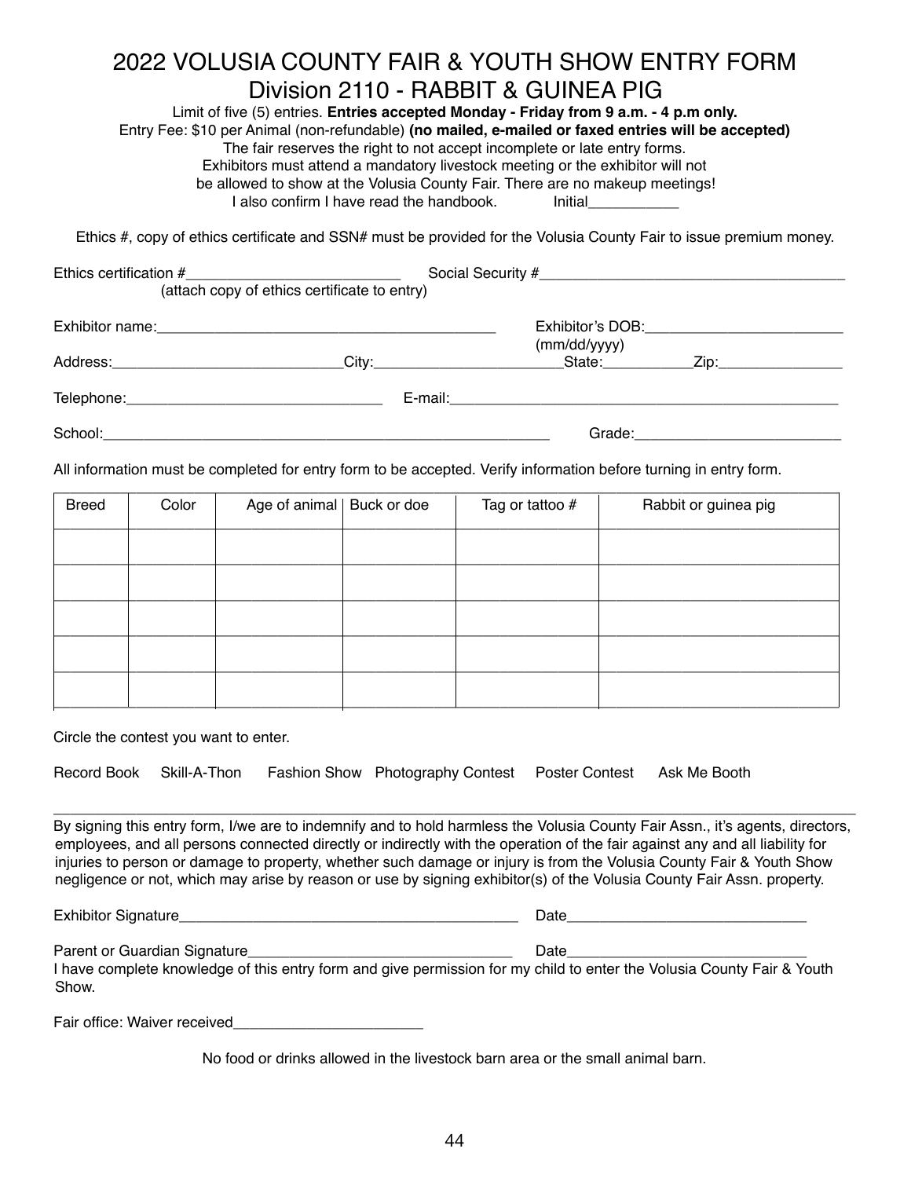# 2022 VOLUSIA COUNTY FAIR & YOUTH SHOW ENTRY FORM
## Division 2110 - RABBIT & GUINEA PIG

Limit of five (5) entries. **Entries accepted Monday - Friday from 9 a.m. - 4 p.m only.**
Entry Fee: $10 per Animal (non-refundable) **(no mailed, e-mailed or faxed entries will be accepted)**
The fair reserves the right to not accept incomplete or late entry forms.
Exhibitors must attend a mandatory livestock meeting or the exhibitor will not be allowed to show at the Volusia County Fair. There are no makeup meetings!
I also confirm I have read the handbook. Initial___________

Ethics #, copy of ethics certificate and SSN# must be provided for the Volusia County Fair to issue premium money.

Ethics certification #___________________________ Social Security #_______________________________________
(attach copy of ethics certificate to entry)

Exhibitor name:____________________________________________ Exhibitor's DOB:_________________________
(mm/dd/yyyy)

Address:____________________________City:_______________________State:___________Zip:_______________

Telephone:_______________________________ E-mail:_________________________________________________

School:_________________________________________________________ Grade:_________________________

All information must be completed for entry form to be accepted. Verify information before turning in entry form.

| Breed | Color | Age of animal | Buck or doe | Tag or tattoo # | Rabbit or guinea pig |
|---|---|---|---|---|---|
| | | | | | |
| | | | | | |
| | | | | | |
| | | | | | |
| | | | | | |

Circle the contest you want to enter.

Record Book Skill-A-Thon Fashion Show Photography Contest Poster Contest Ask Me Booth

---

By signing this entry form, I/we are to indemnify and to hold harmless the Volusia County Fair Assn., it's agents, directors, employees, and all persons connected directly or indirectly with the operation of the fair against any and all liability for injuries to person or damage to property, whether such damage or injury is from the Volusia County Fair & Youth Show negligence or not, which may arise by reason or use by signing exhibitor(s) of the Volusia County Fair Assn. property.

Exhibitor Signature__________________________________________ Date_____________________________

Parent or Guardian Signature_________________________________ Date_____________________________
I have complete knowledge of this entry form and give permission for my child to enter the Volusia County Fair & Youth Show.

Fair office: Waiver received_______________________

No food or drinks allowed in the livestock barn area or the small animal barn.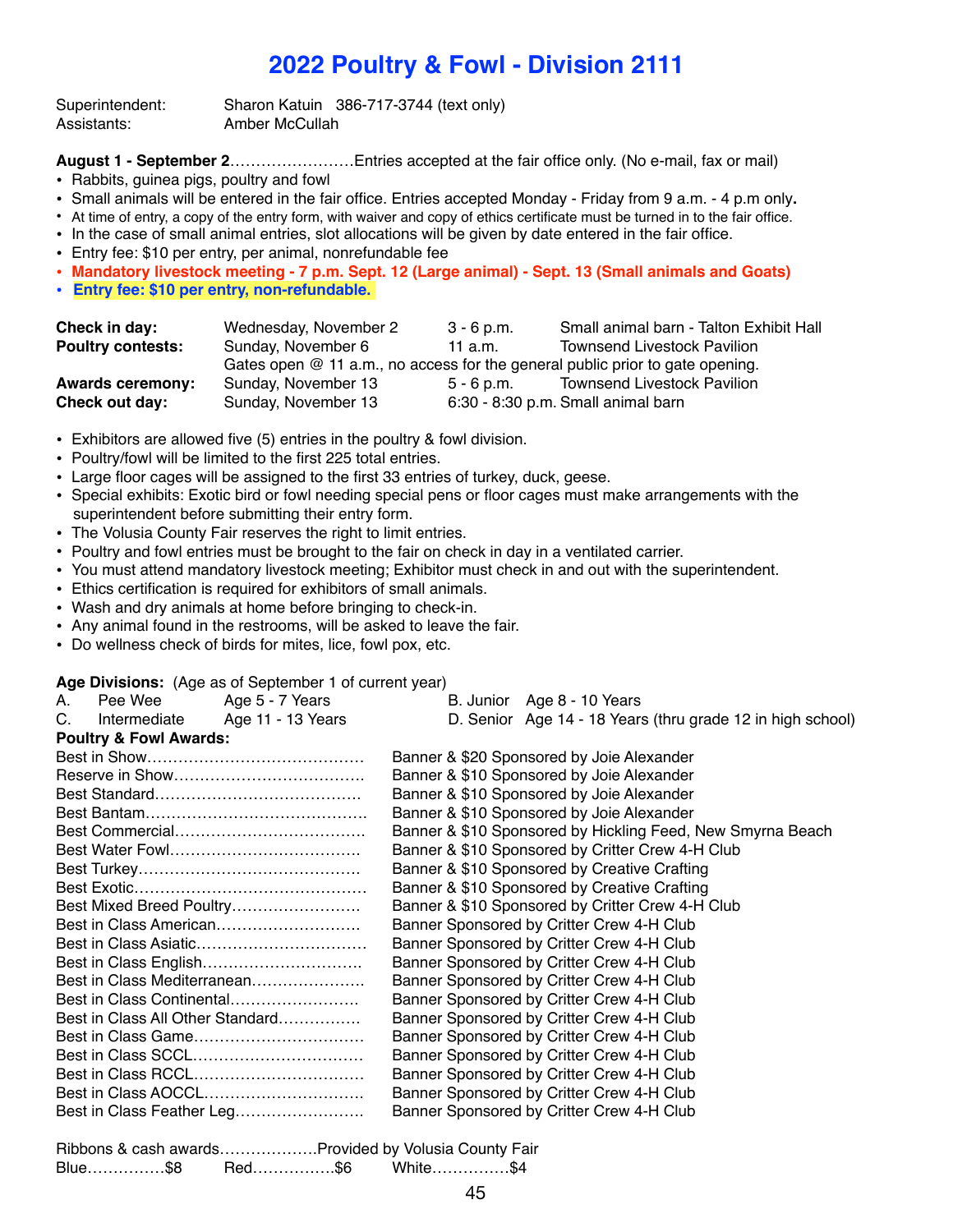# 2022 Poultry & Fowl - Division 2111

Superintendent: Sharon Katuin 386-717-3744 (text only)
Assistants: Amber McCullah

**August 1 - September 2**……………………Entries accepted at the fair office only. (No e-mail, fax or mail)

- Rabbits, guinea pigs, poultry and fowl
- Small animals will be entered in the fair office. Entries accepted Monday - Friday from 9 a.m. - 4 p.m only**.**
- At time of entry, a copy of the entry form, with waiver and copy of ethics certificate must be turned in to the fair office.
- In the case of small animal entries, slot allocations will be given by date entered in the fair office.
- Entry fee: $10 per entry, per animal, nonrefundable fee
- **Mandatory livestock meeting - 7 p.m. Sept. 12 (Large animal) - Sept. 13 (Small animals and Goats)**
- **Entry fee: $10 per entry, non-refundable.**

| | | | |
|---|---|---|---|
| **Check in day:** | Wednesday, November 2 | 3 - 6 p.m. | Small animal barn - Talton Exhibit Hall |
| **Poultry contests:** | Sunday, November 6 | 11 a.m. | Townsend Livestock Pavilion |
| | Gates open @ 11 a.m., no access for the general public prior to gate opening. | | |
| **Awards ceremony:** | Sunday, November 13 | 5 - 6 p.m. | Townsend Livestock Pavilion |
| **Check out day:** | Sunday, November 13 | 6:30 - 8:30 p.m. | Small animal barn |

- Exhibitors are allowed five (5) entries in the poultry & fowl division.
- Poultry/fowl will be limited to the first 225 total entries.
- Large floor cages will be assigned to the first 33 entries of turkey, duck, geese.
- Special exhibits: Exotic bird or fowl needing special pens or floor cages must make arrangements with the superintendent before submitting their entry form.
- The Volusia County Fair reserves the right to limit entries.
- Poultry and fowl entries must be brought to the fair on check in day in a ventilated carrier.
- You must attend mandatory livestock meeting; Exhibitor must check in and out with the superintendent.
- Ethics certification is required for exhibitors of small animals.
- Wash and dry animals at home before bringing to check-in.
- Any animal found in the restrooms, will be asked to leave the fair.
- Do wellness check of birds for mites, lice, fowl pox, etc.

**Age Divisions:** (Age as of September 1 of current year)

A. Pee Wee Age 5 - 7 Years
B. Junior Age 8 - 10 Years
C. Intermediate Age 11 - 13 Years
D. Senior Age 14 - 18 Years (thru grade 12 in high school)

**Poultry & Fowl Awards:**

| Award | Prize |
|---|---|
| Best in Show | Banner & $20 Sponsored by Joie Alexander |
| Reserve in Show | Banner & $10 Sponsored by Joie Alexander |
| Best Standard | Banner & $10 Sponsored by Joie Alexander |
| Best Bantam | Banner & $10 Sponsored by Joie Alexander |
| Best Commercial | Banner & $10 Sponsored by Hickling Feed, New Smyrna Beach |
| Best Water Fowl | Banner & $10 Sponsored by Critter Crew 4-H Club |
| Best Turkey | Banner & $10 Sponsored by Creative Crafting |
| Best Exotic | Banner & $10 Sponsored by Creative Crafting |
| Best Mixed Breed Poultry | Banner & $10 Sponsored by Critter Crew 4-H Club |
| Best in Class American | Banner Sponsored by Critter Crew 4-H Club |
| Best in Class Asiatic | Banner Sponsored by Critter Crew 4-H Club |
| Best in Class English | Banner Sponsored by Critter Crew 4-H Club |
| Best in Class Mediterranean | Banner Sponsored by Critter Crew 4-H Club |
| Best in Class Continental | Banner Sponsored by Critter Crew 4-H Club |
| Best in Class All Other Standard | Banner Sponsored by Critter Crew 4-H Club |
| Best in Class Game | Banner Sponsored by Critter Crew 4-H Club |
| Best in Class SCCL | Banner Sponsored by Critter Crew 4-H Club |
| Best in Class RCCL | Banner Sponsored by Critter Crew 4-H Club |
| Best in Class AOCCL | Banner Sponsored by Critter Crew 4-H Club |
| Best in Class Feather Leg | Banner Sponsored by Critter Crew 4-H Club |

Ribbons & cash awards……………….Provided by Volusia County Fair

Blue……………$8 Red…………….$6 White……………$4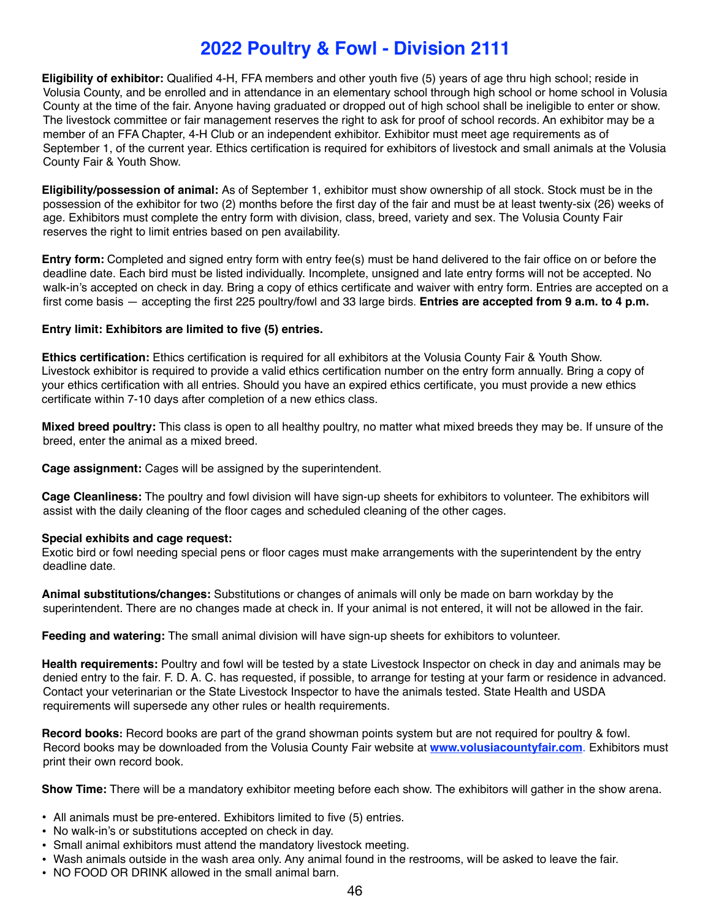# 2022 Poultry & Fowl - Division 2111

**Eligibility of exhibitor:** Qualified 4-H, FFA members and other youth five (5) years of age thru high school; reside in Volusia County, and be enrolled and in attendance in an elementary school through high school or home school in Volusia County at the time of the fair. Anyone having graduated or dropped out of high school shall be ineligible to enter or show. The livestock committee or fair management reserves the right to ask for proof of school records. An exhibitor may be a member of an FFA Chapter, 4-H Club or an independent exhibitor. Exhibitor must meet age requirements as of September 1, of the current year. Ethics certification is required for exhibitors of livestock and small animals at the Volusia County Fair & Youth Show.

**Eligibility/possession of animal:** As of September 1, exhibitor must show ownership of all stock. Stock must be in the possession of the exhibitor for two (2) months before the first day of the fair and must be at least twenty-six (26) weeks of age. Exhibitors must complete the entry form with division, class, breed, variety and sex. The Volusia County Fair reserves the right to limit entries based on pen availability.

**Entry form:** Completed and signed entry form with entry fee(s) must be hand delivered to the fair office on or before the deadline date. Each bird must be listed individually. Incomplete, unsigned and late entry forms will not be accepted. No walk-in's accepted on check in day. Bring a copy of ethics certificate and waiver with entry form. Entries are accepted on a first come basis — accepting the first 225 poultry/fowl and 33 large birds. **Entries are accepted from 9 a.m. to 4 p.m.**

**Entry limit: Exhibitors are limited to five (5) entries.**

**Ethics certification:** Ethics certification is required for all exhibitors at the Volusia County Fair & Youth Show. Livestock exhibitor is required to provide a valid ethics certification number on the entry form annually. Bring a copy of your ethics certification with all entries. Should you have an expired ethics certificate, you must provide a new ethics certificate within 7-10 days after completion of a new ethics class.

**Mixed breed poultry:** This class is open to all healthy poultry, no matter what mixed breeds they may be. If unsure of the breed, enter the animal as a mixed breed.

**Cage assignment:** Cages will be assigned by the superintendent.

**Cage Cleanliness:** The poultry and fowl division will have sign-up sheets for exhibitors to volunteer. The exhibitors will assist with the daily cleaning of the floor cages and scheduled cleaning of the other cages.

**Special exhibits and cage request:**
Exotic bird or fowl needing special pens or floor cages must make arrangements with the superintendent by the entry deadline date.

**Animal substitutions/changes:** Substitutions or changes of animals will only be made on barn workday by the superintendent. There are no changes made at check in. If your animal is not entered, it will not be allowed in the fair.

**Feeding and watering:** The small animal division will have sign-up sheets for exhibitors to volunteer.

**Health requirements:** Poultry and fowl will be tested by a state Livestock Inspector on check in day and animals may be denied entry to the fair. F. D. A. C. has requested, if possible, to arrange for testing at your farm or residence in advanced. Contact your veterinarian or the State Livestock Inspector to have the animals tested. State Health and USDA requirements will supersede any other rules or health requirements.

**Record books:** Record books are part of the grand showman points system but are not required for poultry & fowl. Record books may be downloaded from the Volusia County Fair website at [www.volusiacountyfair.com](http://www.volusiacountyfair.com). Exhibitors must print their own record book.

**Show Time:** There will be a mandatory exhibitor meeting before each show. The exhibitors will gather in the show arena.

- All animals must be pre-entered. Exhibitors limited to five (5) entries.
- No walk-in's or substitutions accepted on check in day.
- Small animal exhibitors must attend the mandatory livestock meeting.
- Wash animals outside in the wash area only. Any animal found in the restrooms, will be asked to leave the fair.
- NO FOOD OR DRINK allowed in the small animal barn.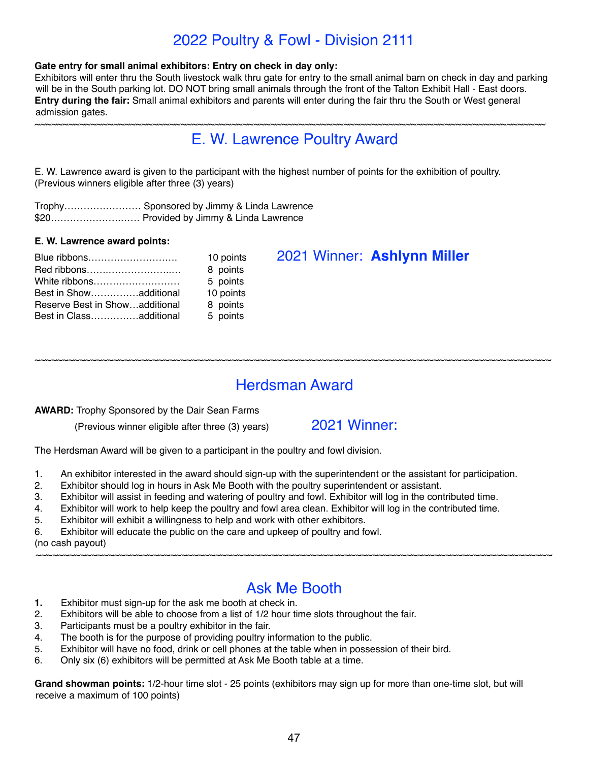# 2022 Poultry & Fowl - Division 2111

**Gate entry for small animal exhibitors: Entry on check in day only:**
Exhibitors will enter thru the South livestock walk thru gate for entry to the small animal barn on check in day and parking will be in the South parking lot. DO NOT bring small animals through the front of the Talton Exhibit Hall - East doors.
**Entry during the fair:** Small animal exhibitors and parents will enter during the fair thru the South or West general admission gates.

~~~~~~~~~~~~~~~~~~~~~~~~~~~~~~~~~~~~~~~~~~~~~~~~~~~~~~~~~~~~~~~~~~~~~~~~~~~~~~~~~~~~~~~~~~~~~~~

## E. W. Lawrence Poultry Award

E. W. Lawrence award is given to the participant with the highest number of points for the exhibition of poultry. (Previous winners eligible after three (3) years)

Trophy…………………… Sponsored by Jimmy & Linda Lawrence
$20……………………… Provided by Jimmy & Linda Lawrence

**E. W. Lawrence award points:**

| | |
|---|---|
| Blue ribbons……………………… | 10 points |
| Red ribbons……………………… | 8 points |
| White ribbons……………………… | 5 points |
| Best in Show……………additional | 10 points |
| Reserve Best in Show…additional | 8 points |
| Best in Class……………additional | 5 points |

2021 Winner: **Ashlynn Miller**

~~~~~~~~~~~~~~~~~~~~~~~~~~~~~~~~~~~~~~~~~~~~~~~~~~~~~~~~~~~~~~~~~~~~~~~~~~~~~~~~~~~~~~~~~~~~~~~

## Herdsman Award

**AWARD:** Trophy Sponsored by the Dair Sean Farms
(Previous winner eligible after three (3) years)

2021 Winner:

The Herdsman Award will be given to a participant in the poultry and fowl division.

1. An exhibitor interested in the award should sign-up with the superintendent or the assistant for participation.
2. Exhibitor should log in hours in Ask Me Booth with the poultry superintendent or assistant.
3. Exhibitor will assist in feeding and watering of poultry and fowl. Exhibitor will log in the contributed time.
4. Exhibitor will work to help keep the poultry and fowl area clean. Exhibitor will log in the contributed time.
5. Exhibitor will exhibit a willingness to help and work with other exhibitors.
6. Exhibitor will educate the public on the care and upkeep of poultry and fowl.

(no cash payout)

~~~~~~~~~~~~~~~~~~~~~~~~~~~~~~~~~~~~~~~~~~~~~~~~~~~~~~~~~~~~~~~~~~~~~~~~~~~~~~~~~~~~~~~~~~~~~~~

## Ask Me Booth

1. Exhibitor must sign-up for the ask me booth at check in.
2. Exhibitors will be able to choose from a list of 1/2 hour time slots throughout the fair.
3. Participants must be a poultry exhibitor in the fair.
4. The booth is for the purpose of providing poultry information to the public.
5. Exhibitor will have no food, drink or cell phones at the table when in possession of their bird.
6. Only six (6) exhibitors will be permitted at Ask Me Booth table at a time.

**Grand showman points:** 1/2-hour time slot - 25 points (exhibitors may sign up for more than one-time slot, but will receive a maximum of 100 points)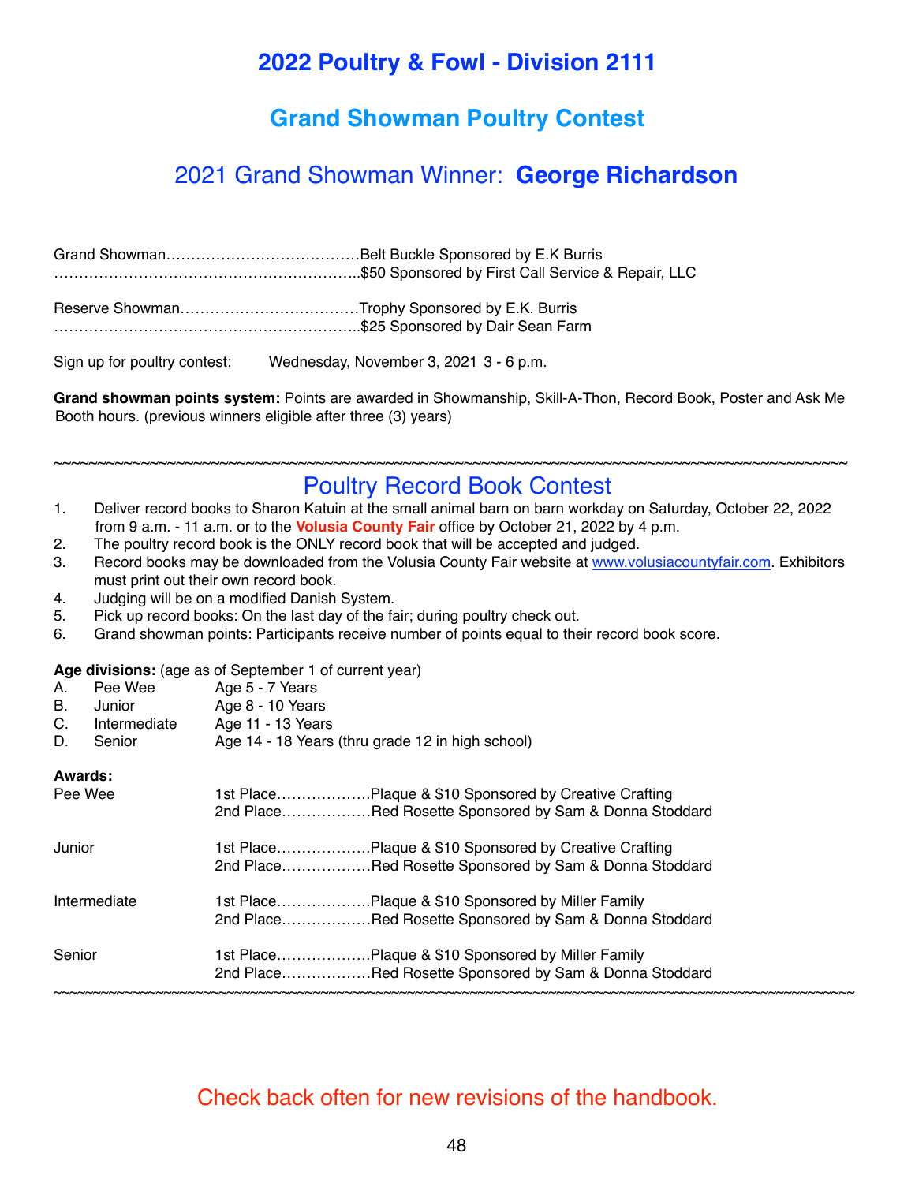# 2022 Poultry & Fowl - Division 2111

## Grand Showman Poultry Contest

## 2021 Grand Showman Winner: **George Richardson**

Grand Showman……………………………………Belt Buckle Sponsored by E.K Burris
……………………………………………………….$50 Sponsored by First Call Service & Repair, LLC

Reserve Showman………………………………Trophy Sponsored by E.K. Burris
……………………………………………………….$25 Sponsored by Dair Sean Farm

Sign up for poultry contest: Wednesday, November 3, 2021 3 - 6 p.m.

**Grand showman points system:** Points are awarded in Showmanship, Skill-A-Thon, Record Book, Poster and Ask Me Booth hours. (previous winners eligible after three (3) years)

~~~~~~~~~~~~~~~~~~~~~~~~~~~~~~~~~~~~~~~~~~~~~~~~~~~~~~~~~~~~~~~~~~~~~~~~~~~~~~~~~~~~~~~~

## Poultry Record Book Contest

1. Deliver record books to Sharon Katuin at the small animal barn on barn workday on Saturday, October 22, 2022 from 9 a.m. - 11 a.m. or to the **Volusia County Fair** office by October 21, 2022 by 4 p.m.
2. The poultry record book is the ONLY record book that will be accepted and judged.
3. Record books may be downloaded from the Volusia County Fair website at www.volusiacountyfair.com. Exhibitors must print out their own record book.
4. Judging will be on a modified Danish System.
5. Pick up record books: On the last day of the fair; during poultry check out.
6. Grand showman points: Participants receive number of points equal to their record book score.

**Age divisions:** (age as of September 1 of current year)

A. Pee Wee Age 5 - 7 Years
B. Junior Age 8 - 10 Years
C. Intermediate Age 11 - 13 Years
D. Senior Age 14 - 18 Years (thru grade 12 in high school)

**Awards:**

| | | |
|---|---|---|
| Pee Wee | 1st Place | Plaque & $10 Sponsored by Creative Crafting |
| | 2nd Place | Red Rosette Sponsored by Sam & Donna Stoddard |
| Junior | 1st Place | Plaque & $10 Sponsored by Creative Crafting |
| | 2nd Place | Red Rosette Sponsored by Sam & Donna Stoddard |
| Intermediate | 1st Place | Plaque & $10 Sponsored by Miller Family |
| | 2nd Place | Red Rosette Sponsored by Sam & Donna Stoddard |
| Senior | 1st Place | Plaque & $10 Sponsored by Miller Family |
| | 2nd Place | Red Rosette Sponsored by Sam & Donna Stoddard |

~~~~~~~~~~~~~~~~~~~~~~~~~~~~~~~~~~~~~~~~~~~~~~~~~~~~~~~~~~~~~~~~~~~~~~~~~~~~~~~~~~~~~~~~

Check back often for new revisions of the handbook.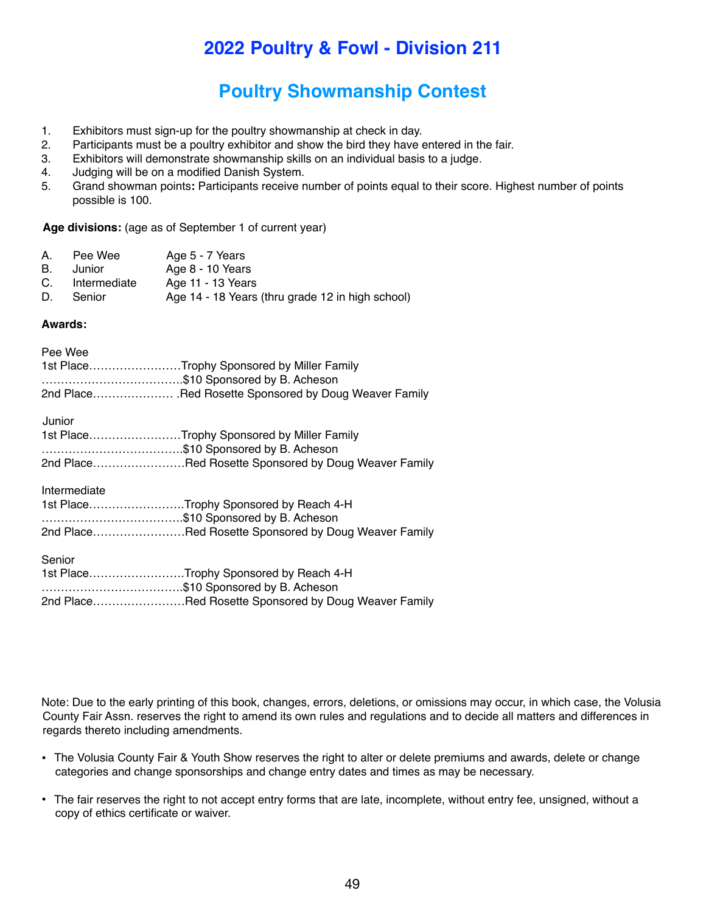# 2022 Poultry & Fowl - Division 211

## Poultry Showmanship Contest

1. Exhibitors must sign-up for the poultry showmanship at check in day.
2. Participants must be a poultry exhibitor and show the bird they have entered in the fair.
3. Exhibitors will demonstrate showmanship skills on an individual basis to a judge.
4. Judging will be on a modified Danish System.
5. Grand showman points**:** Participants receive number of points equal to their score. Highest number of points possible is 100.

**Age divisions:** (age as of September 1 of current year)

A. Pee Wee Age 5 - 7 Years
B. Junior Age 8 - 10 Years
C. Intermediate Age 11 - 13 Years
D. Senior Age 14 - 18 Years (thru grade 12 in high school)

**Awards:**

Pee Wee
1st Place……………………Trophy Sponsored by Miller Family
……………………………….$10 Sponsored by B. Acheson
2nd Place………………… .Red Rosette Sponsored by Doug Weaver Family

Junior
1st Place……………………Trophy Sponsored by Miller Family
……………………………….$10 Sponsored by B. Acheson
2nd Place……………………Red Rosette Sponsored by Doug Weaver Family

Intermediate
1st Place……………………Trophy Sponsored by Reach 4-H
……………………………….$10 Sponsored by B. Acheson
2nd Place……………………Red Rosette Sponsored by Doug Weaver Family

Senior
1st Place……………………Trophy Sponsored by Reach 4-H
……………………………….$10 Sponsored by B. Acheson
2nd Place……………………Red Rosette Sponsored by Doug Weaver Family

Note: Due to the early printing of this book, changes, errors, deletions, or omissions may occur, in which case, the Volusia County Fair Assn. reserves the right to amend its own rules and regulations and to decide all matters and differences in regards thereto including amendments.

- The Volusia County Fair & Youth Show reserves the right to alter or delete premiums and awards, delete or change categories and change sponsorships and change entry dates and times as may be necessary.
- The fair reserves the right to not accept entry forms that are late, incomplete, without entry fee, unsigned, without a copy of ethics certificate or waiver.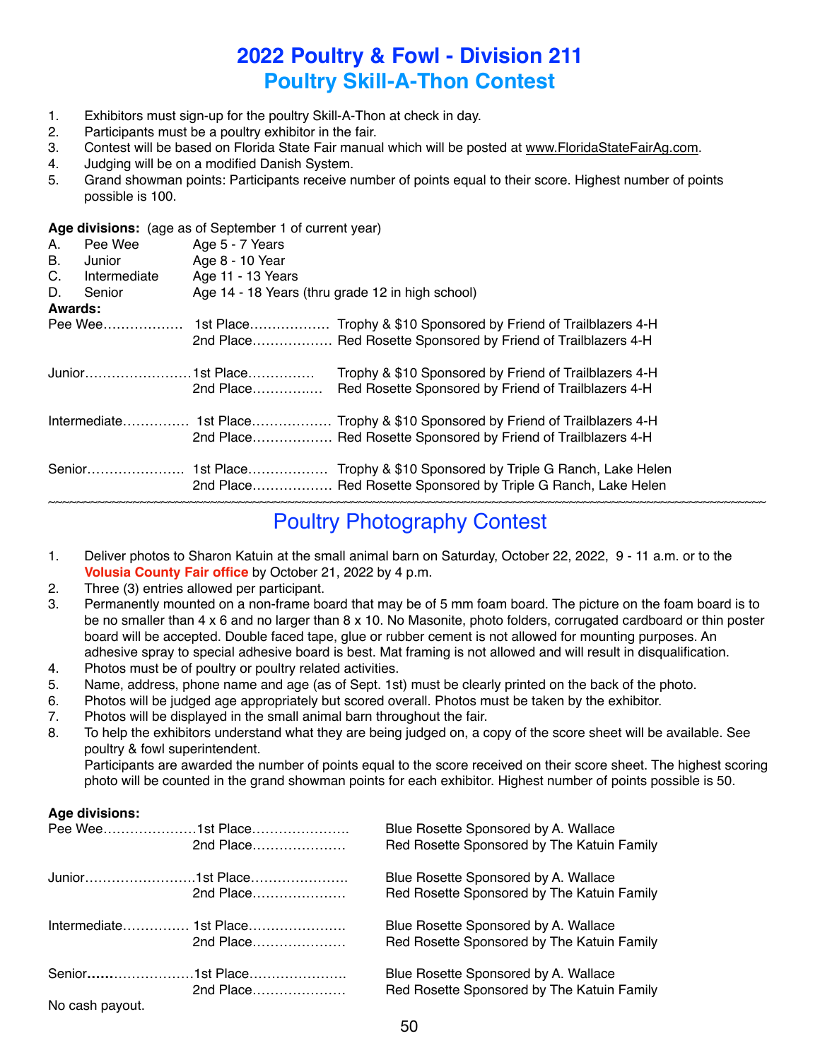# 2022 Poultry & Fowl - Division 211

## Poultry Skill-A-Thon Contest

1. Exhibitors must sign-up for the poultry Skill-A-Thon at check in day.
2. Participants must be a poultry exhibitor in the fair.
3. Contest will be based on Florida State Fair manual which will be posted at www.FloridaStateFairAg.com.
4. Judging will be on a modified Danish System.
5. Grand showman points: Participants receive number of points equal to their score. Highest number of points possible is 100.

**Age divisions:** (age as of September 1 of current year)

| | | |
|---|---|---|
| A. | Pee Wee | Age 5 - 7 Years |
| B. | Junior | Age 8 - 10 Year |
| C. | Intermediate | Age 11 - 13 Years |
| D. | Senior | Age 14 - 18 Years (thru grade 12 in high school) |

**Awards:**

| Division | Place | Award |
|---|---|---|
| Pee Wee | 1st Place | Trophy & $10 Sponsored by Friend of Trailblazers 4-H |
| | 2nd Place | Red Rosette Sponsored by Friend of Trailblazers 4-H |
| Junior | 1st Place | Trophy & $10 Sponsored by Friend of Trailblazers 4-H |
| | 2nd Place | Red Rosette Sponsored by Friend of Trailblazers 4-H |
| Intermediate | 1st Place | Trophy & $10 Sponsored by Friend of Trailblazers 4-H |
| | 2nd Place | Red Rosette Sponsored by Friend of Trailblazers 4-H |
| Senior | 1st Place | Trophy & $10 Sponsored by Triple G Ranch, Lake Helen |
| | 2nd Place | Red Rosette Sponsored by Triple G Ranch, Lake Helen |

## Poultry Photography Contest

1. Deliver photos to Sharon Katuin at the small animal barn on Saturday, October 22, 2022, 9 - 11 a.m. or to the **Volusia County Fair office** by October 21, 2022 by 4 p.m.
2. Three (3) entries allowed per participant.
3. Permanently mounted on a non-frame board that may be of 5 mm foam board. The picture on the foam board is to be no smaller than 4 x 6 and no larger than 8 x 10. No Masonite, photo folders, corrugated cardboard or thin poster board will be accepted. Double faced tape, glue or rubber cement is not allowed for mounting purposes. An adhesive spray to special adhesive board is best. Mat framing is not allowed and will result in disqualification.
4. Photos must be of poultry or poultry related activities.
5. Name, address, phone name and age (as of Sept. 1st) must be clearly printed on the back of the photo.
6. Photos will be judged age appropriately but scored overall. Photos must be taken by the exhibitor.
7. Photos will be displayed in the small animal barn throughout the fair.
8. To help the exhibitors understand what they are being judged on, a copy of the score sheet will be available. See poultry & fowl superintendent.
   Participants are awarded the number of points equal to the score received on their score sheet. The highest scoring photo will be counted in the grand showman points for each exhibitor. Highest number of points possible is 50.

**Age divisions:**

| Division | Place | Award |
|---|---|---|
| Pee Wee | 1st Place | Blue Rosette Sponsored by A. Wallace |
| | 2nd Place | Red Rosette Sponsored by The Katuin Family |
| Junior | 1st Place | Blue Rosette Sponsored by A. Wallace |
| | 2nd Place | Red Rosette Sponsored by The Katuin Family |
| Intermediate | 1st Place | Blue Rosette Sponsored by A. Wallace |
| | 2nd Place | Red Rosette Sponsored by The Katuin Family |
| Senior | 1st Place | Blue Rosette Sponsored by A. Wallace |
| | 2nd Place | Red Rosette Sponsored by The Katuin Family |

No cash payout.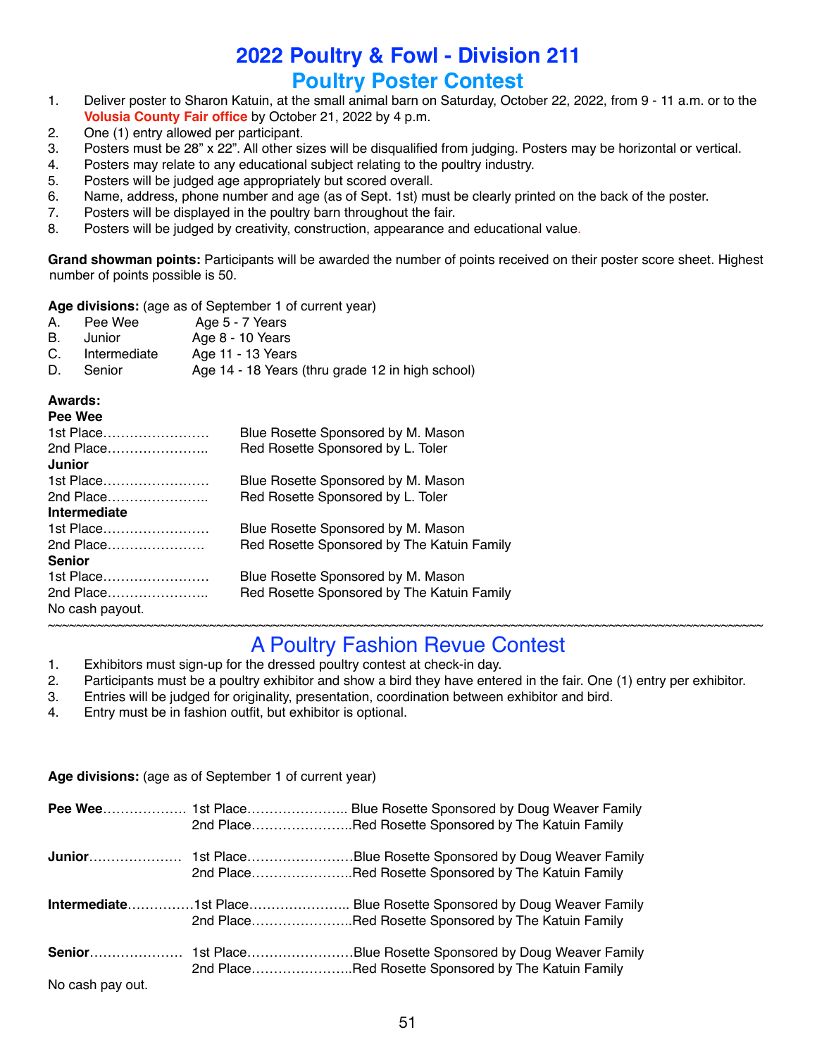# 2022 Poultry & Fowl - Division 211

## Poultry Poster Contest

1. Deliver poster to Sharon Katuin, at the small animal barn on Saturday, October 22, 2022, from 9 - 11 a.m. or to the **Volusia County Fair office** by October 21, 2022 by 4 p.m.
2. One (1) entry allowed per participant.
3. Posters must be 28" x 22". All other sizes will be disqualified from judging. Posters may be horizontal or vertical.
4. Posters may relate to any educational subject relating to the poultry industry.
5. Posters will be judged age appropriately but scored overall.
6. Name, address, phone number and age (as of Sept. 1st) must be clearly printed on the back of the poster.
7. Posters will be displayed in the poultry barn throughout the fair.
8. Posters will be judged by creativity, construction, appearance and educational value.

**Grand showman points:** Participants will be awarded the number of points received on their poster score sheet. Highest number of points possible is 50.

**Age divisions:** (age as of September 1 of current year)

A. Pee Wee Age 5 - 7 Years
B. Junior Age 8 - 10 Years
C. Intermediate Age 11 - 13 Years
D. Senior Age 14 - 18 Years (thru grade 12 in high school)

**Awards:**

**Pee Wee**
1st Place…………………… Blue Rosette Sponsored by M. Mason
2nd Place………………….. Red Rosette Sponsored by L. Toler

**Junior**
1st Place…………………… Blue Rosette Sponsored by M. Mason
2nd Place………………….. Red Rosette Sponsored by L. Toler

**Intermediate**
1st Place…………………… Blue Rosette Sponsored by M. Mason
2nd Place…………………. Red Rosette Sponsored by The Katuin Family

**Senior**
1st Place…………………… Blue Rosette Sponsored by M. Mason
2nd Place………………….. Red Rosette Sponsored by The Katuin Family

No cash payout.

~~~~~~~~~~~~~~~~~~~~~~~~~~~~~~~~~~~~~~~~~~~~~~~~~~~~~~~~~~~~~~~~~~~~~~~~~~~~~~~~~~~~~~~~~~~~~~~~~~~~~~~~~~~~

## A Poultry Fashion Revue Contest

1. Exhibitors must sign-up for the dressed poultry contest at check-in day.
2. Participants must be a poultry exhibitor and show a bird they have entered in the fair. One (1) entry per exhibitor.
3. Entries will be judged for originality, presentation, coordination between exhibitor and bird.
4. Entry must be in fashion outfit, but exhibitor is optional.

**Age divisions:** (age as of September 1 of current year)

**Pee Wee**……………… 1st Place………………….. Blue Rosette Sponsored by Doug Weaver Family
2nd Place…………………..Red Rosette Sponsored by The Katuin Family

**Junior**………………… 1st Place……………………Blue Rosette Sponsored by Doug Weaver Family
2nd Place…………………..Red Rosette Sponsored by The Katuin Family

**Intermediate**……………1st Place………………….. Blue Rosette Sponsored by Doug Weaver Family
2nd Place…………………..Red Rosette Sponsored by The Katuin Family

**Senior**………………… 1st Place……………………Blue Rosette Sponsored by Doug Weaver Family
2nd Place…………………..Red Rosette Sponsored by The Katuin Family

No cash pay out.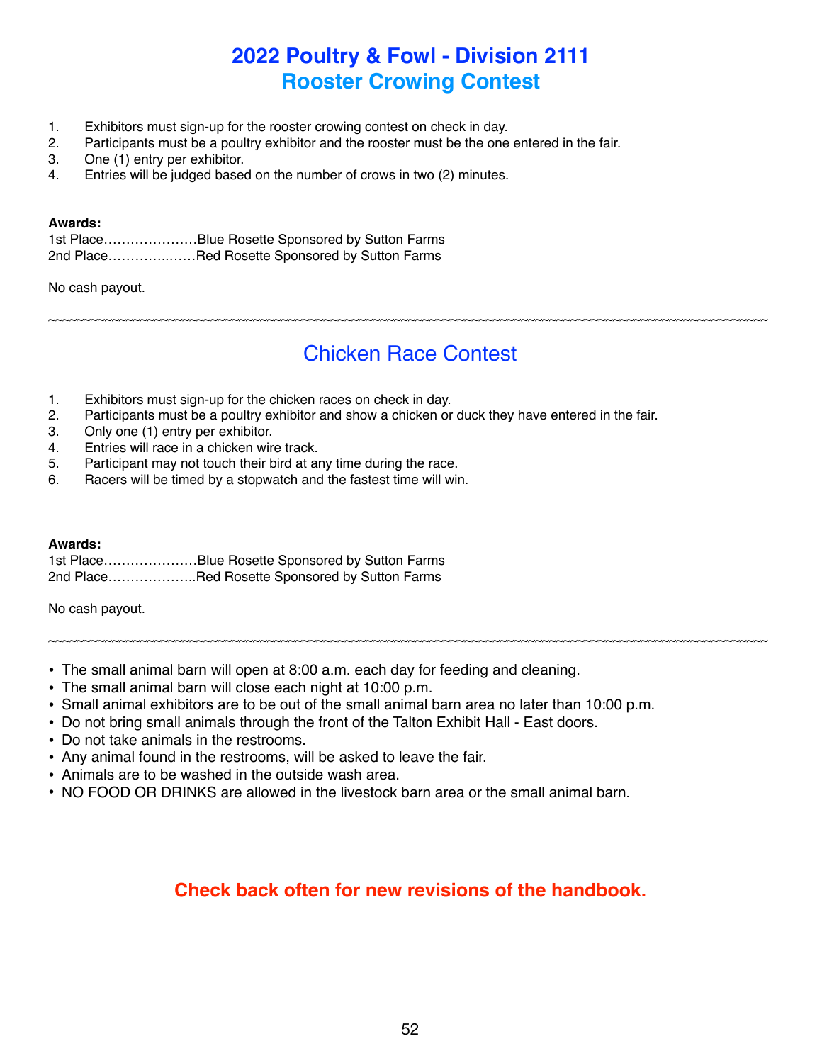# 2022 Poultry & Fowl - Division 2111

## Rooster Crowing Contest

1. Exhibitors must sign-up for the rooster crowing contest on check in day.
2. Participants must be a poultry exhibitor and the rooster must be the one entered in the fair.
3. One (1) entry per exhibitor.
4. Entries will be judged based on the number of crows in two (2) minutes.

**Awards:**

1st Place…………………Blue Rosette Sponsored by Sutton Farms
2nd Place…………..……Red Rosette Sponsored by Sutton Farms

No cash payout.

~~~~~~~~~~~~~~~~~~~~~~~~~~~~~~~~~~~~~~~~~~~~~~~~~~~~~~~~~~~~~~~~~~~~~~~~~~~~~~~~~~~~~~~~~~~~~~~~~~~~

## Chicken Race Contest

1. Exhibitors must sign-up for the chicken races on check in day.
2. Participants must be a poultry exhibitor and show a chicken or duck they have entered in the fair.
3. Only one (1) entry per exhibitor.
4. Entries will race in a chicken wire track.
5. Participant may not touch their bird at any time during the race.
6. Racers will be timed by a stopwatch and the fastest time will win.

**Awards:**

1st Place…………………Blue Rosette Sponsored by Sutton Farms
2nd Place………………..Red Rosette Sponsored by Sutton Farms

No cash payout.

~~~~~~~~~~~~~~~~~~~~~~~~~~~~~~~~~~~~~~~~~~~~~~~~~~~~~~~~~~~~~~~~~~~~~~~~~~~~~~~~~~~~~~~~~~~~~~~~~~~~

- The small animal barn will open at 8:00 a.m. each day for feeding and cleaning.
- The small animal barn will close each night at 10:00 p.m.
- Small animal exhibitors are to be out of the small animal barn area no later than 10:00 p.m.
- Do not bring small animals through the front of the Talton Exhibit Hall - East doors.
- Do not take animals in the restrooms.
- Any animal found in the restrooms, will be asked to leave the fair.
- Animals are to be washed in the outside wash area.
- NO FOOD OR DRINKS are allowed in the livestock barn area or the small animal barn.

**Check back often for new revisions of the handbook.**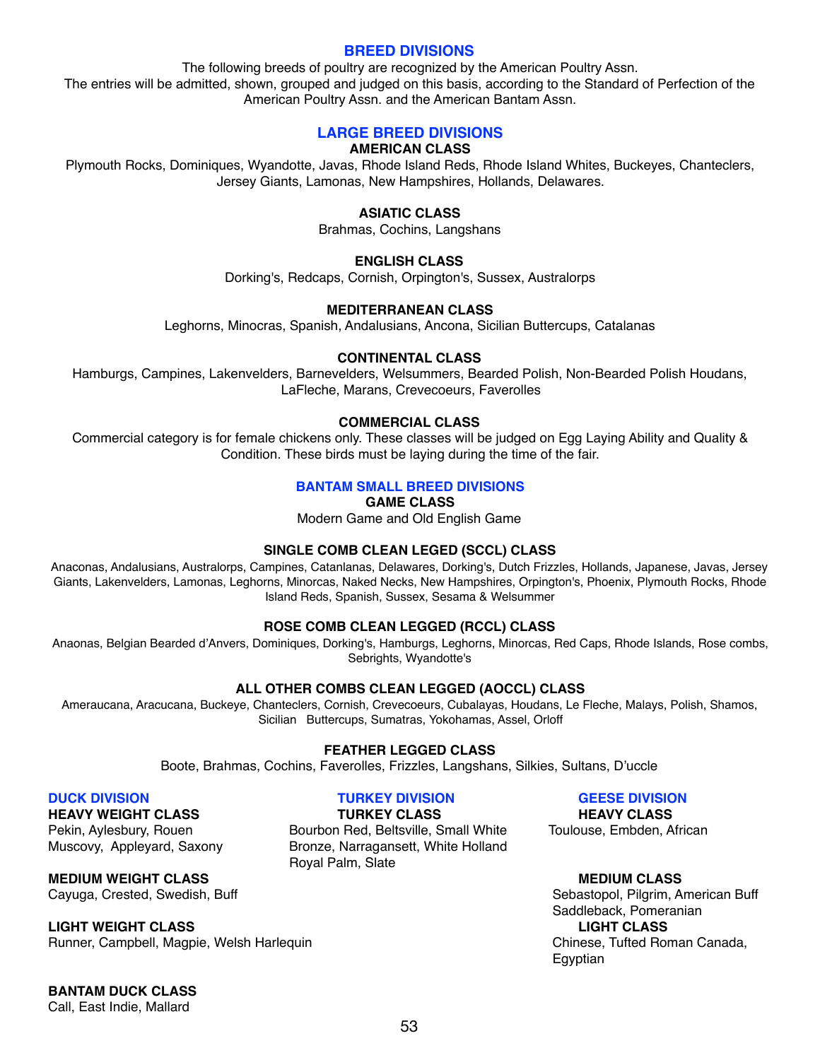## BREED DIVISIONS

The following breeds of poultry are recognized by the American Poultry Assn.
The entries will be admitted, shown, grouped and judged on this basis, according to the Standard of Perfection of the American Poultry Assn. and the American Bantam Assn.

## LARGE BREED DIVISIONS

**AMERICAN CLASS**

Plymouth Rocks, Dominiques, Wyandotte, Javas, Rhode Island Reds, Rhode Island Whites, Buckeyes, Chanteclers, Jersey Giants, Lamonas, New Hampshires, Hollands, Delawares.

**ASIATIC CLASS**

Brahmas, Cochins, Langshans

**ENGLISH CLASS**

Dorking's, Redcaps, Cornish, Orpington's, Sussex, Australorps

**MEDITERRANEAN CLASS**

Leghorns, Minocras, Spanish, Andalusians, Ancona, Sicilian Buttercups, Catalanas

**CONTINENTAL CLASS**

Hamburgs, Campines, Lakenvelders, Barnevelders, Welsummers, Bearded Polish, Non-Bearded Polish Houdans, LaFleche, Marans, Crevecoeurs, Faverolles

**COMMERCIAL CLASS**

Commercial category is for female chickens only. These classes will be judged on Egg Laying Ability and Quality & Condition. These birds must be laying during the time of the fair.

## BANTAM SMALL BREED DIVISIONS

**GAME CLASS**

Modern Game and Old English Game

**SINGLE COMB CLEAN LEGED (SCCL) CLASS**

Anaconas, Andalusians, Australorps, Campines, Catanlanas, Delawares, Dorking's, Dutch Frizzles, Hollands, Japanese, Javas, Jersey Giants, Lakenvelders, Lamonas, Leghorns, Minorcas, Naked Necks, New Hampshires, Orpington's, Phoenix, Plymouth Rocks, Rhode Island Reds, Spanish, Sussex, Sesama & Welsummer

**ROSE COMB CLEAN LEGGED (RCCL) CLASS**

Anaonas, Belgian Bearded d'Anvers, Dominiques, Dorking's, Hamburgs, Leghorns, Minorcas, Red Caps, Rhode Islands, Rose combs, Sebrights, Wyandotte's

**ALL OTHER COMBS CLEAN LEGGED (AOCCL) CLASS**

Ameraucana, Aracucana, Buckeye, Chanteclers, Cornish, Crevecoeurs, Cubalayas, Houdans, Le Fleche, Malays, Polish, Shamos, Sicilian Buttercups, Sumatras, Yokohamas, Assel, Orloff

**FEATHER LEGGED CLASS**

Boote, Brahmas, Cochins, Faverolles, Frizzles, Langshans, Silkies, Sultans, D'uccle

## DUCK DIVISION

**HEAVY WEIGHT CLASS**

Pekin, Aylesbury, Rouen
Muscovy, Appleyard, Saxony

**MEDIUM WEIGHT CLASS**

Cayuga, Crested, Swedish, Buff

**LIGHT WEIGHT CLASS**

Runner, Campbell, Magpie, Welsh Harlequin

**BANTAM DUCK CLASS**

Call, East Indie, Mallard

## TURKEY DIVISION

**TURKEY CLASS**

Bourbon Red, Beltsville, Small White
Bronze, Narragansett, White Holland
Royal Palm, Slate

## GEESE DIVISION

**HEAVY CLASS**

Toulouse, Embden, African

**MEDIUM CLASS**

Sebastopol, Pilgrim, American Buff
Saddleback, Pomeranian

**LIGHT CLASS**

Chinese, Tufted Roman Canada, Egyptian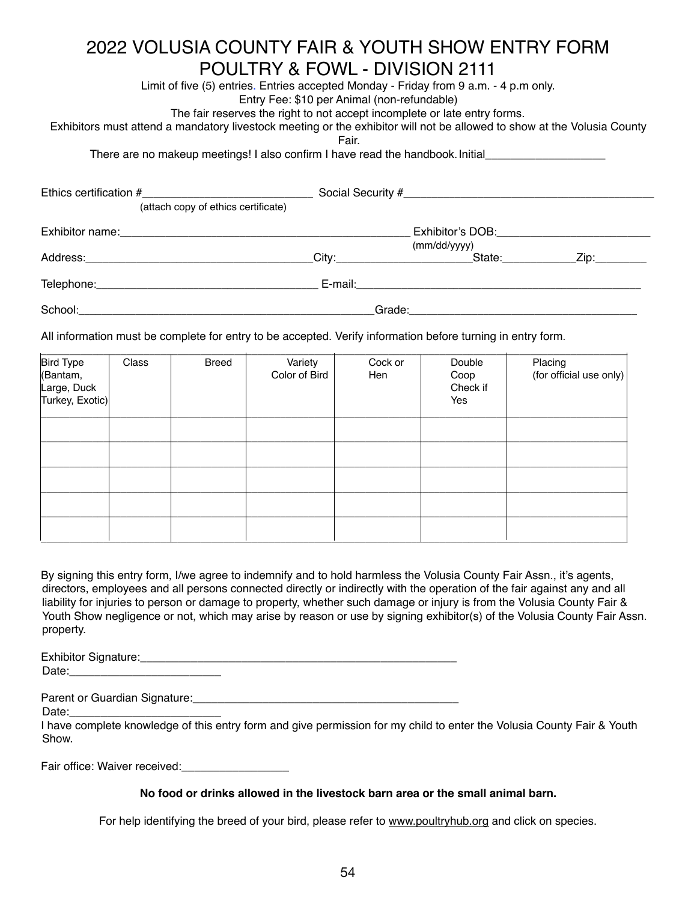# 2022 VOLUSIA COUNTY FAIR & YOUTH SHOW ENTRY FORM
# POULTRY & FOWL - DIVISION 2111

Limit of five (5) entries. Entries accepted Monday - Friday from 9 a.m. - 4 p.m only.
Entry Fee: $10 per Animal (non-refundable)
The fair reserves the right to not accept incomplete or late entry forms.
Exhibitors must attend a mandatory livestock meeting or the exhibitor will not be allowed to show at the Volusia County Fair.
There are no makeup meetings! I also confirm I have read the handbook. Initial___________________

Ethics certification #___________________________ Social Security #_________________________________________
(attach copy of ethics certificate)

Exhibitor name:_________________________________________________ Exhibitor's DOB:_________________________
(mm/dd/yyyy)

Address:____________________________________City:_____________________State:___________Zip:________

Telephone:___________________________________ E-mail:_______________________________________________

School:________________________________________________Grade:____________________________________

All information must be complete for entry to be accepted. Verify information before turning in entry form.

| Bird Type (Bantam, Large, Duck Turkey, Exotic) | Class | Breed | Variety Color of Bird | Cock or Hen | Double Coop Check if Yes | Placing (for official use only) |
|---|---|---|---|---|---|---|
| | | | | | | |
| | | | | | | |
| | | | | | | |
| | | | | | | |
| | | | | | | |

By signing this entry form, I/we agree to indemnify and to hold harmless the Volusia County Fair Assn., it's agents, directors, employees and all persons connected directly or indirectly with the operation of the fair against any and all liability for injuries to person or damage to property, whether such damage or injury is from the Volusia County Fair & Youth Show negligence or not, which may arise by reason or use by signing exhibitor(s) of the Volusia County Fair Assn. property.

Exhibitor Signature:____________________________________________________
Date:________________________

Parent or Guardian Signature:___________________________________________
Date:________________________
I have complete knowledge of this entry form and give permission for my child to enter the Volusia County Fair & Youth Show.

Fair office: Waiver received:_________________

**No food or drinks allowed in the livestock barn area or the small animal barn.**

For help identifying the breed of your bird, please refer to www.poultryhub.org and click on species.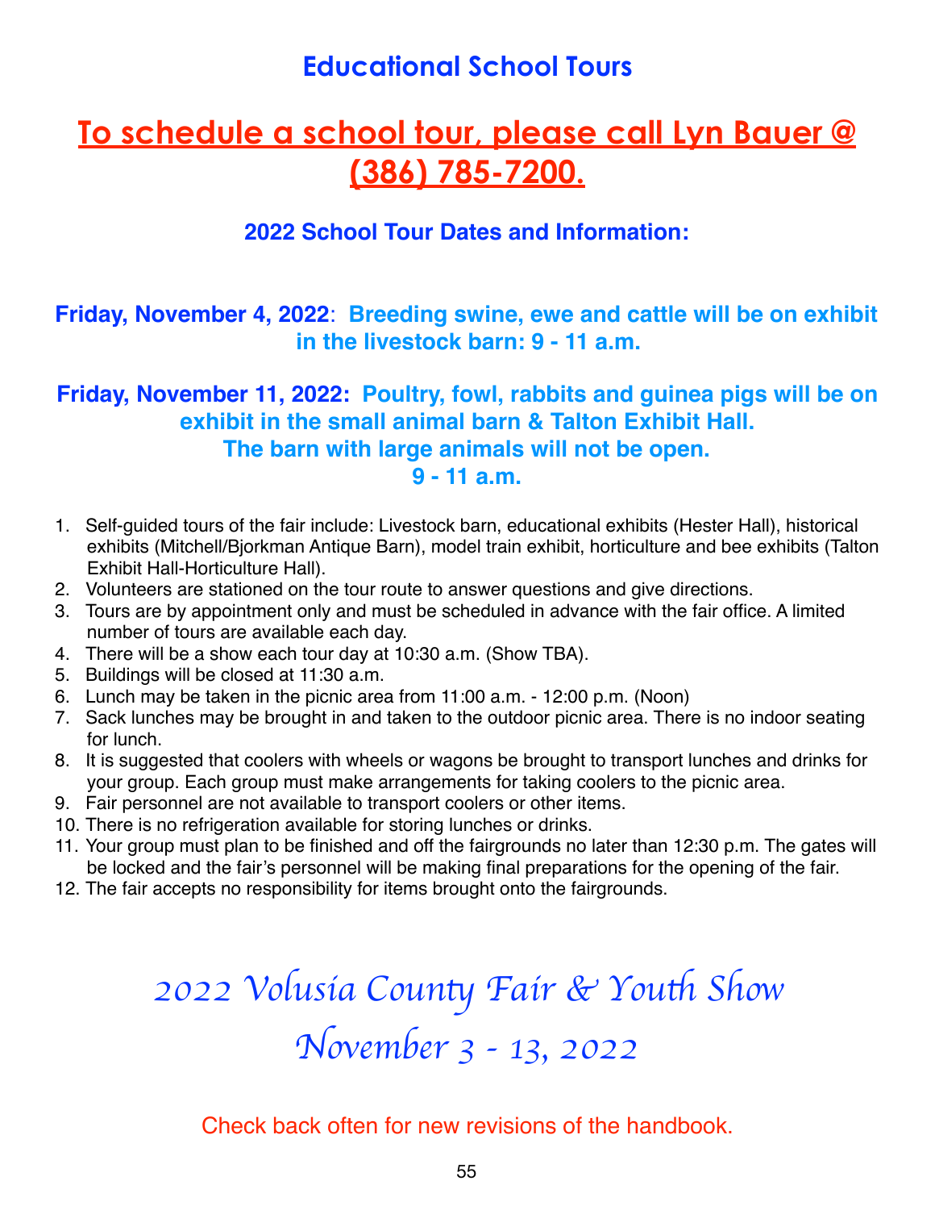# Educational School Tours

## To schedule a school tour, please call Lyn Bauer @ (386) 785-7200.

### 2022 School Tour Dates and Information:

**Friday, November 4, 2022**: **Breeding swine, ewe and cattle will be on exhibit in the livestock barn: 9 - 11 a.m.**

**Friday, November 11, 2022: Poultry, fowl, rabbits and guinea pigs will be on exhibit in the small animal barn & Talton Exhibit Hall. The barn with large animals will not be open. 9 - 11 a.m.**

1. Self-guided tours of the fair include: Livestock barn, educational exhibits (Hester Hall), historical exhibits (Mitchell/Bjorkman Antique Barn), model train exhibit, horticulture and bee exhibits (Talton Exhibit Hall-Horticulture Hall).
2. Volunteers are stationed on the tour route to answer questions and give directions.
3. Tours are by appointment only and must be scheduled in advance with the fair office. A limited number of tours are available each day.
4. There will be a show each tour day at 10:30 a.m. (Show TBA).
5. Buildings will be closed at 11:30 a.m.
6. Lunch may be taken in the picnic area from 11:00 a.m. - 12:00 p.m. (Noon)
7. Sack lunches may be brought in and taken to the outdoor picnic area. There is no indoor seating for lunch.
8. It is suggested that coolers with wheels or wagons be brought to transport lunches and drinks for your group. Each group must make arrangements for taking coolers to the picnic area.
9. Fair personnel are not available to transport coolers or other items.
10. There is no refrigeration available for storing lunches or drinks.
11. Your group must plan to be finished and off the fairgrounds no later than 12:30 p.m. The gates will be locked and the fair's personnel will be making final preparations for the opening of the fair.
12. The fair accepts no responsibility for items brought onto the fairgrounds.

*2022 Volusia County Fair & Youth Show*

*November 3 - 13, 2022*

Check back often for new revisions of the handbook.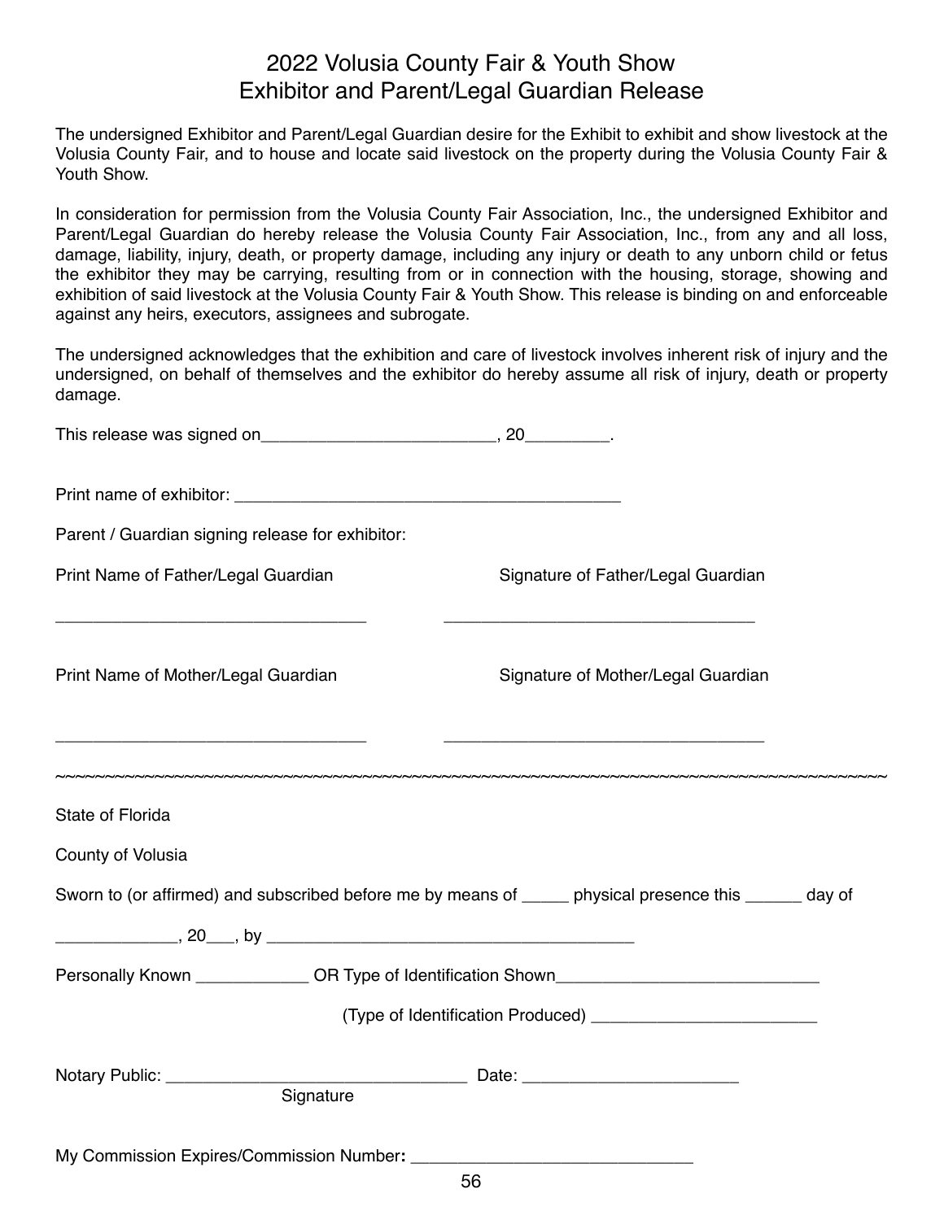# 2022 Volusia County Fair & Youth Show
# Exhibitor and Parent/Legal Guardian Release

The undersigned Exhibitor and Parent/Legal Guardian desire for the Exhibit to exhibit and show livestock at the Volusia County Fair, and to house and locate said livestock on the property during the Volusia County Fair & Youth Show.

In consideration for permission from the Volusia County Fair Association, Inc., the undersigned Exhibitor and Parent/Legal Guardian do hereby release the Volusia County Fair Association, Inc., from any and all loss, damage, liability, injury, death, or property damage, including any injury or death to any unborn child or fetus the exhibitor they may be carrying, resulting from or in connection with the housing, storage, showing and exhibition of said livestock at the Volusia County Fair & Youth Show. This release is binding on and enforceable against any heirs, executors, assignees and subrogate.

The undersigned acknowledges that the exhibition and care of livestock involves inherent risk of injury and the undersigned, on behalf of themselves and the exhibitor do hereby assume all risk of injury, death or property damage.

This release was signed on_________________________, 20_________.

Print name of exhibitor: __________________________________________

Parent / Guardian signing release for exhibitor:

| Print Name of Father/Legal Guardian | Signature of Father/Legal Guardian |
| --- | --- |
| ________________________________ | ________________________________ |

| Print Name of Mother/Legal Guardian | Signature of Mother/Legal Guardian |
| --- | --- |
| ________________________________ | ________________________________ |

~~~~~~~~~~~~~~~~~~~~~~~~~~~~~~~~~~~~~~~~~~~~~~~~~~~~~~~~~~~~~~~~~~~~~~~~~~~~~~~~

State of Florida

County of Volusia

Sworn to (or affirmed) and subscribed before me by means of _____ physical presence this ______ day of

_____________, 20___, by ________________________________________

Personally Known ____________ OR Type of Identification Shown_____________________________

(Type of Identification Produced) ________________________

Notary Public: _________________________________ Date: _______________________
Signature

My Commission Expires/Commission Number: ______________________________